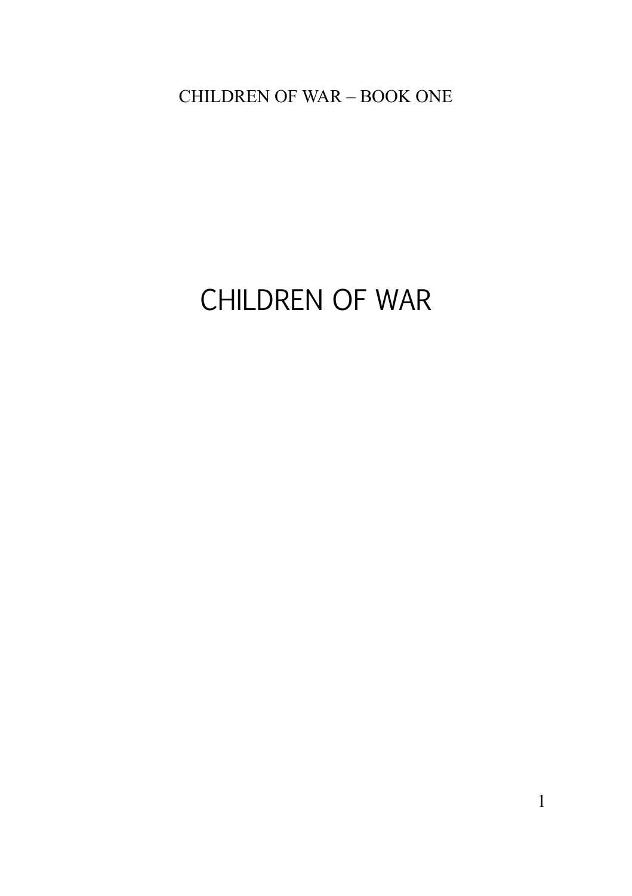# CHILDREN OF WAR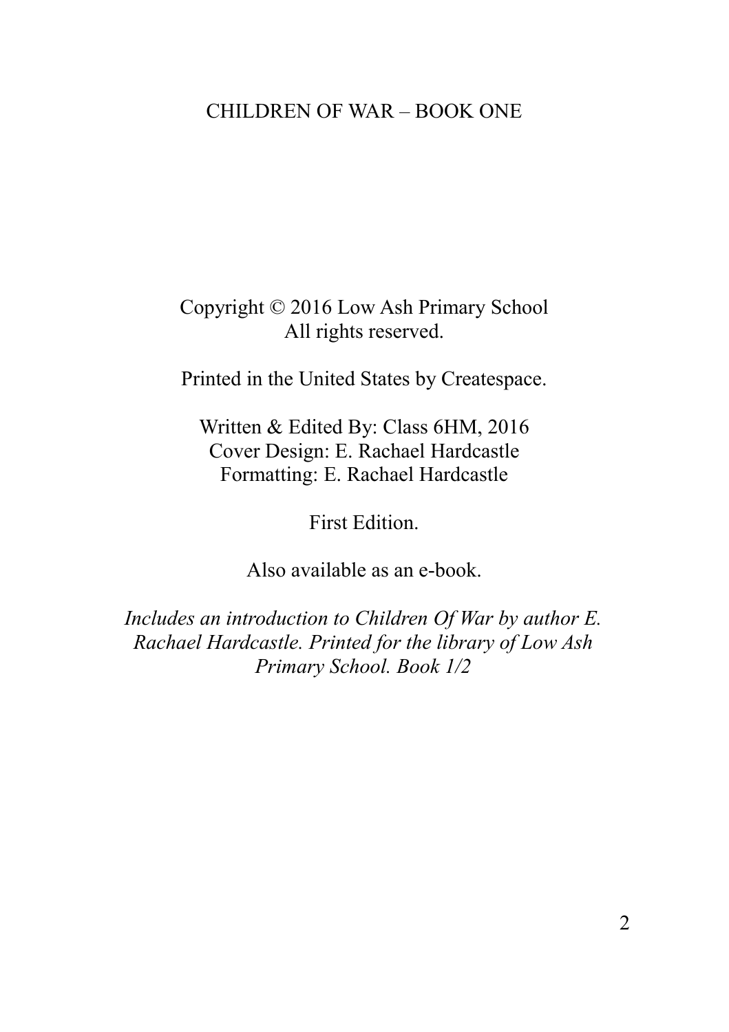CHILDREN OF WAR – BOOK ONE

Copyright © 2016 Low Ash Primary School
All rights reserved.

Printed in the United States by Createspace.

Written & Edited By: Class 6HM, 2016
Cover Design: E. Rachael Hardcastle
Formatting: E. Rachael Hardcastle

First Edition.

Also available as an e-book.

*Includes an introduction to Children Of War by author E. Rachael Hardcastle. Printed for the library of Low Ash Primary School. Book 1/2*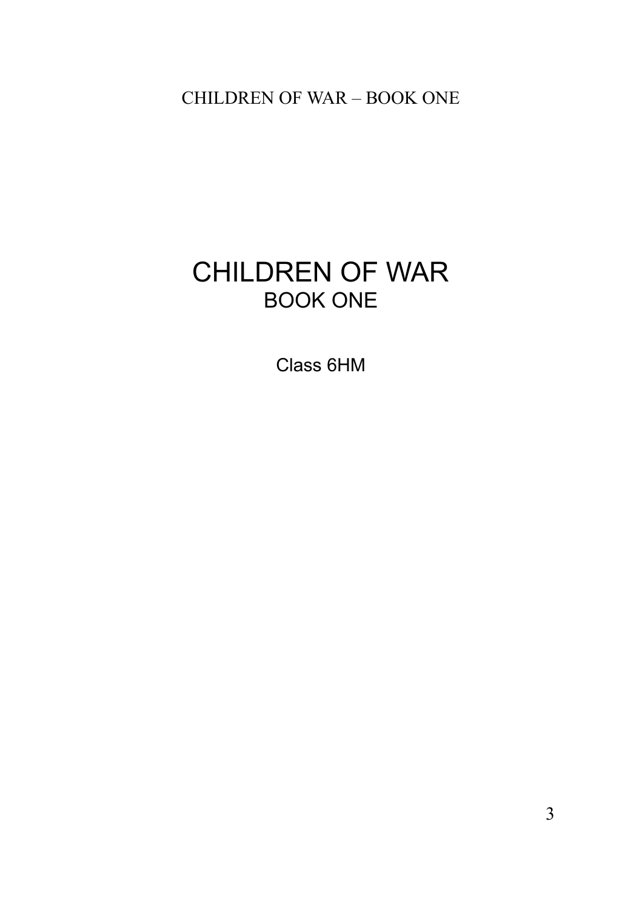# CHILDREN OF WAR

## BOOK ONE

Class 6HM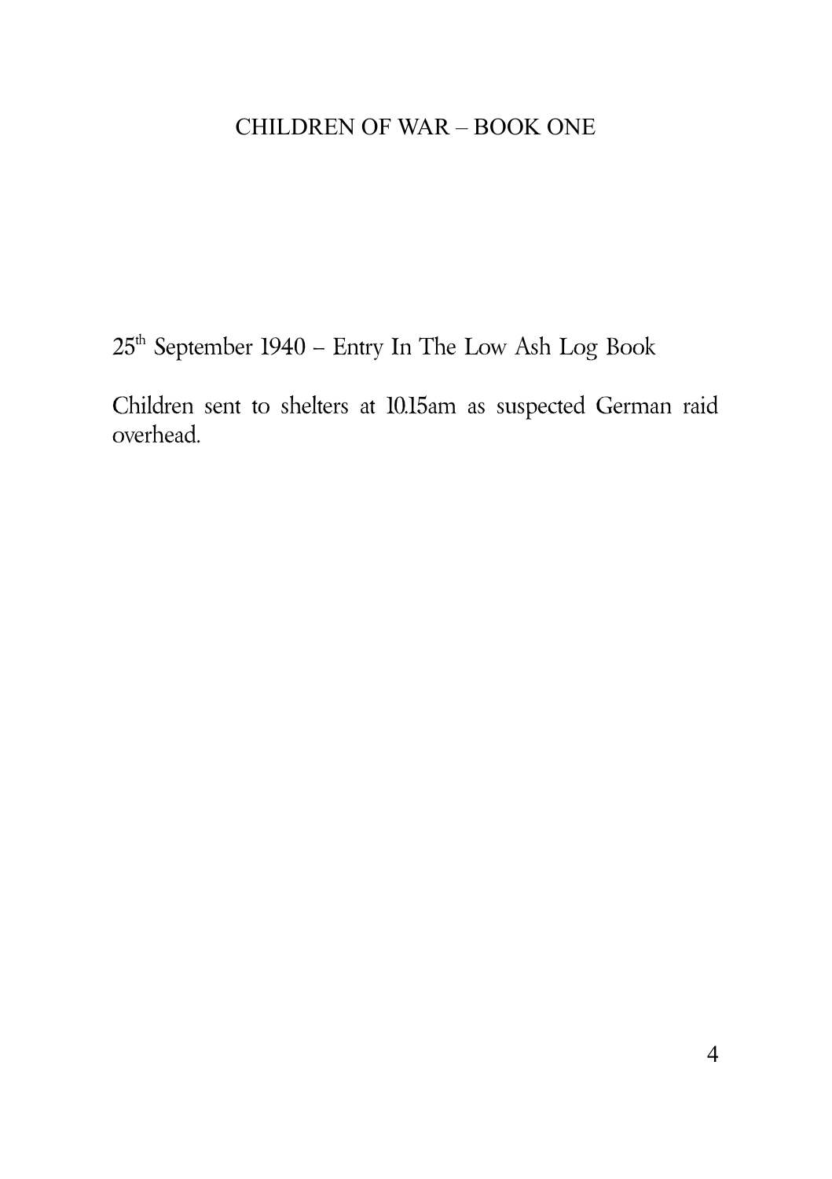25th September 1940 – Entry In The Low Ash Log Book

Children sent to shelters at 10.15am as suspected German raid overhead.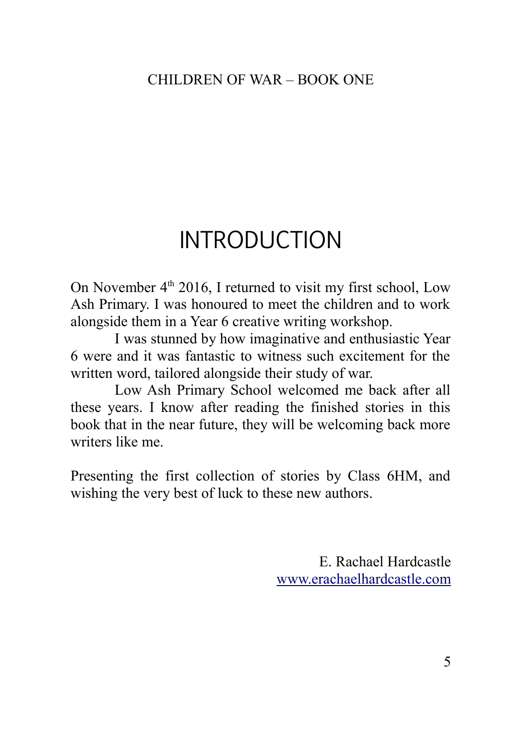# INTRODUCTION

On November 4th 2016, I returned to visit my first school, Low Ash Primary. I was honoured to meet the children and to work alongside them in a Year 6 creative writing workshop.

I was stunned by how imaginative and enthusiastic Year 6 were and it was fantastic to witness such excitement for the written word, tailored alongside their study of war.

Low Ash Primary School welcomed me back after all these years. I know after reading the finished stories in this book that in the near future, they will be welcoming back more writers like me.

Presenting the first collection of stories by Class 6HM, and wishing the very best of luck to these new authors.

E. Rachael Hardcastle
www.erachaelhardcastle.com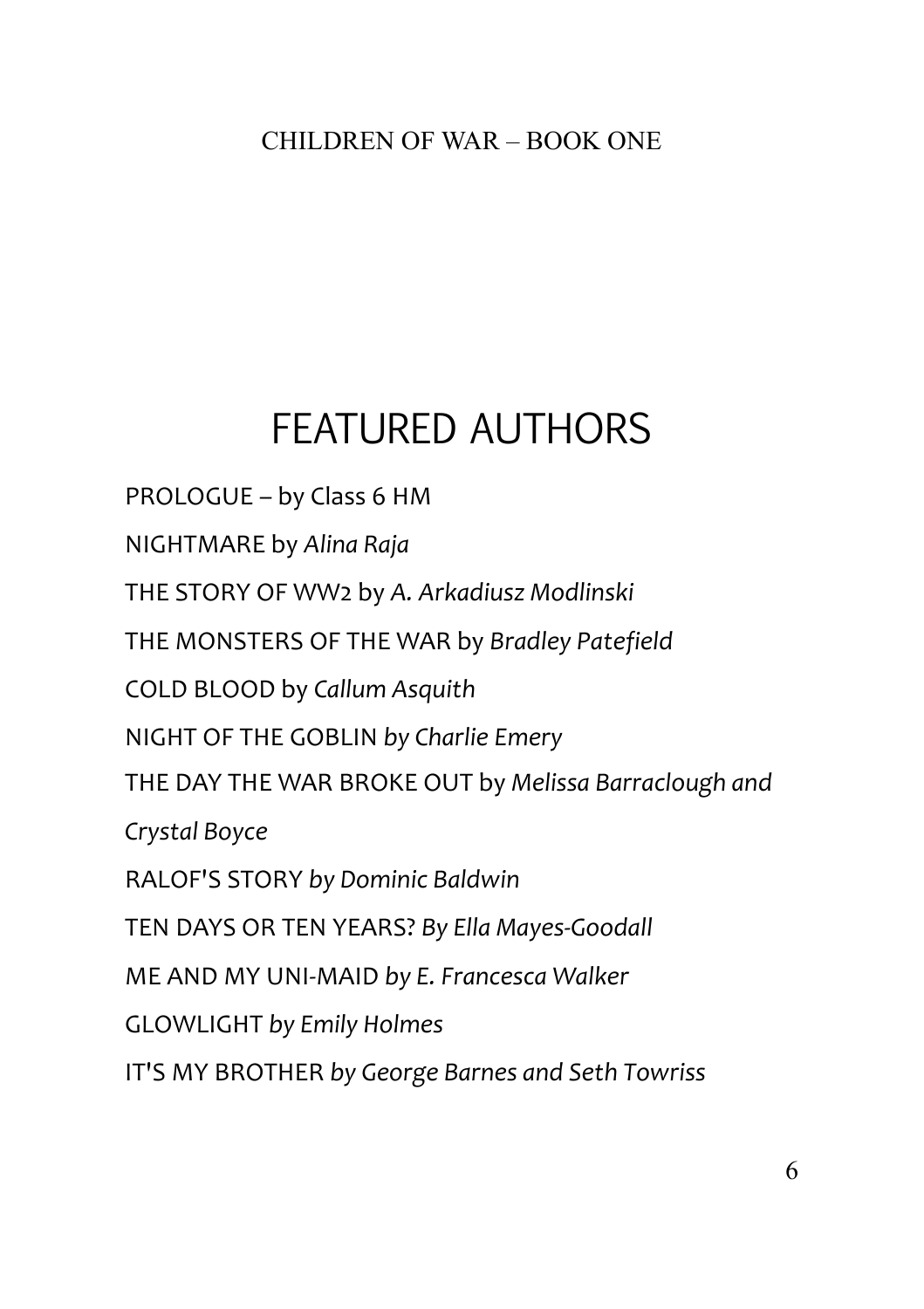# FEATURED AUTHORS

PROLOGUE – by Class 6 HM

NIGHTMARE by *Alina Raja*

THE STORY OF WW2 by *A. Arkadiusz Modlinski*

THE MONSTERS OF THE WAR by *Bradley Patefield*

COLD BLOOD by *Callum Asquith*

NIGHT OF THE GOBLIN *by Charlie Emery*

THE DAY THE WAR BROKE OUT by *Melissa Barraclough and Crystal Boyce*

RALOF'S STORY *by Dominic Baldwin*

TEN DAYS OR TEN YEARS? *By Ella Mayes-Goodall*

ME AND MY UNI-MAID *by E. Francesca Walker*

GLOWLIGHT *by Emily Holmes*

IT'S MY BROTHER *by George Barnes and Seth Towriss*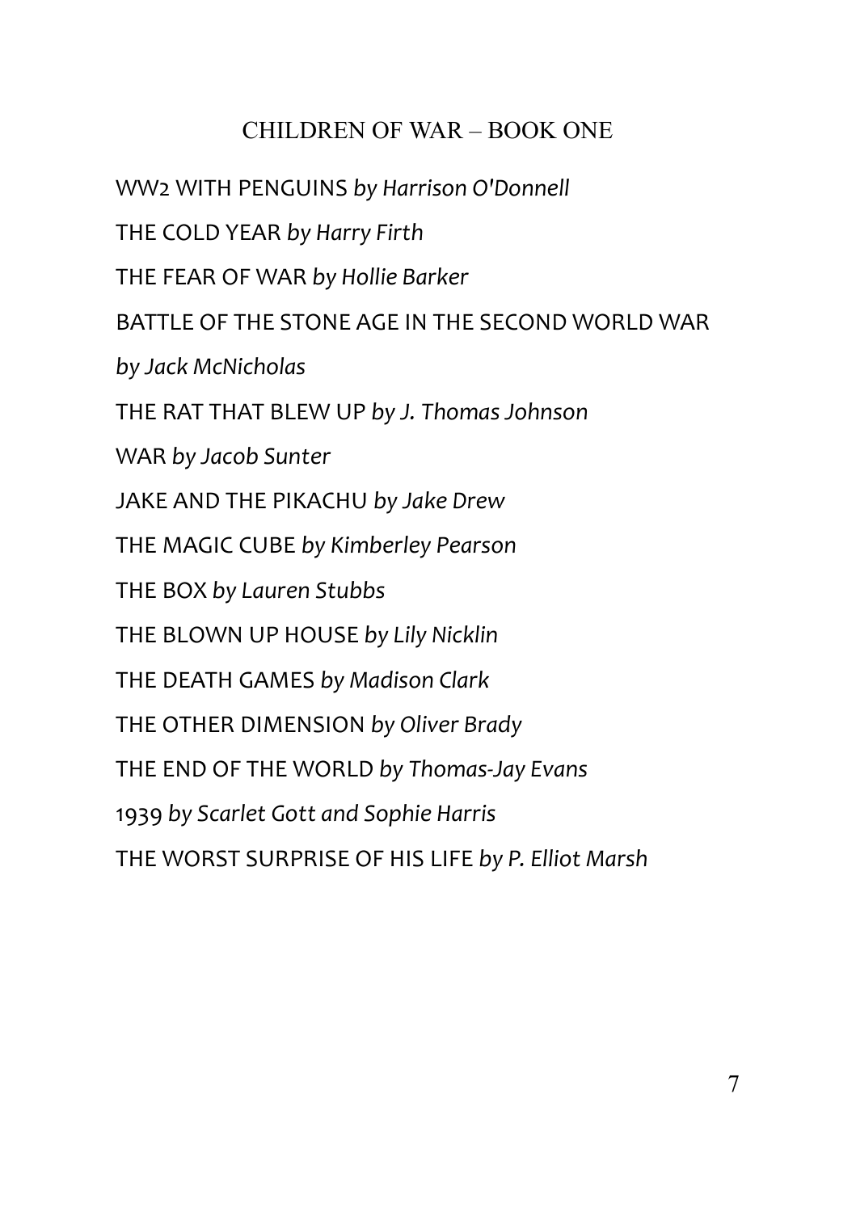## CHILDREN OF WAR – BOOK ONE

WW2 WITH PENGUINS *by Harrison O'Donnell*

THE COLD YEAR *by Harry Firth*

THE FEAR OF WAR *by Hollie Barker*

BATTLE OF THE STONE AGE IN THE SECOND WORLD WAR *by Jack McNicholas*

THE RAT THAT BLEW UP *by J. Thomas Johnson*

WAR *by Jacob Sunter*

JAKE AND THE PIKACHU *by Jake Drew*

THE MAGIC CUBE *by Kimberley Pearson*

THE BOX *by Lauren Stubbs*

THE BLOWN UP HOUSE *by Lily Nicklin*

THE DEATH GAMES *by Madison Clark*

THE OTHER DIMENSION *by Oliver Brady*

THE END OF THE WORLD *by Thomas-Jay Evans*

1939 *by Scarlet Gott and Sophie Harris*

THE WORST SURPRISE OF HIS LIFE *by P. Elliot Marsh*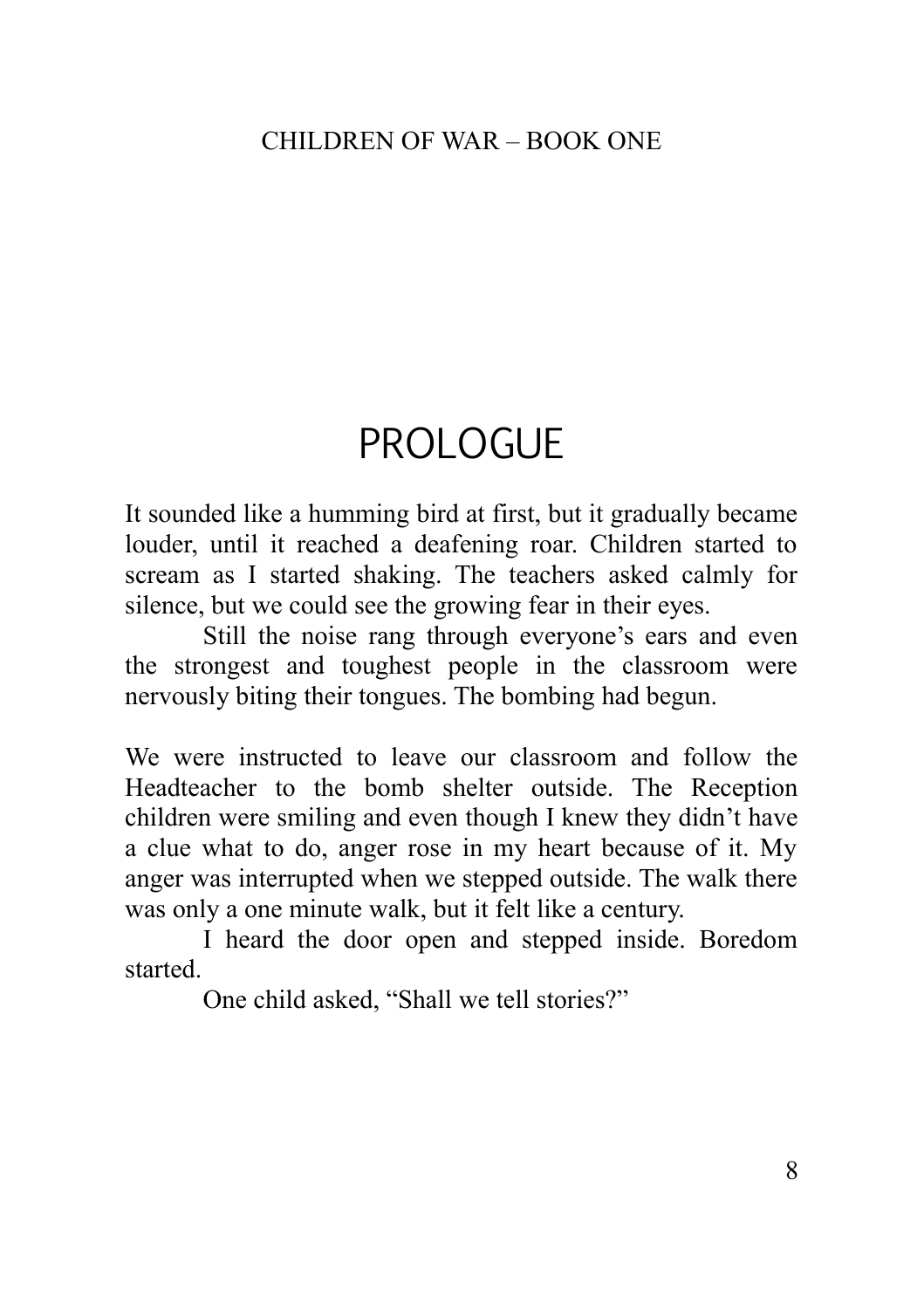# PROLOGUE

It sounded like a humming bird at first, but it gradually became louder, until it reached a deafening roar. Children started to scream as I started shaking. The teachers asked calmly for silence, but we could see the growing fear in their eyes.

Still the noise rang through everyone's ears and even the strongest and toughest people in the classroom were nervously biting their tongues. The bombing had begun.

We were instructed to leave our classroom and follow the Headteacher to the bomb shelter outside. The Reception children were smiling and even though I knew they didn't have a clue what to do, anger rose in my heart because of it. My anger was interrupted when we stepped outside. The walk there was only a one minute walk, but it felt like a century.

I heard the door open and stepped inside. Boredom started.

One child asked, "Shall we tell stories?"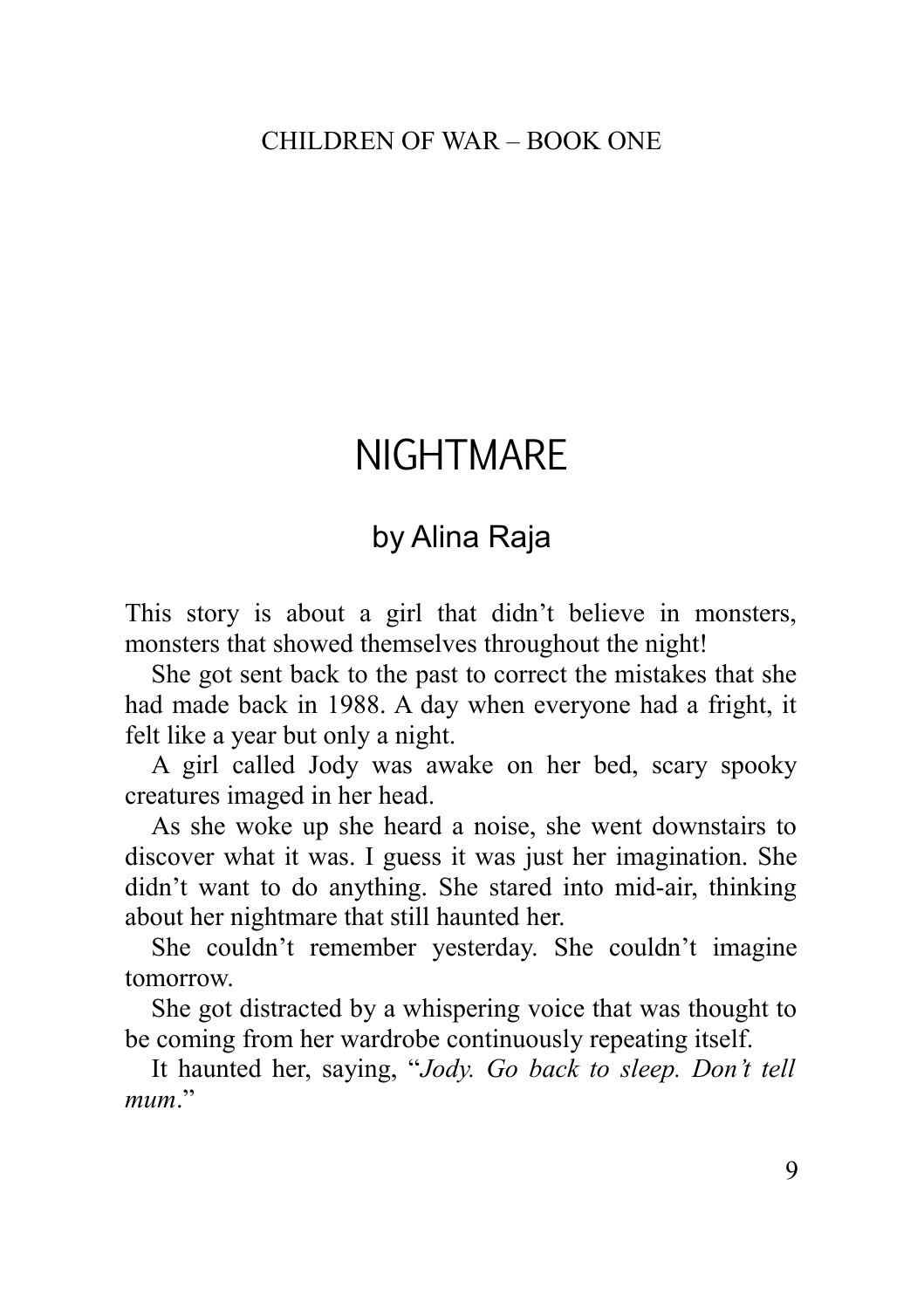# NIGHTMARE

## by Alina Raja

This story is about a girl that didn't believe in monsters, monsters that showed themselves throughout the night!

She got sent back to the past to correct the mistakes that she had made back in 1988. A day when everyone had a fright, it felt like a year but only a night.

A girl called Jody was awake on her bed, scary spooky creatures imaged in her head.

As she woke up she heard a noise, she went downstairs to discover what it was. I guess it was just her imagination. She didn't want to do anything. She stared into mid-air, thinking about her nightmare that still haunted her.

She couldn't remember yesterday. She couldn't imagine tomorrow.

She got distracted by a whispering voice that was thought to be coming from her wardrobe continuously repeating itself.

It haunted her, saying, "*Jody. Go back to sleep. Don't tell mum*."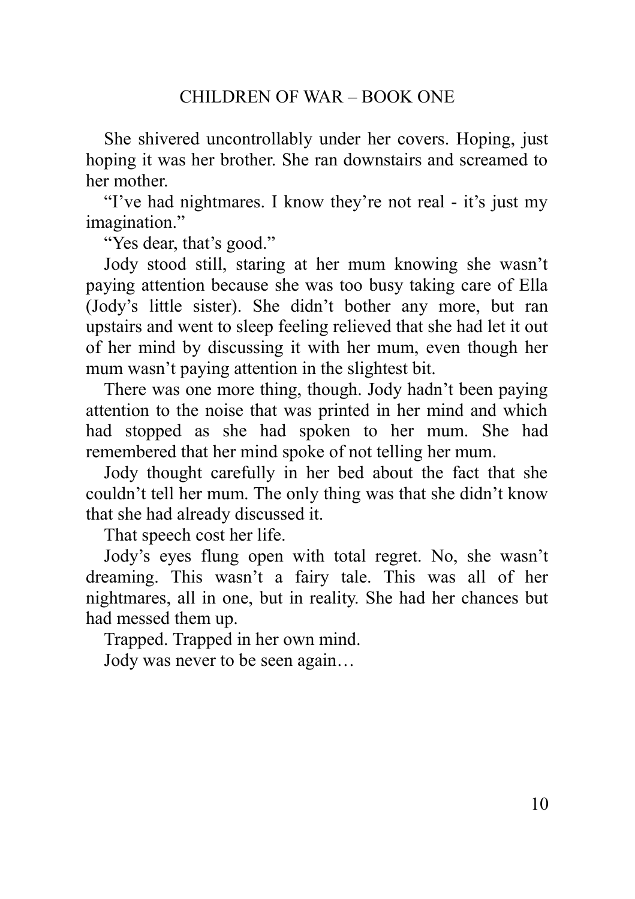She shivered uncontrollably under her covers. Hoping, just hoping it was her brother. She ran downstairs and screamed to her mother.

"I've had nightmares. I know they're not real - it's just my imagination."

"Yes dear, that's good."

Jody stood still, staring at her mum knowing she wasn't paying attention because she was too busy taking care of Ella (Jody's little sister). She didn't bother any more, but ran upstairs and went to sleep feeling relieved that she had let it out of her mind by discussing it with her mum, even though her mum wasn't paying attention in the slightest bit.

There was one more thing, though. Jody hadn't been paying attention to the noise that was printed in her mind and which had stopped as she had spoken to her mum. She had remembered that her mind spoke of not telling her mum.

Jody thought carefully in her bed about the fact that she couldn't tell her mum. The only thing was that she didn't know that she had already discussed it.

That speech cost her life.

Jody's eyes flung open with total regret. No, she wasn't dreaming. This wasn't a fairy tale. This was all of her nightmares, all in one, but in reality. She had her chances but had messed them up.

Trapped. Trapped in her own mind.

Jody was never to be seen again…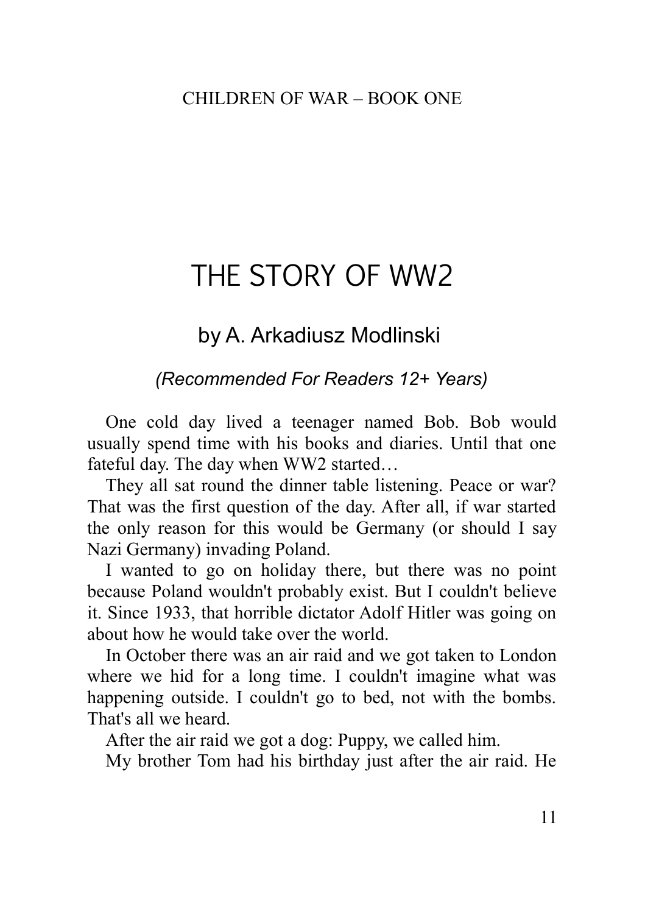# THE STORY OF WW2

## by A. Arkadiusz Modlinski

*(Recommended For Readers 12+ Years)*

One cold day lived a teenager named Bob. Bob would usually spend time with his books and diaries. Until that one fateful day. The day when WW2 started…

They all sat round the dinner table listening. Peace or war? That was the first question of the day. After all, if war started the only reason for this would be Germany (or should I say Nazi Germany) invading Poland.

I wanted to go on holiday there, but there was no point because Poland wouldn't probably exist. But I couldn't believe it. Since 1933, that horrible dictator Adolf Hitler was going on about how he would take over the world.

In October there was an air raid and we got taken to London where we hid for a long time. I couldn't imagine what was happening outside. I couldn't go to bed, not with the bombs. That's all we heard.

After the air raid we got a dog: Puppy, we called him.

My brother Tom had his birthday just after the air raid. He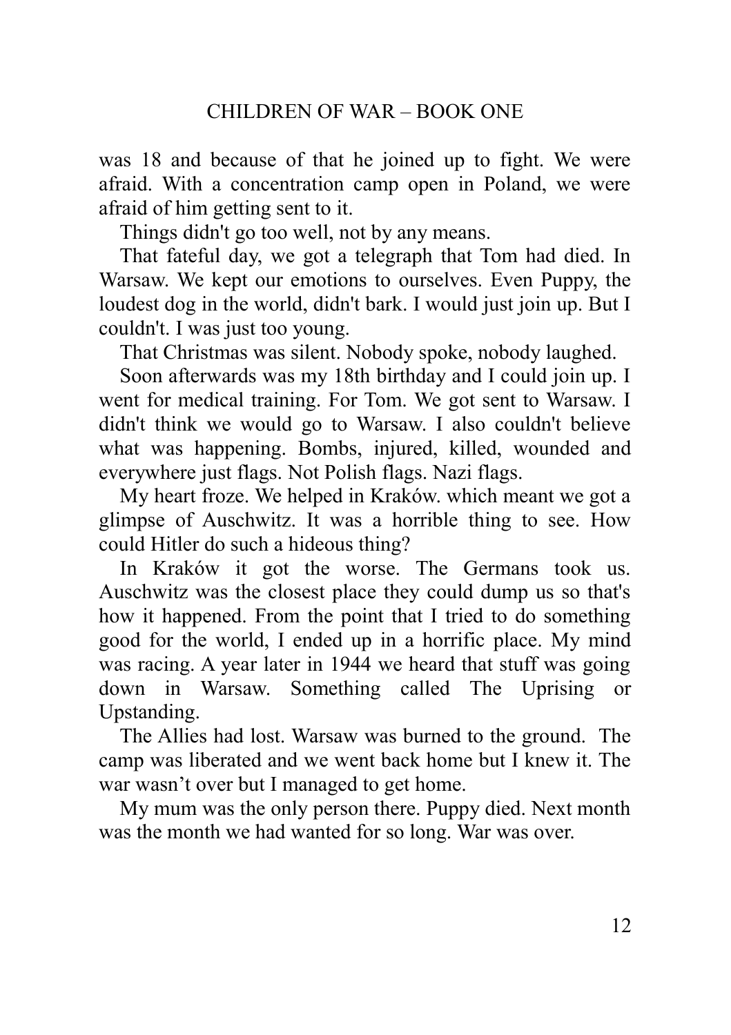was 18 and because of that he joined up to fight. We were afraid. With a concentration camp open in Poland, we were afraid of him getting sent to it.

Things didn't go too well, not by any means.

That fateful day, we got a telegraph that Tom had died. In Warsaw. We kept our emotions to ourselves. Even Puppy, the loudest dog in the world, didn't bark. I would just join up. But I couldn't. I was just too young.

That Christmas was silent. Nobody spoke, nobody laughed.

Soon afterwards was my 18th birthday and I could join up. I went for medical training. For Tom. We got sent to Warsaw. I didn't think we would go to Warsaw. I also couldn't believe what was happening. Bombs, injured, killed, wounded and everywhere just flags. Not Polish flags. Nazi flags.

My heart froze. We helped in Kraków. which meant we got a glimpse of Auschwitz. It was a horrible thing to see. How could Hitler do such a hideous thing?

In Kraków it got the worse. The Germans took us. Auschwitz was the closest place they could dump us so that's how it happened. From the point that I tried to do something good for the world, I ended up in a horrific place. My mind was racing. A year later in 1944 we heard that stuff was going down in Warsaw. Something called The Uprising or Upstanding.

The Allies had lost. Warsaw was burned to the ground. The camp was liberated and we went back home but I knew it. The war wasn't over but I managed to get home.

My mum was the only person there. Puppy died. Next month was the month we had wanted for so long. War was over.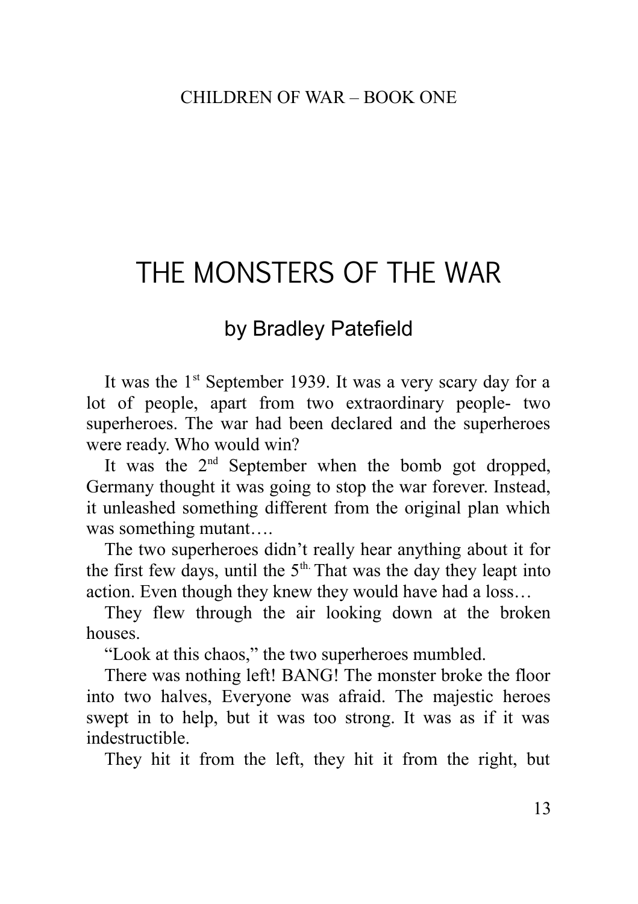# THE MONSTERS OF THE WAR

## by Bradley Patefield

It was the 1st September 1939. It was a very scary day for a lot of people, apart from two extraordinary people- two superheroes. The war had been declared and the superheroes were ready. Who would win?

It was the 2nd September when the bomb got dropped, Germany thought it was going to stop the war forever. Instead, it unleashed something different from the original plan which was something mutant….

The two superheroes didn't really hear anything about it for the first few days, until the 5th. That was the day they leapt into action. Even though they knew they would have had a loss…

They flew through the air looking down at the broken houses.

"Look at this chaos," the two superheroes mumbled.

There was nothing left! BANG! The monster broke the floor into two halves, Everyone was afraid. The majestic heroes swept in to help, but it was too strong. It was as if it was indestructible.

They hit it from the left, they hit it from the right, but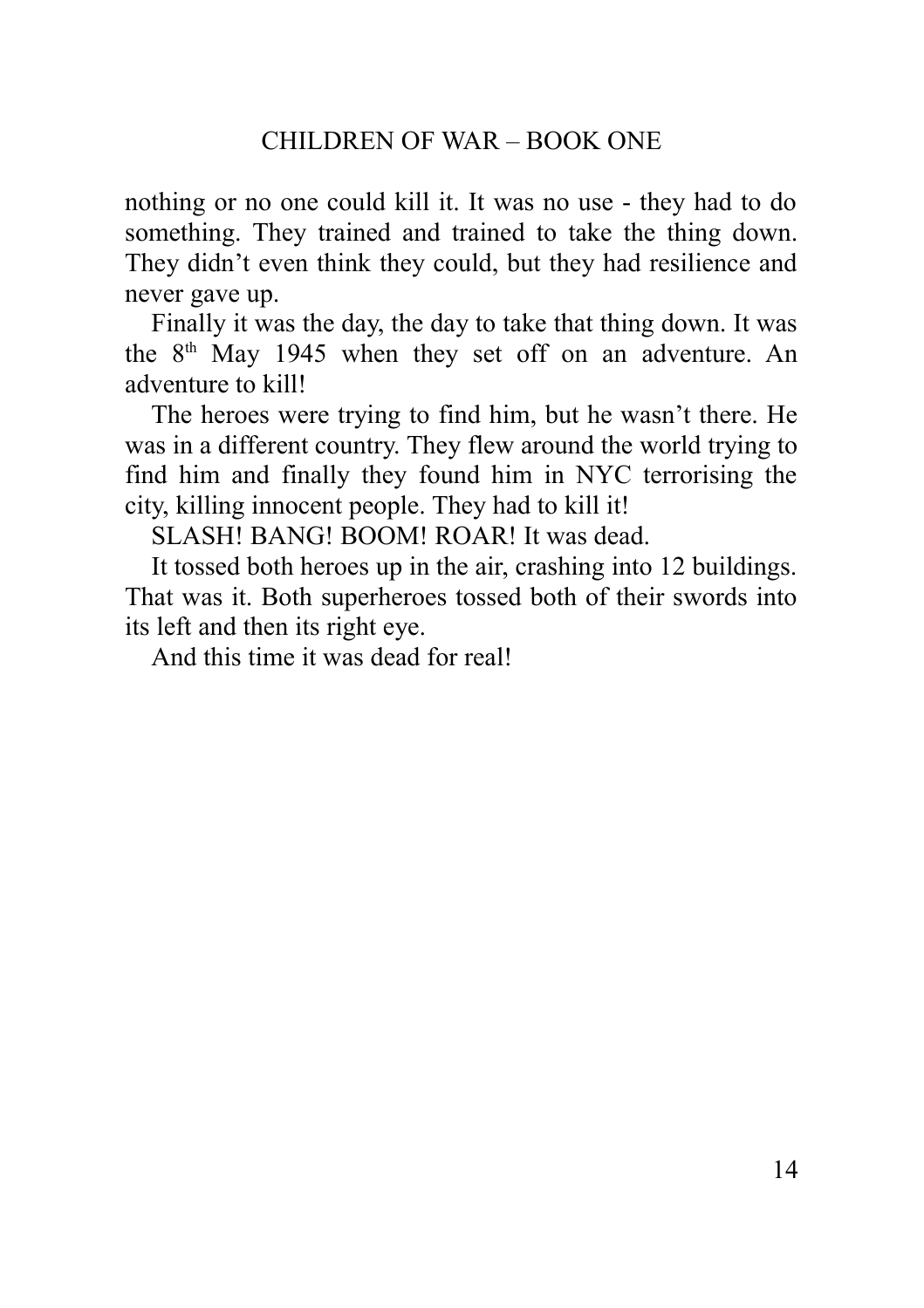nothing or no one could kill it. It was no use - they had to do something. They trained and trained to take the thing down. They didn't even think they could, but they had resilience and never gave up.

Finally it was the day, the day to take that thing down. It was the 8th May 1945 when they set off on an adventure. An adventure to kill!

The heroes were trying to find him, but he wasn't there. He was in a different country. They flew around the world trying to find him and finally they found him in NYC terrorising the city, killing innocent people. They had to kill it!

SLASH! BANG! BOOM! ROAR! It was dead.

It tossed both heroes up in the air, crashing into 12 buildings. That was it. Both superheroes tossed both of their swords into its left and then its right eye.

And this time it was dead for real!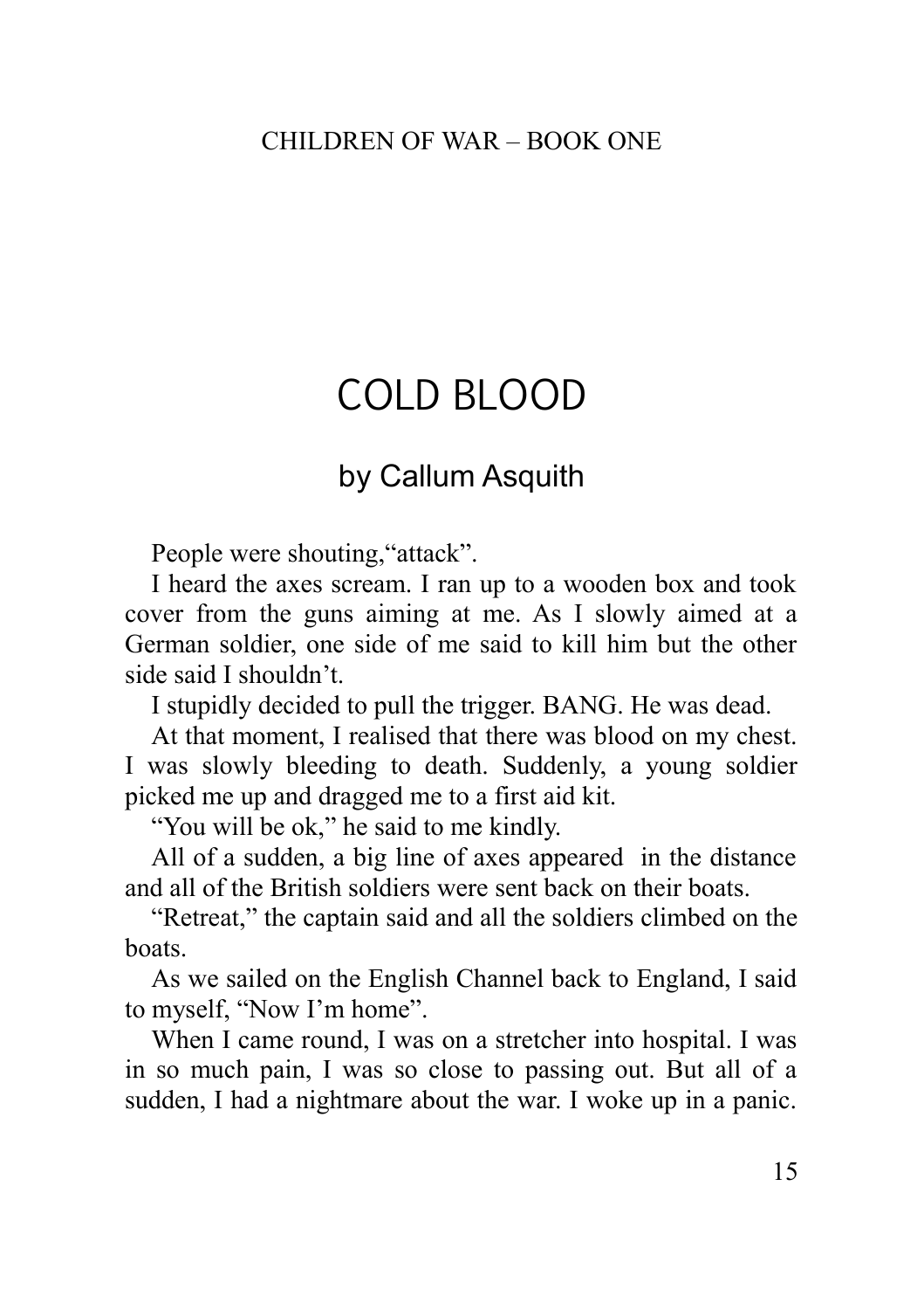# COLD BLOOD

## by Callum Asquith

People were shouting,“attack”.

I heard the axes scream. I ran up to a wooden box and took cover from the guns aiming at me. As I slowly aimed at a German soldier, one side of me said to kill him but the other side said I shouldn’t.

I stupidly decided to pull the trigger. BANG. He was dead.

At that moment, I realised that there was blood on my chest. I was slowly bleeding to death. Suddenly, a young soldier picked me up and dragged me to a first aid kit.

“You will be ok,” he said to me kindly.

All of a sudden, a big line of axes appeared in the distance and all of the British soldiers were sent back on their boats.

“Retreat,” the captain said and all the soldiers climbed on the boats.

As we sailed on the English Channel back to England, I said to myself, “Now I’m home”.

When I came round, I was on a stretcher into hospital. I was in so much pain, I was so close to passing out. But all of a sudden, I had a nightmare about the war. I woke up in a panic.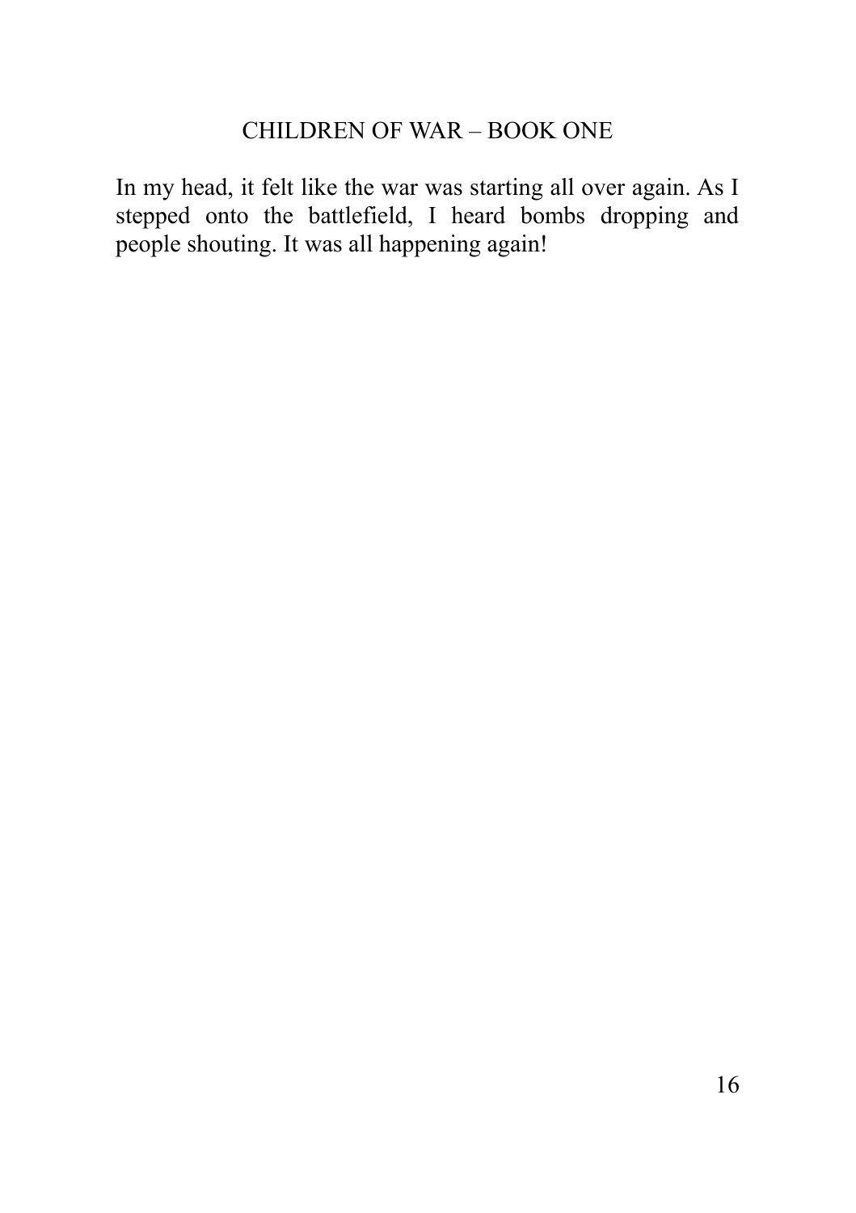In my head, it felt like the war was starting all over again. As I stepped onto the battlefield, I heard bombs dropping and people shouting. It was all happening again!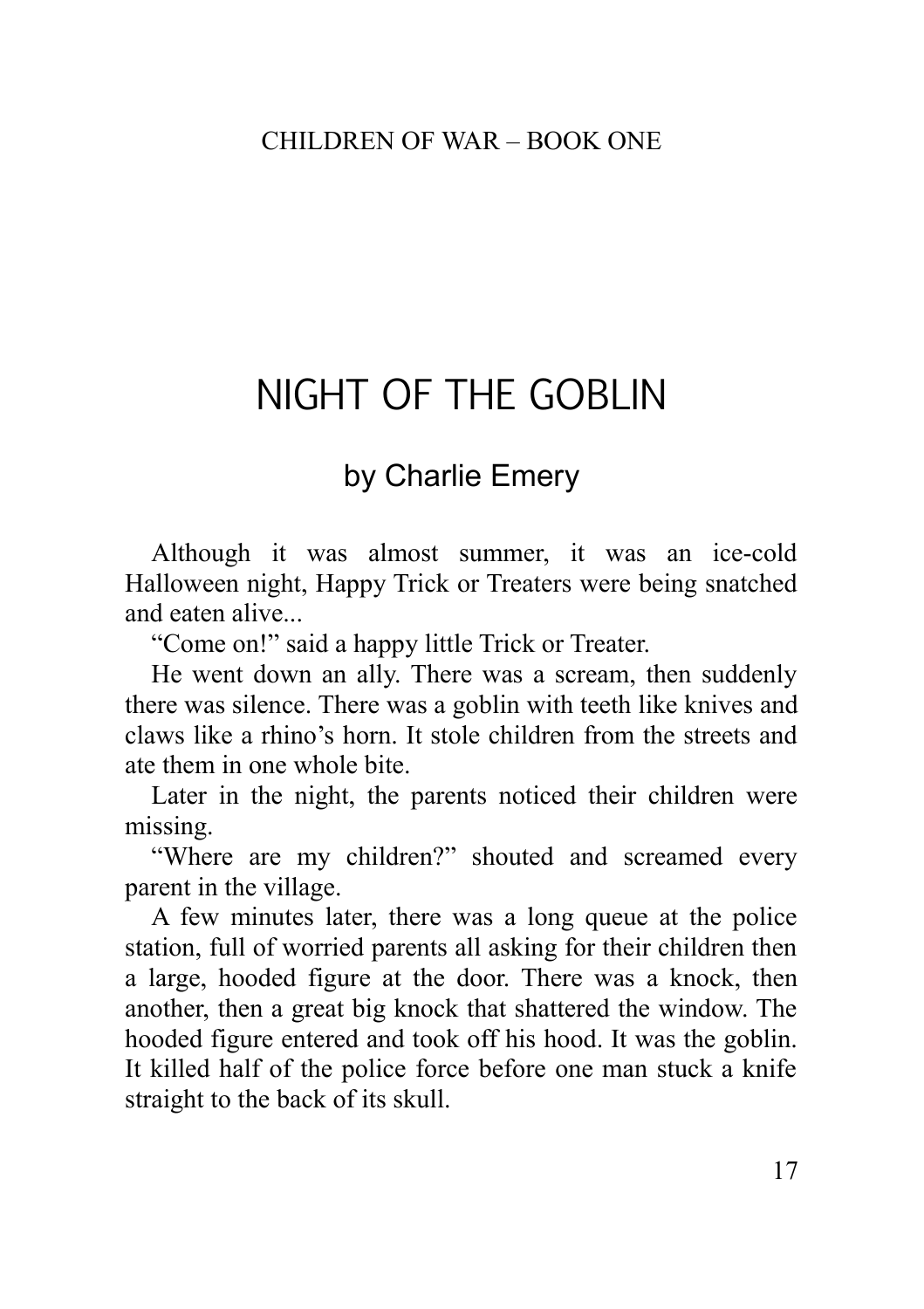# NIGHT OF THE GOBLIN

## by Charlie Emery

Although it was almost summer, it was an ice-cold Halloween night, Happy Trick or Treaters were being snatched and eaten alive...

"Come on!" said a happy little Trick or Treater.

He went down an ally. There was a scream, then suddenly there was silence. There was a goblin with teeth like knives and claws like a rhino's horn. It stole children from the streets and ate them in one whole bite.

Later in the night, the parents noticed their children were missing.

"Where are my children?" shouted and screamed every parent in the village.

A few minutes later, there was a long queue at the police station, full of worried parents all asking for their children then a large, hooded figure at the door. There was a knock, then another, then a great big knock that shattered the window. The hooded figure entered and took off his hood. It was the goblin. It killed half of the police force before one man stuck a knife straight to the back of its skull.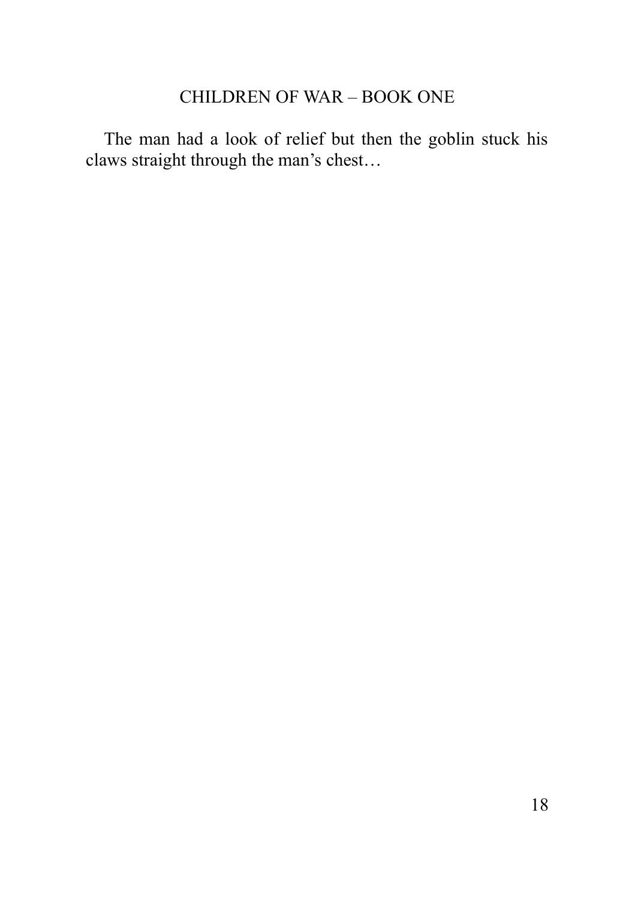The man had a look of relief but then the goblin stuck his claws straight through the man's chest…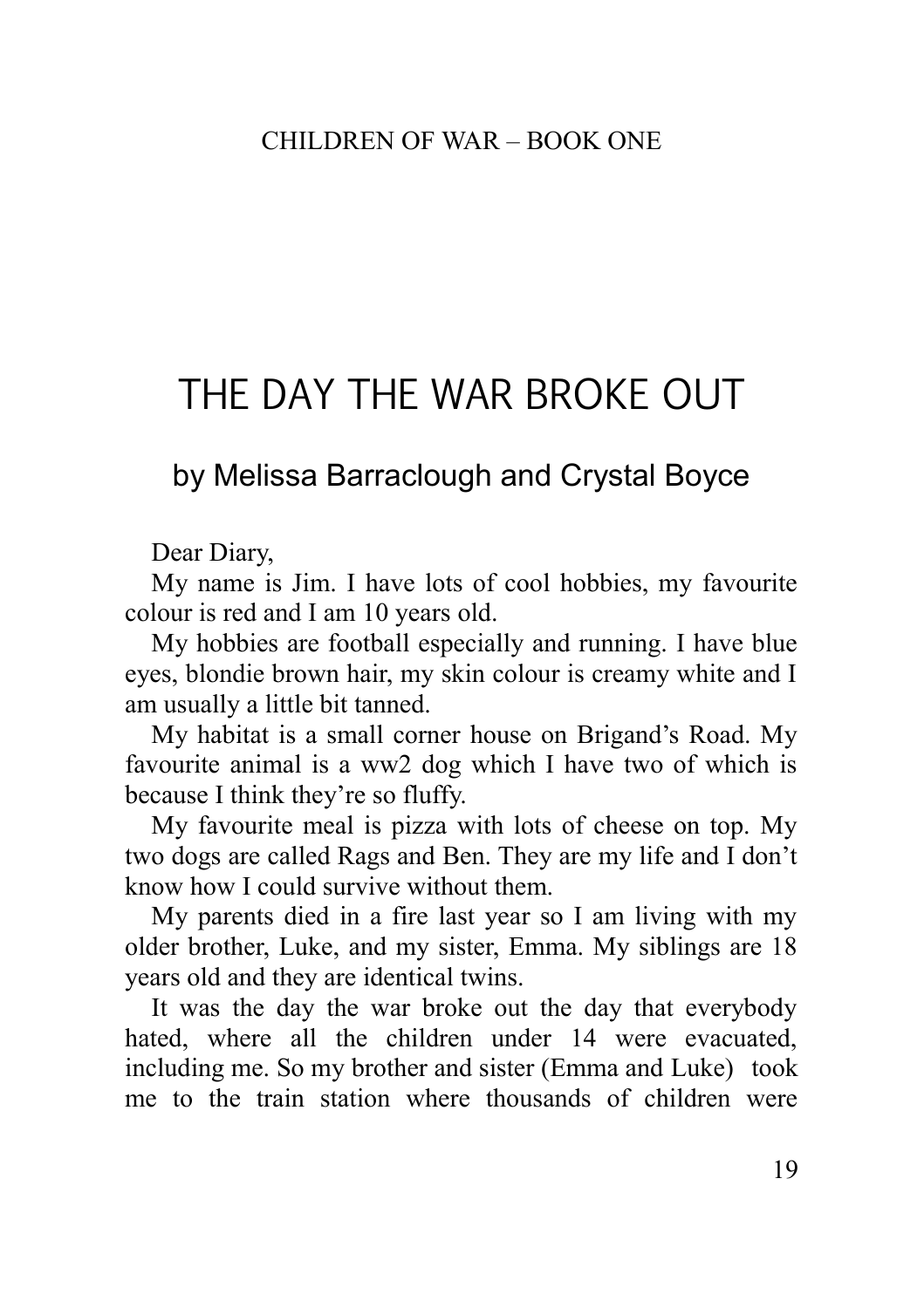# THE DAY THE WAR BROKE OUT

## by Melissa Barraclough and Crystal Boyce

Dear Diary,

My name is Jim. I have lots of cool hobbies, my favourite colour is red and I am 10 years old.

My hobbies are football especially and running. I have blue eyes, blondie brown hair, my skin colour is creamy white and I am usually a little bit tanned.

My habitat is a small corner house on Brigand's Road. My favourite animal is a ww2 dog which I have two of which is because I think they're so fluffy.

My favourite meal is pizza with lots of cheese on top. My two dogs are called Rags and Ben. They are my life and I don't know how I could survive without them.

My parents died in a fire last year so I am living with my older brother, Luke, and my sister, Emma. My siblings are 18 years old and they are identical twins.

It was the day the war broke out the day that everybody hated, where all the children under 14 were evacuated, including me. So my brother and sister (Emma and Luke) took me to the train station where thousands of children were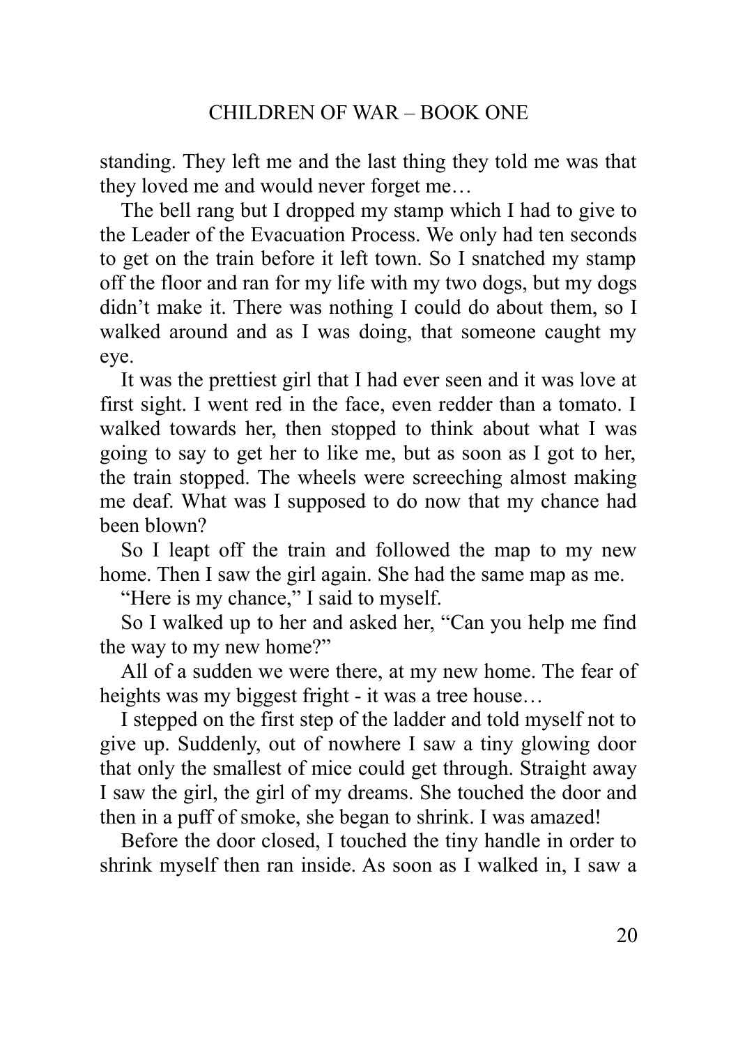standing. They left me and the last thing they told me was that they loved me and would never forget me…

The bell rang but I dropped my stamp which I had to give to the Leader of the Evacuation Process. We only had ten seconds to get on the train before it left town. So I snatched my stamp off the floor and ran for my life with my two dogs, but my dogs didn't make it. There was nothing I could do about them, so I walked around and as I was doing, that someone caught my eye.

It was the prettiest girl that I had ever seen and it was love at first sight. I went red in the face, even redder than a tomato. I walked towards her, then stopped to think about what I was going to say to get her to like me, but as soon as I got to her, the train stopped. The wheels were screeching almost making me deaf. What was I supposed to do now that my chance had been blown?

So I leapt off the train and followed the map to my new home. Then I saw the girl again. She had the same map as me.

"Here is my chance," I said to myself.

So I walked up to her and asked her, "Can you help me find the way to my new home?"

All of a sudden we were there, at my new home. The fear of heights was my biggest fright - it was a tree house…

I stepped on the first step of the ladder and told myself not to give up. Suddenly, out of nowhere I saw a tiny glowing door that only the smallest of mice could get through. Straight away I saw the girl, the girl of my dreams. She touched the door and then in a puff of smoke, she began to shrink. I was amazed!

Before the door closed, I touched the tiny handle in order to shrink myself then ran inside. As soon as I walked in, I saw a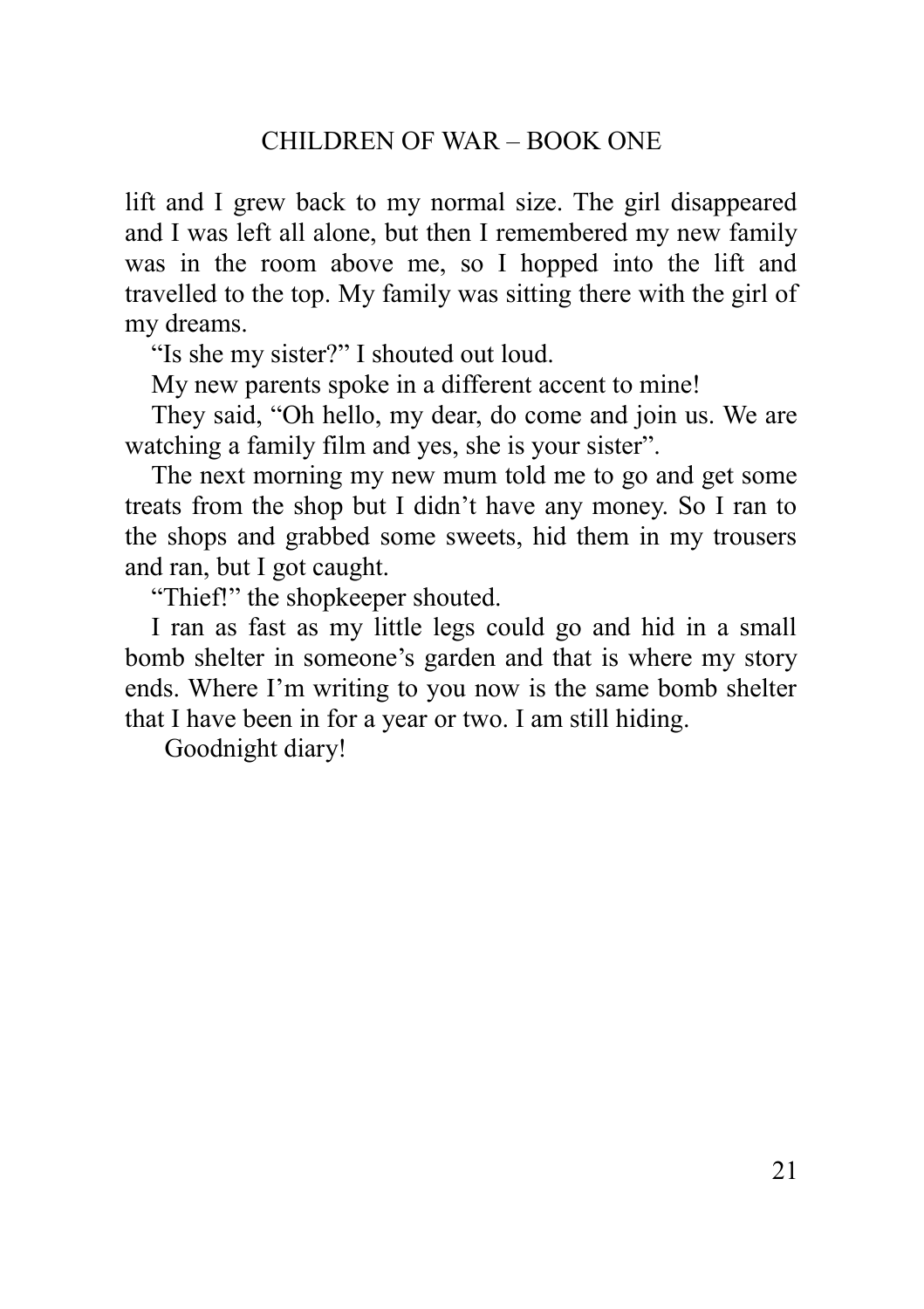lift and I grew back to my normal size. The girl disappeared and I was left all alone, but then I remembered my new family was in the room above me, so I hopped into the lift and travelled to the top. My family was sitting there with the girl of my dreams.

"Is she my sister?" I shouted out loud.

My new parents spoke in a different accent to mine!

They said, "Oh hello, my dear, do come and join us. We are watching a family film and yes, she is your sister".

The next morning my new mum told me to go and get some treats from the shop but I didn't have any money. So I ran to the shops and grabbed some sweets, hid them in my trousers and ran, but I got caught.

"Thief!" the shopkeeper shouted.

I ran as fast as my little legs could go and hid in a small bomb shelter in someone's garden and that is where my story ends. Where I'm writing to you now is the same bomb shelter that I have been in for a year or two. I am still hiding.

Goodnight diary!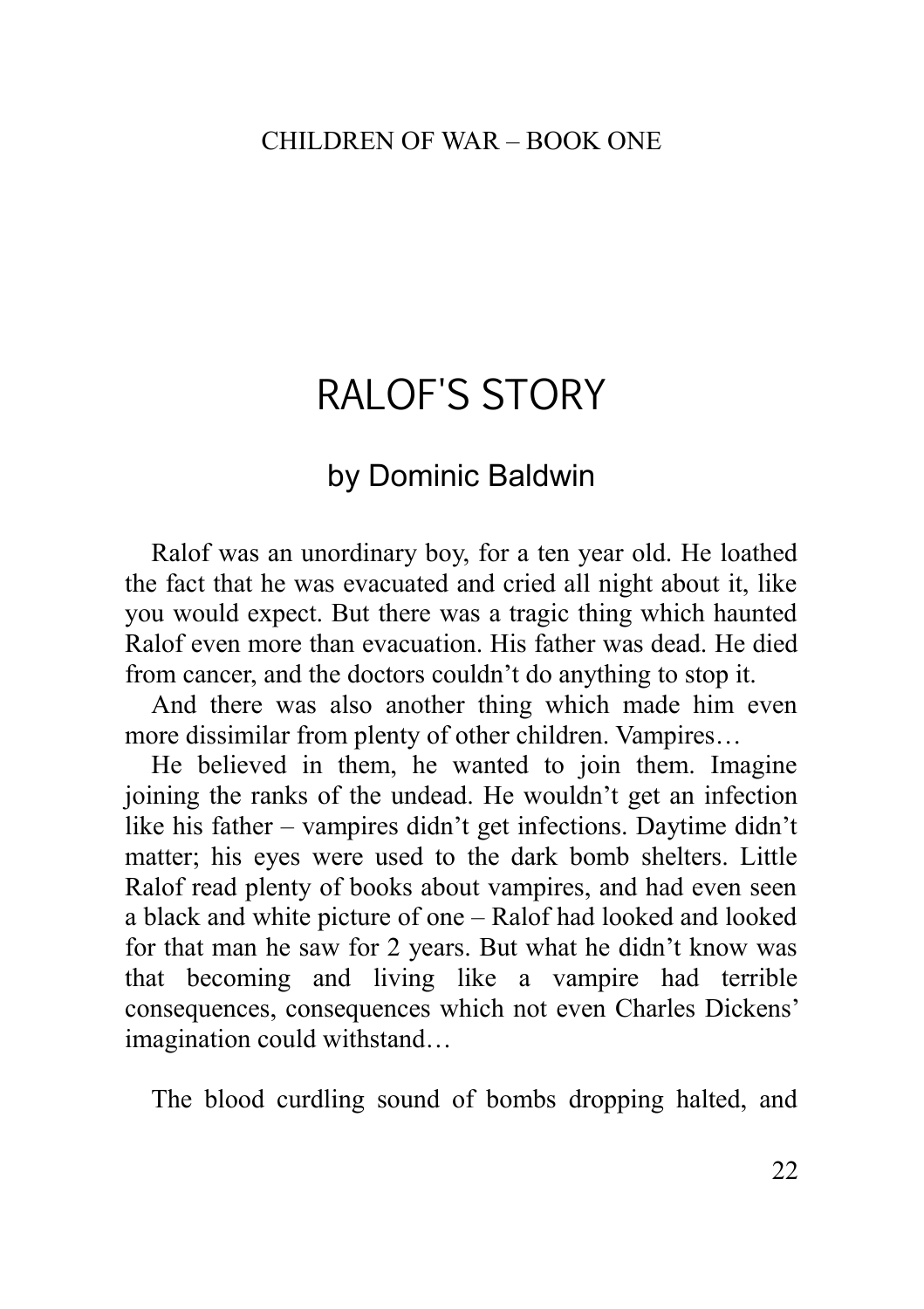# RALOF'S STORY

## by Dominic Baldwin

Ralof was an unordinary boy, for a ten year old. He loathed the fact that he was evacuated and cried all night about it, like you would expect. But there was a tragic thing which haunted Ralof even more than evacuation. His father was dead. He died from cancer, and the doctors couldn't do anything to stop it.

And there was also another thing which made him even more dissimilar from plenty of other children. Vampires…

He believed in them, he wanted to join them. Imagine joining the ranks of the undead. He wouldn't get an infection like his father – vampires didn't get infections. Daytime didn't matter; his eyes were used to the dark bomb shelters. Little Ralof read plenty of books about vampires, and had even seen a black and white picture of one – Ralof had looked and looked for that man he saw for 2 years. But what he didn't know was that becoming and living like a vampire had terrible consequences, consequences which not even Charles Dickens' imagination could withstand…

The blood curdling sound of bombs dropping halted, and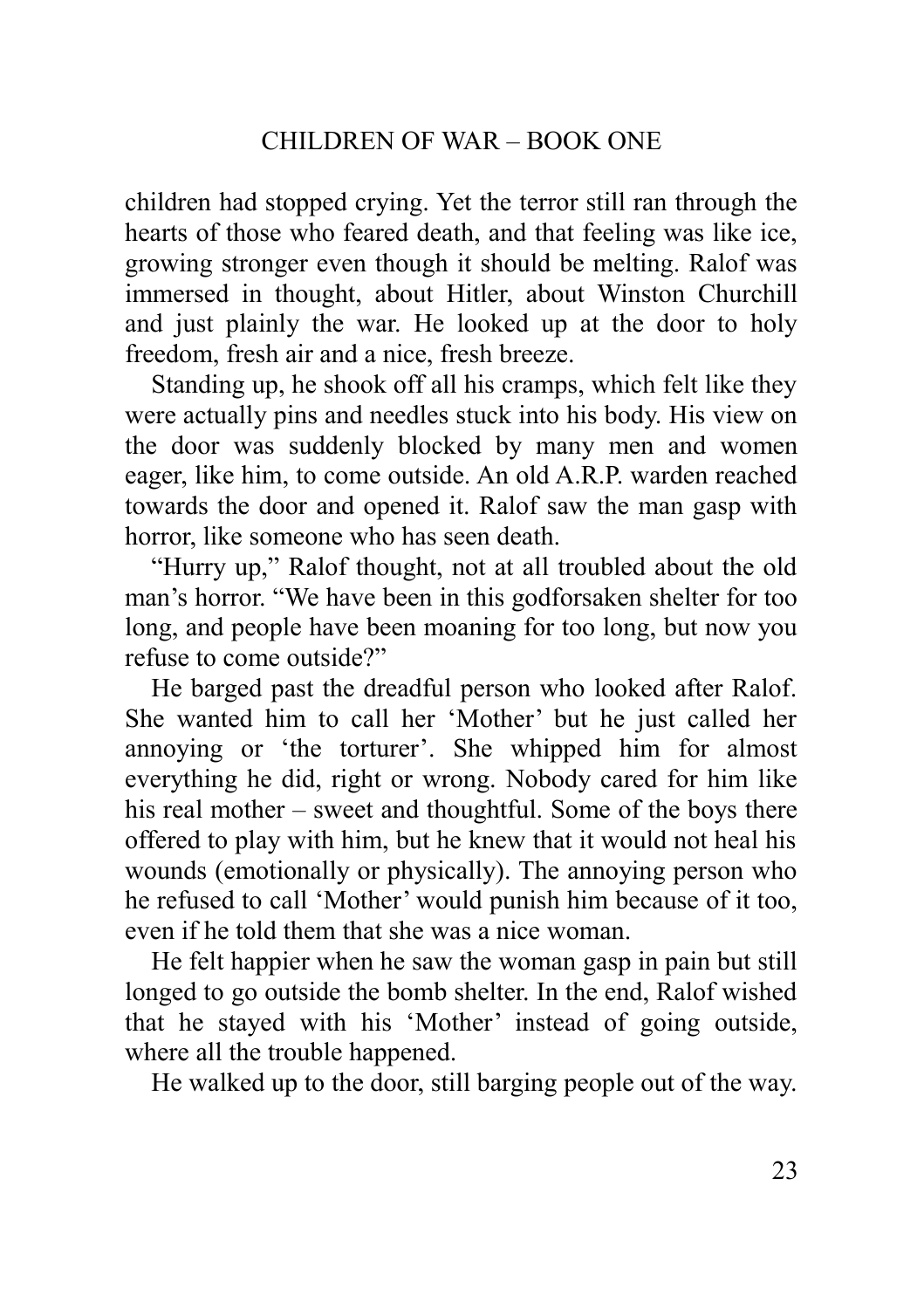children had stopped crying. Yet the terror still ran through the hearts of those who feared death, and that feeling was like ice, growing stronger even though it should be melting. Ralof was immersed in thought, about Hitler, about Winston Churchill and just plainly the war. He looked up at the door to holy freedom, fresh air and a nice, fresh breeze.

Standing up, he shook off all his cramps, which felt like they were actually pins and needles stuck into his body. His view on the door was suddenly blocked by many men and women eager, like him, to come outside. An old A.R.P. warden reached towards the door and opened it. Ralof saw the man gasp with horror, like someone who has seen death.

"Hurry up," Ralof thought, not at all troubled about the old man's horror. "We have been in this godforsaken shelter for too long, and people have been moaning for too long, but now you refuse to come outside?"

He barged past the dreadful person who looked after Ralof. She wanted him to call her 'Mother' but he just called her annoying or 'the torturer'. She whipped him for almost everything he did, right or wrong. Nobody cared for him like his real mother – sweet and thoughtful. Some of the boys there offered to play with him, but he knew that it would not heal his wounds (emotionally or physically). The annoying person who he refused to call 'Mother' would punish him because of it too, even if he told them that she was a nice woman.

He felt happier when he saw the woman gasp in pain but still longed to go outside the bomb shelter. In the end, Ralof wished that he stayed with his 'Mother' instead of going outside, where all the trouble happened.

He walked up to the door, still barging people out of the way.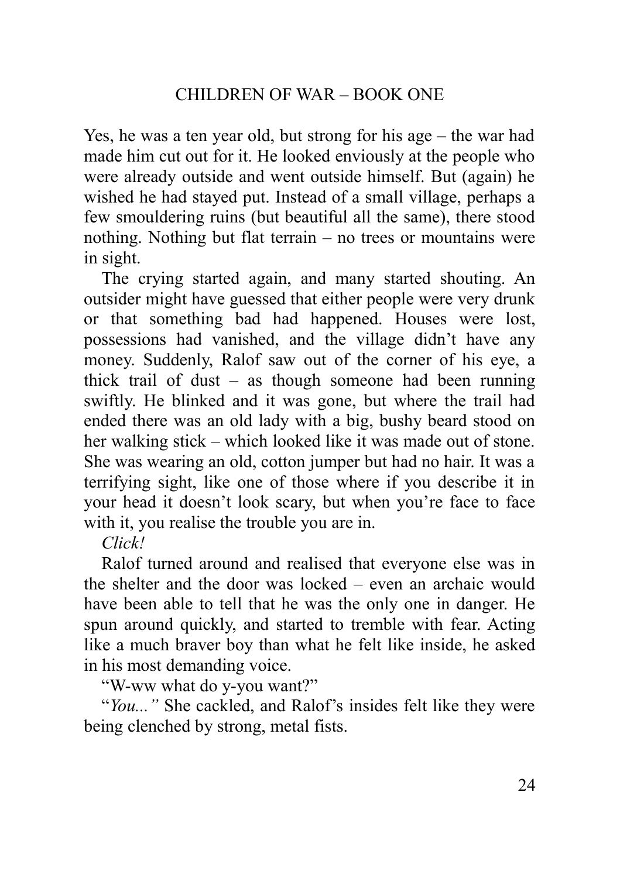Yes, he was a ten year old, but strong for his age – the war had made him cut out for it. He looked enviously at the people who were already outside and went outside himself. But (again) he wished he had stayed put. Instead of a small village, perhaps a few smouldering ruins (but beautiful all the same), there stood nothing. Nothing but flat terrain – no trees or mountains were in sight.

The crying started again, and many started shouting. An outsider might have guessed that either people were very drunk or that something bad had happened. Houses were lost, possessions had vanished, and the village didn't have any money. Suddenly, Ralof saw out of the corner of his eye, a thick trail of dust – as though someone had been running swiftly. He blinked and it was gone, but where the trail had ended there was an old lady with a big, bushy beard stood on her walking stick – which looked like it was made out of stone. She was wearing an old, cotton jumper but had no hair. It was a terrifying sight, like one of those where if you describe it in your head it doesn't look scary, but when you're face to face with it, you realise the trouble you are in.

*Click!*

Ralof turned around and realised that everyone else was in the shelter and the door was locked – even an archaic would have been able to tell that he was the only one in danger. He spun around quickly, and started to tremble with fear. Acting like a much braver boy than what he felt like inside, he asked in his most demanding voice.

"W-ww what do y-you want?"

"*You...*" She cackled, and Ralof's insides felt like they were being clenched by strong, metal fists.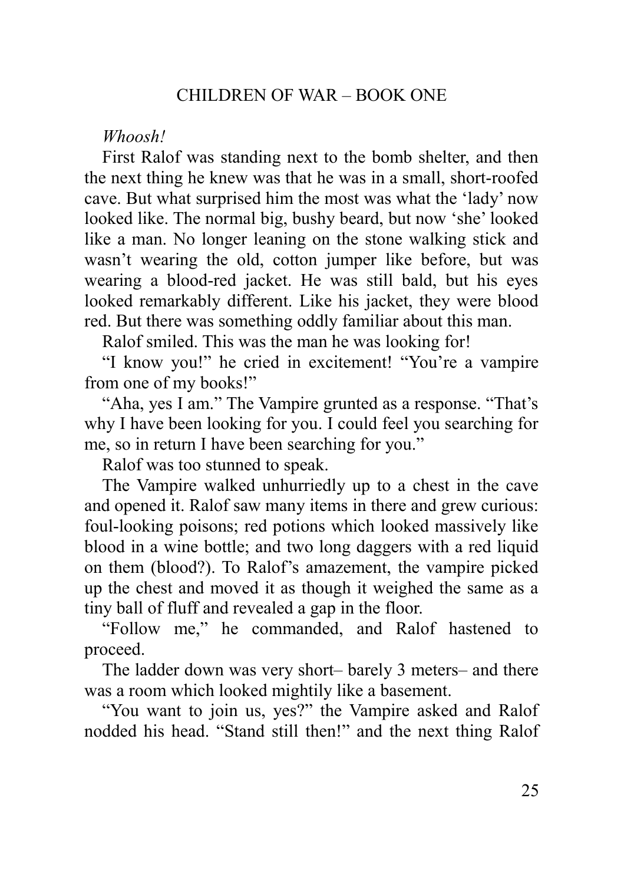*Whoosh!*

First Ralof was standing next to the bomb shelter, and then the next thing he knew was that he was in a small, short-roofed cave. But what surprised him the most was what the 'lady' now looked like. The normal big, bushy beard, but now 'she' looked like a man. No longer leaning on the stone walking stick and wasn't wearing the old, cotton jumper like before, but was wearing a blood-red jacket. He was still bald, but his eyes looked remarkably different. Like his jacket, they were blood red. But there was something oddly familiar about this man.

Ralof smiled. This was the man he was looking for!

"I know you!" he cried in excitement! "You're a vampire from one of my books!"

"Aha, yes I am." The Vampire grunted as a response. "That's why I have been looking for you. I could feel you searching for me, so in return I have been searching for you."

Ralof was too stunned to speak.

The Vampire walked unhurriedly up to a chest in the cave and opened it. Ralof saw many items in there and grew curious: foul-looking poisons; red potions which looked massively like blood in a wine bottle; and two long daggers with a red liquid on them (blood?). To Ralof's amazement, the vampire picked up the chest and moved it as though it weighed the same as a tiny ball of fluff and revealed a gap in the floor.

"Follow me," he commanded, and Ralof hastened to proceed.

The ladder down was very short– barely 3 meters– and there was a room which looked mightily like a basement.

"You want to join us, yes?" the Vampire asked and Ralof nodded his head. "Stand still then!" and the next thing Ralof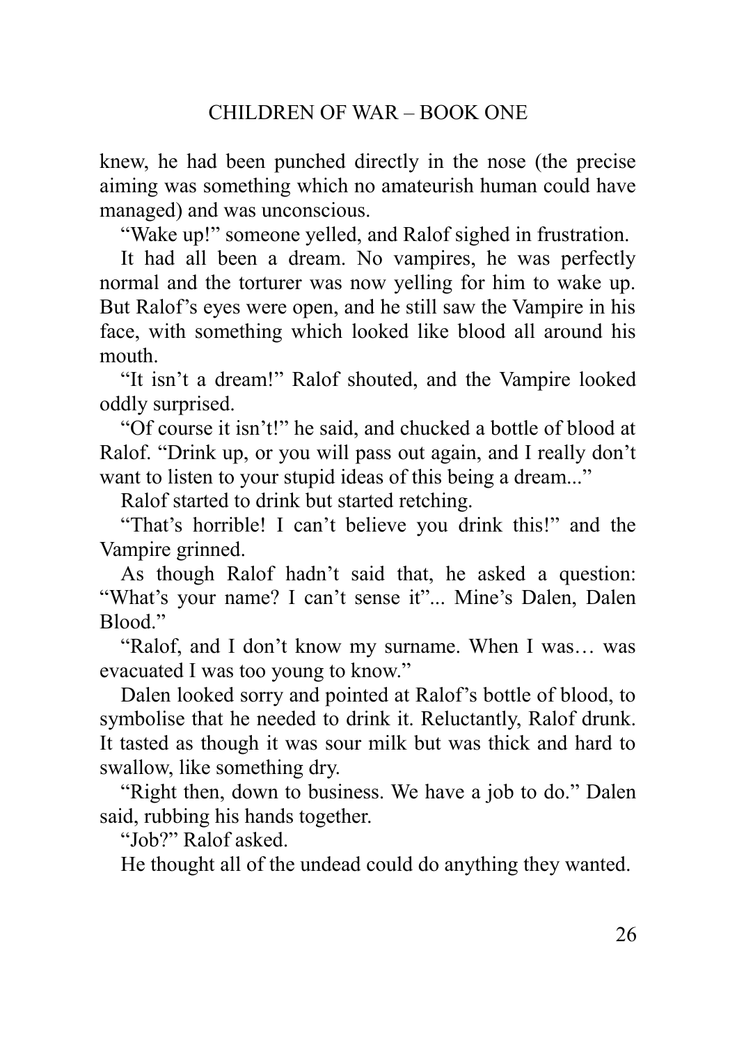knew, he had been punched directly in the nose (the precise aiming was something which no amateurish human could have managed) and was unconscious.

"Wake up!" someone yelled, and Ralof sighed in frustration.

It had all been a dream. No vampires, he was perfectly normal and the torturer was now yelling for him to wake up. But Ralof's eyes were open, and he still saw the Vampire in his face, with something which looked like blood all around his mouth.

"It isn't a dream!" Ralof shouted, and the Vampire looked oddly surprised.

"Of course it isn't!" he said, and chucked a bottle of blood at Ralof. "Drink up, or you will pass out again, and I really don't want to listen to your stupid ideas of this being a dream..."

Ralof started to drink but started retching.

"That's horrible! I can't believe you drink this!" and the Vampire grinned.

As though Ralof hadn't said that, he asked a question: "What's your name? I can't sense it"... Mine's Dalen, Dalen Blood."

"Ralof, and I don't know my surname. When I was… was evacuated I was too young to know."

Dalen looked sorry and pointed at Ralof's bottle of blood, to symbolise that he needed to drink it. Reluctantly, Ralof drunk. It tasted as though it was sour milk but was thick and hard to swallow, like something dry.

"Right then, down to business. We have a job to do." Dalen said, rubbing his hands together.

"Job?" Ralof asked.

He thought all of the undead could do anything they wanted.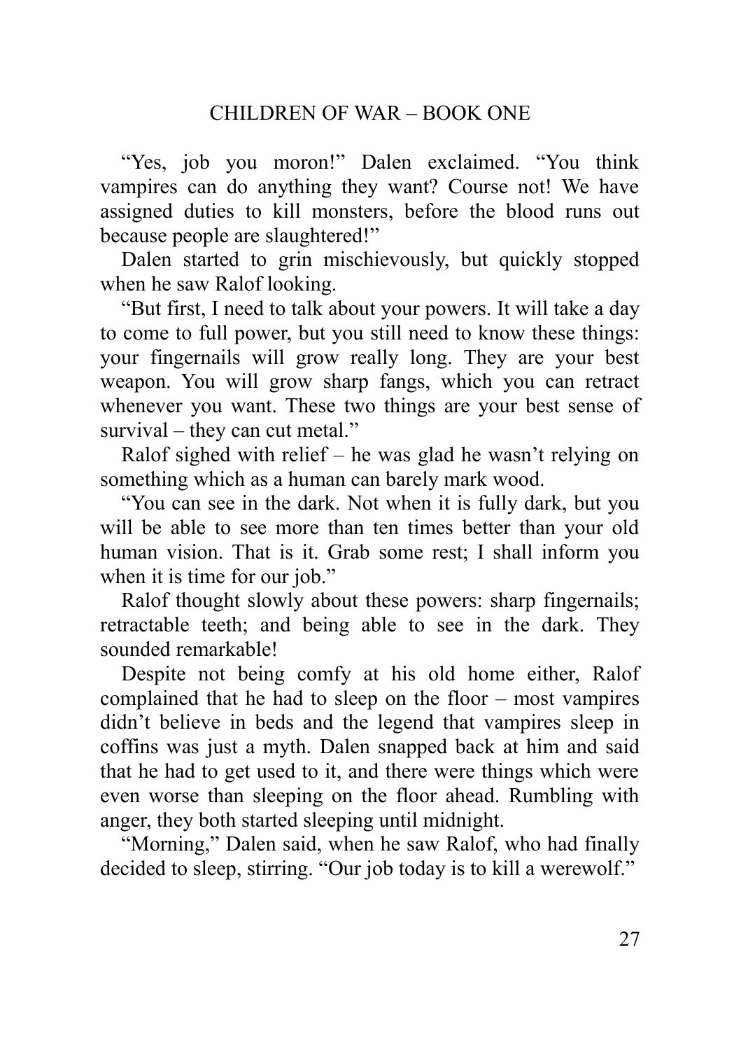"Yes, job you moron!" Dalen exclaimed. "You think vampires can do anything they want? Course not! We have assigned duties to kill monsters, before the blood runs out because people are slaughtered!"

Dalen started to grin mischievously, but quickly stopped when he saw Ralof looking.

"But first, I need to talk about your powers. It will take a day to come to full power, but you still need to know these things: your fingernails will grow really long. They are your best weapon. You will grow sharp fangs, which you can retract whenever you want. These two things are your best sense of survival – they can cut metal."

Ralof sighed with relief – he was glad he wasn't relying on something which as a human can barely mark wood.

"You can see in the dark. Not when it is fully dark, but you will be able to see more than ten times better than your old human vision. That is it. Grab some rest; I shall inform you when it is time for our job."

Ralof thought slowly about these powers: sharp fingernails; retractable teeth; and being able to see in the dark. They sounded remarkable!

Despite not being comfy at his old home either, Ralof complained that he had to sleep on the floor – most vampires didn't believe in beds and the legend that vampires sleep in coffins was just a myth. Dalen snapped back at him and said that he had to get used to it, and there were things which were even worse than sleeping on the floor ahead. Rumbling with anger, they both started sleeping until midnight.

"Morning," Dalen said, when he saw Ralof, who had finally decided to sleep, stirring. "Our job today is to kill a werewolf."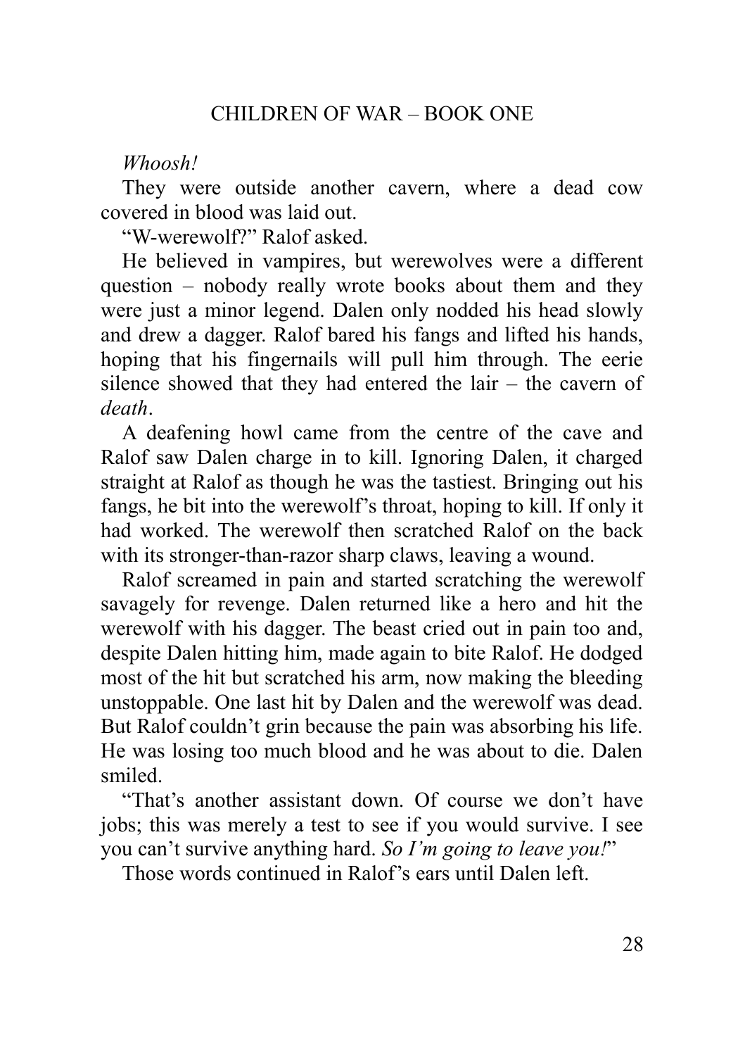*Whoosh!*

They were outside another cavern, where a dead cow covered in blood was laid out.

"W-werewolf?" Ralof asked.

He believed in vampires, but werewolves were a different question – nobody really wrote books about them and they were just a minor legend. Dalen only nodded his head slowly and drew a dagger. Ralof bared his fangs and lifted his hands, hoping that his fingernails will pull him through. The eerie silence showed that they had entered the lair – the cavern of *death*.

A deafening howl came from the centre of the cave and Ralof saw Dalen charge in to kill. Ignoring Dalen, it charged straight at Ralof as though he was the tastiest. Bringing out his fangs, he bit into the werewolf's throat, hoping to kill. If only it had worked. The werewolf then scratched Ralof on the back with its stronger-than-razor sharp claws, leaving a wound.

Ralof screamed in pain and started scratching the werewolf savagely for revenge. Dalen returned like a hero and hit the werewolf with his dagger. The beast cried out in pain too and, despite Dalen hitting him, made again to bite Ralof. He dodged most of the hit but scratched his arm, now making the bleeding unstoppable. One last hit by Dalen and the werewolf was dead. But Ralof couldn't grin because the pain was absorbing his life. He was losing too much blood and he was about to die. Dalen smiled.

"That's another assistant down. Of course we don't have jobs; this was merely a test to see if you would survive. I see you can't survive anything hard. *So I'm going to leave you!*"

Those words continued in Ralof's ears until Dalen left.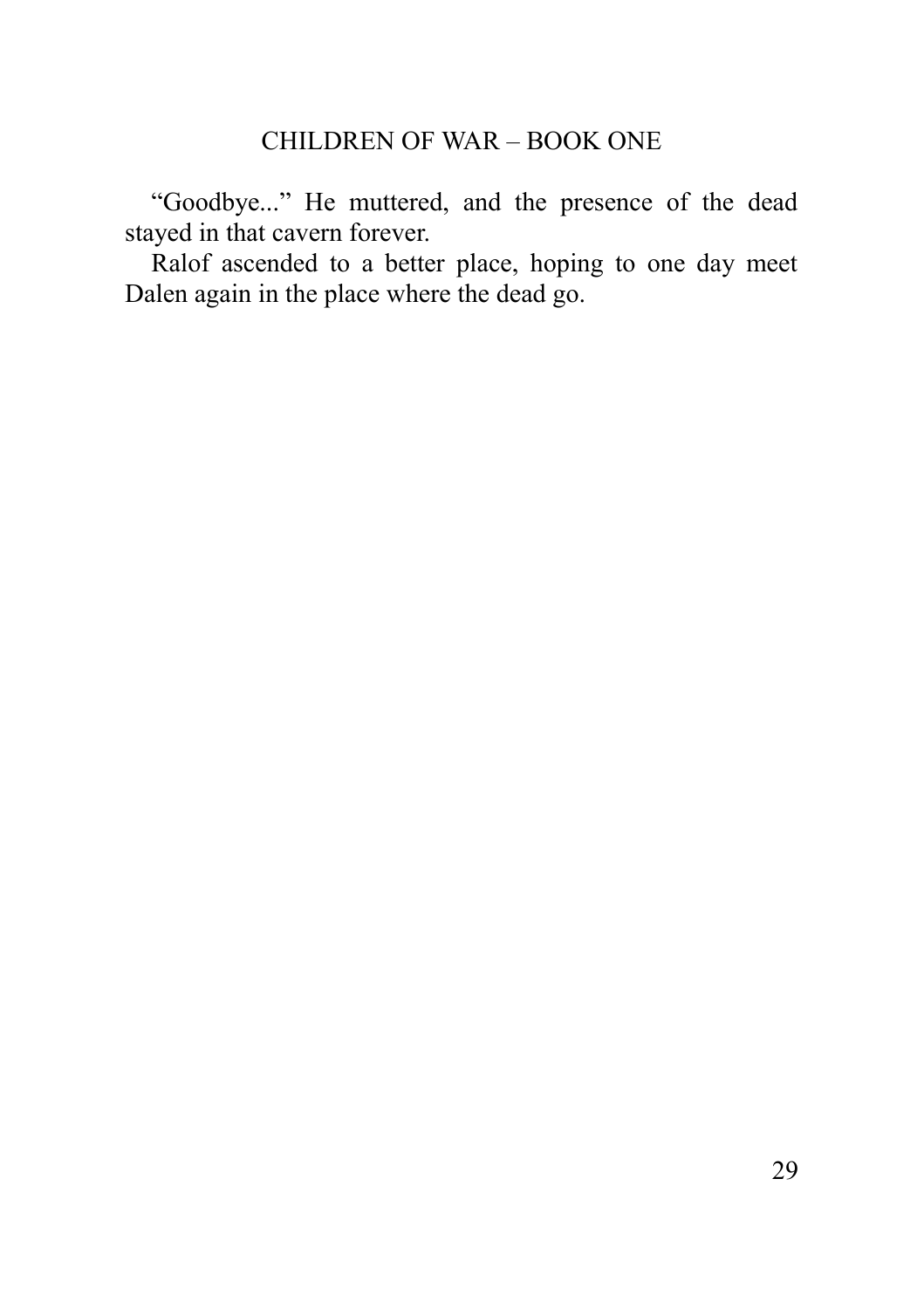"Goodbye..." He muttered, and the presence of the dead stayed in that cavern forever.

Ralof ascended to a better place, hoping to one day meet Dalen again in the place where the dead go.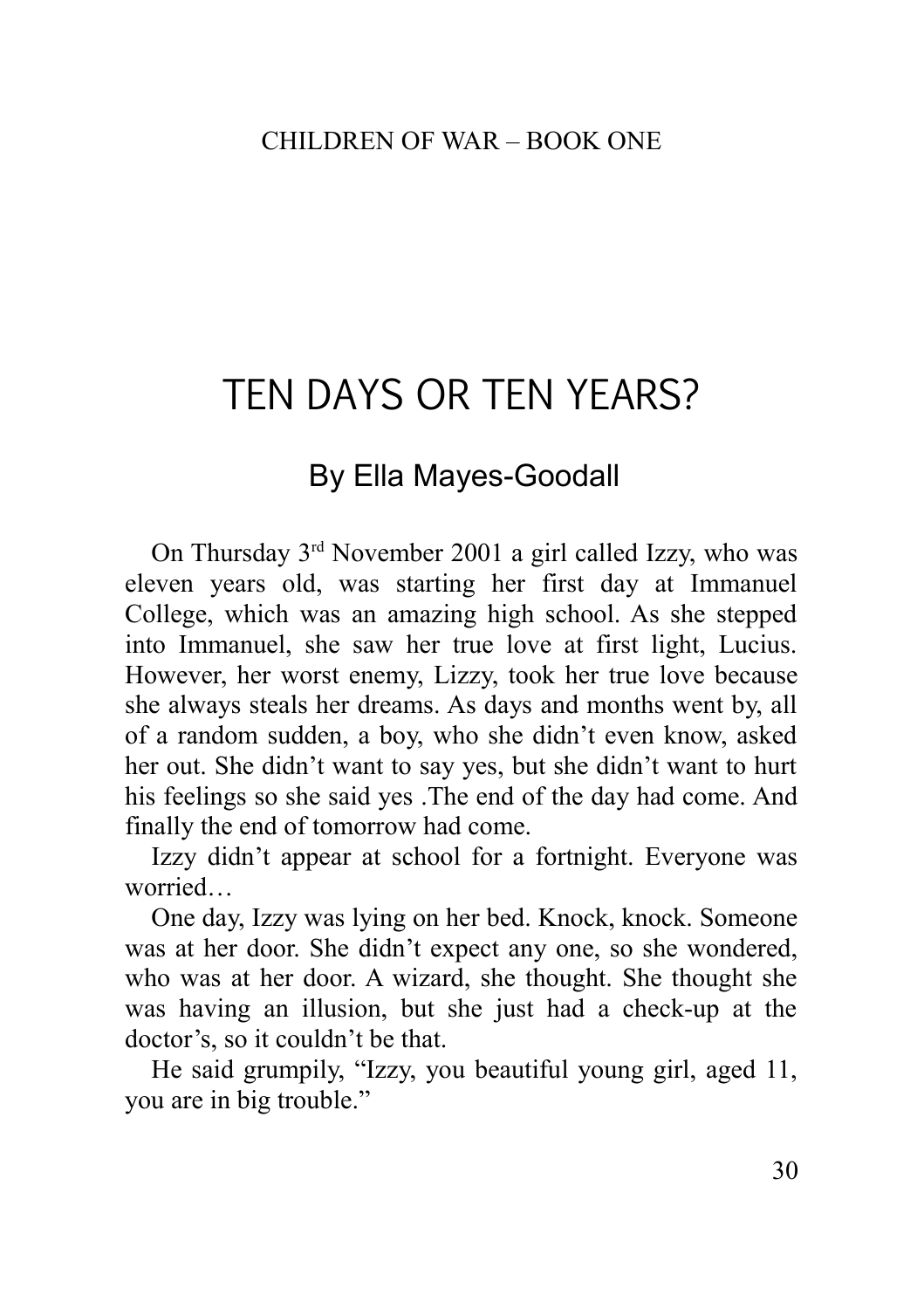# TEN DAYS OR TEN YEARS?

## By Ella Mayes-Goodall

On Thursday 3rd November 2001 a girl called Izzy, who was eleven years old, was starting her first day at Immanuel College, which was an amazing high school. As she stepped into Immanuel, she saw her true love at first light, Lucius. However, her worst enemy, Lizzy, took her true love because she always steals her dreams. As days and months went by, all of a random sudden, a boy, who she didn't even know, asked her out. She didn't want to say yes, but she didn't want to hurt his feelings so she said yes .The end of the day had come. And finally the end of tomorrow had come.

Izzy didn't appear at school for a fortnight. Everyone was worried…

One day, Izzy was lying on her bed. Knock, knock. Someone was at her door. She didn't expect any one, so she wondered, who was at her door. A wizard, she thought. She thought she was having an illusion, but she just had a check-up at the doctor's, so it couldn't be that.

He said grumpily, "Izzy, you beautiful young girl, aged 11, you are in big trouble."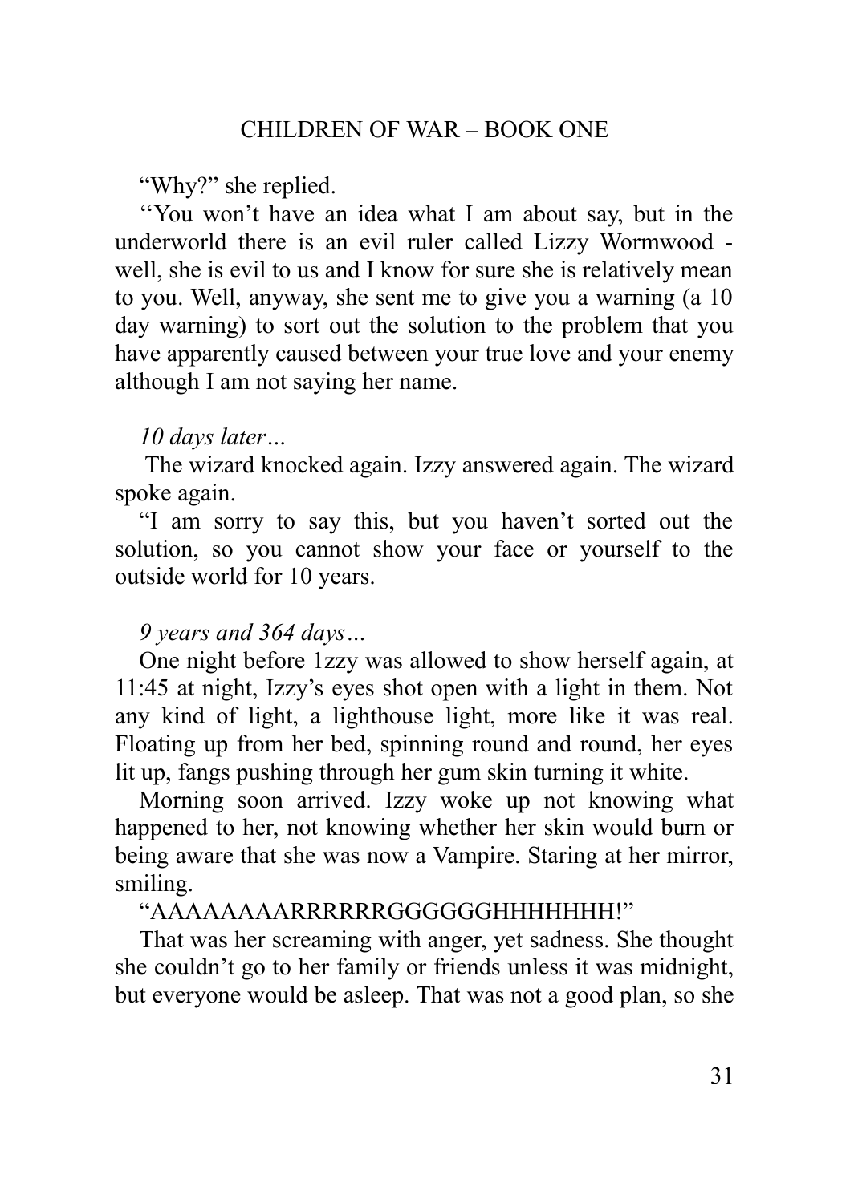"Why?" she replied.

''You won't have an idea what I am about say, but in the underworld there is an evil ruler called Lizzy Wormwood - well, she is evil to us and I know for sure she is relatively mean to you. Well, anyway, she sent me to give you a warning (a 10 day warning) to sort out the solution to the problem that you have apparently caused between your true love and your enemy although I am not saying her name.

*10 days later…*

The wizard knocked again. Izzy answered again. The wizard spoke again.

"I am sorry to say this, but you haven't sorted out the solution, so you cannot show your face or yourself to the outside world for 10 years.

*9 years and 364 days…*

One night before 1zzy was allowed to show herself again, at 11:45 at night, Izzy's eyes shot open with a light in them. Not any kind of light, a lighthouse light, more like it was real. Floating up from her bed, spinning round and round, her eyes lit up, fangs pushing through her gum skin turning it white.

Morning soon arrived. Izzy woke up not knowing what happened to her, not knowing whether her skin would burn or being aware that she was now a Vampire. Staring at her mirror, smiling.

"AAAAAAAARRRRRRGGGGGGHHHHHHH!"

That was her screaming with anger, yet sadness. She thought she couldn't go to her family or friends unless it was midnight, but everyone would be asleep. That was not a good plan, so she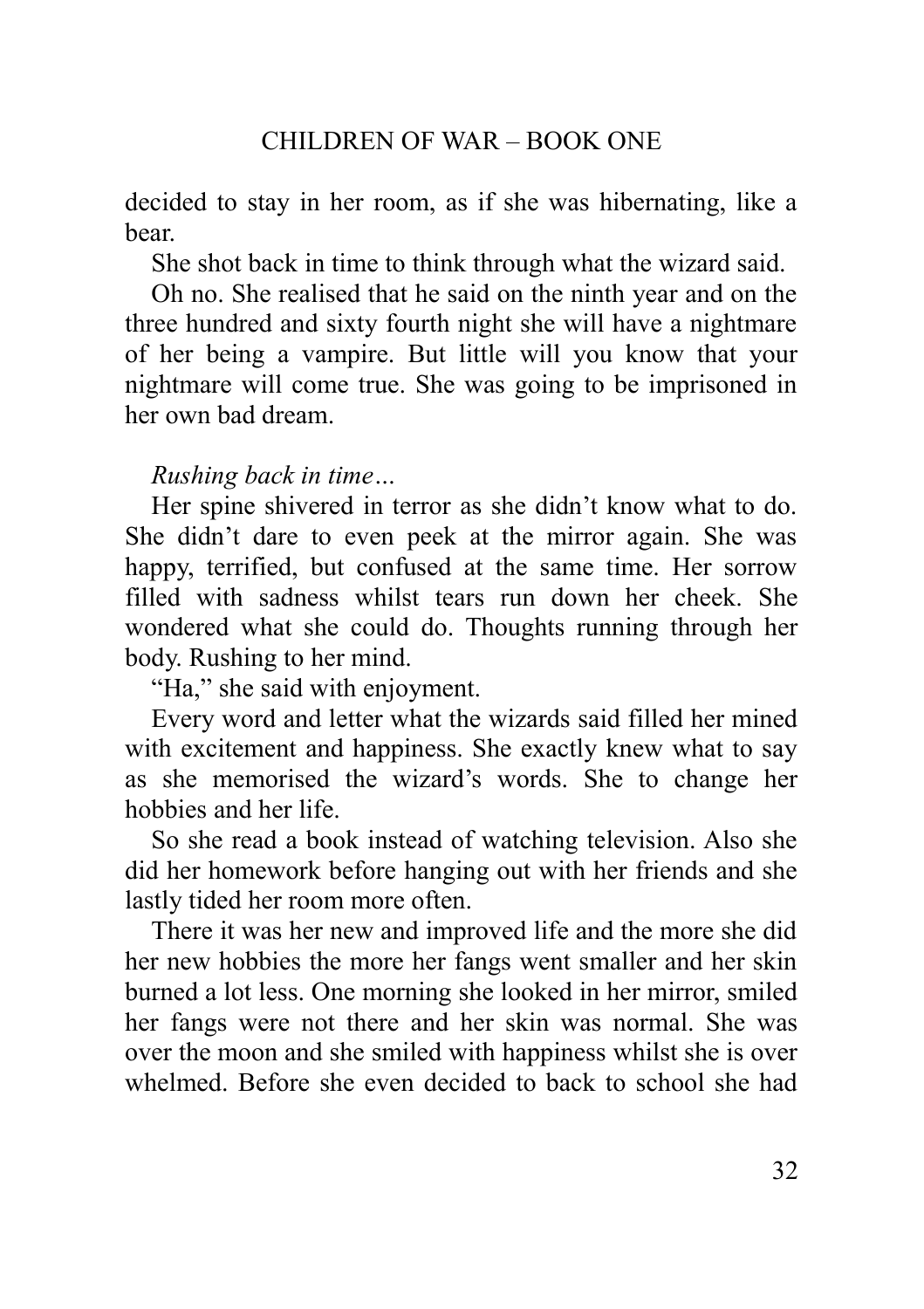decided to stay in her room, as if she was hibernating, like a bear.

She shot back in time to think through what the wizard said.

Oh no. She realised that he said on the ninth year and on the three hundred and sixty fourth night she will have a nightmare of her being a vampire. But little will you know that your nightmare will come true. She was going to be imprisoned in her own bad dream.

*Rushing back in time…*

Her spine shivered in terror as she didn't know what to do. She didn't dare to even peek at the mirror again. She was happy, terrified, but confused at the same time. Her sorrow filled with sadness whilst tears run down her cheek. She wondered what she could do. Thoughts running through her body. Rushing to her mind.

"Ha," she said with enjoyment.

Every word and letter what the wizards said filled her mined with excitement and happiness. She exactly knew what to say as she memorised the wizard's words. She to change her hobbies and her life.

So she read a book instead of watching television. Also she did her homework before hanging out with her friends and she lastly tided her room more often.

There it was her new and improved life and the more she did her new hobbies the more her fangs went smaller and her skin burned a lot less. One morning she looked in her mirror, smiled her fangs were not there and her skin was normal. She was over the moon and she smiled with happiness whilst she is over whelmed. Before she even decided to back to school she had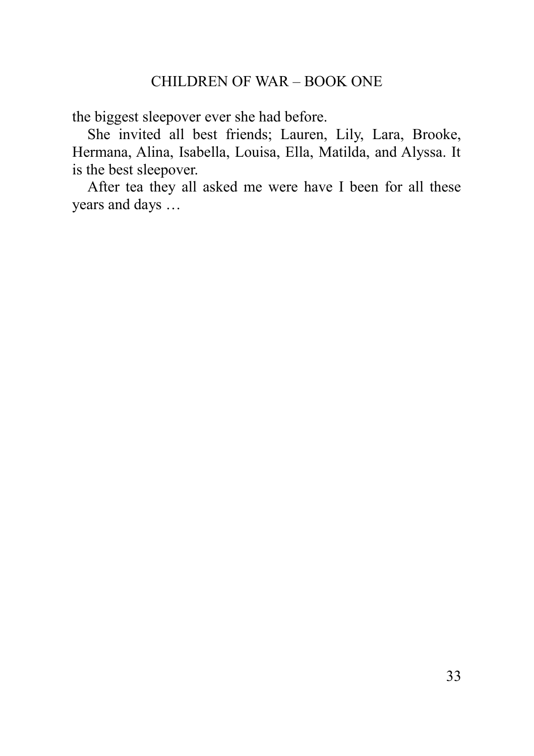the biggest sleepover ever she had before.

She invited all best friends; Lauren, Lily, Lara, Brooke, Hermana, Alina, Isabella, Louisa, Ella, Matilda, and Alyssa. It is the best sleepover.

After tea they all asked me were have I been for all these years and days …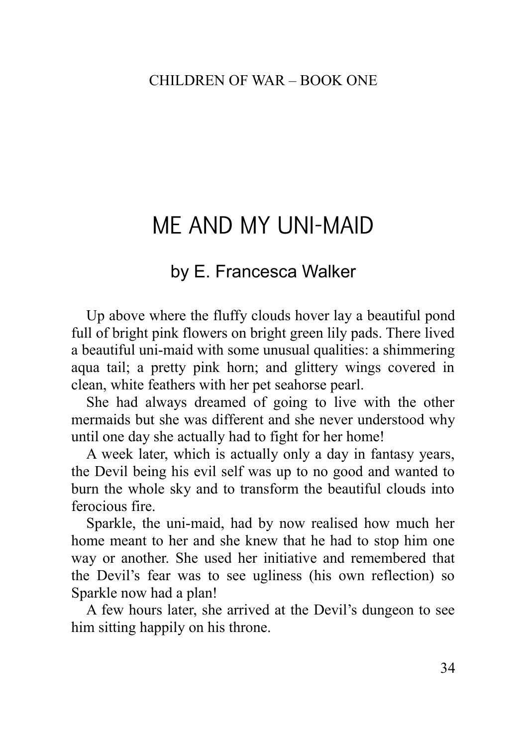# ME AND MY UNI-MAID

## by E. Francesca Walker

Up above where the fluffy clouds hover lay a beautiful pond full of bright pink flowers on bright green lily pads. There lived a beautiful uni-maid with some unusual qualities: a shimmering aqua tail; a pretty pink horn; and glittery wings covered in clean, white feathers with her pet seahorse pearl.

She had always dreamed of going to live with the other mermaids but she was different and she never understood why until one day she actually had to fight for her home!

A week later, which is actually only a day in fantasy years, the Devil being his evil self was up to no good and wanted to burn the whole sky and to transform the beautiful clouds into ferocious fire.

Sparkle, the uni-maid, had by now realised how much her home meant to her and she knew that he had to stop him one way or another. She used her initiative and remembered that the Devil's fear was to see ugliness (his own reflection) so Sparkle now had a plan!

A few hours later, she arrived at the Devil's dungeon to see him sitting happily on his throne.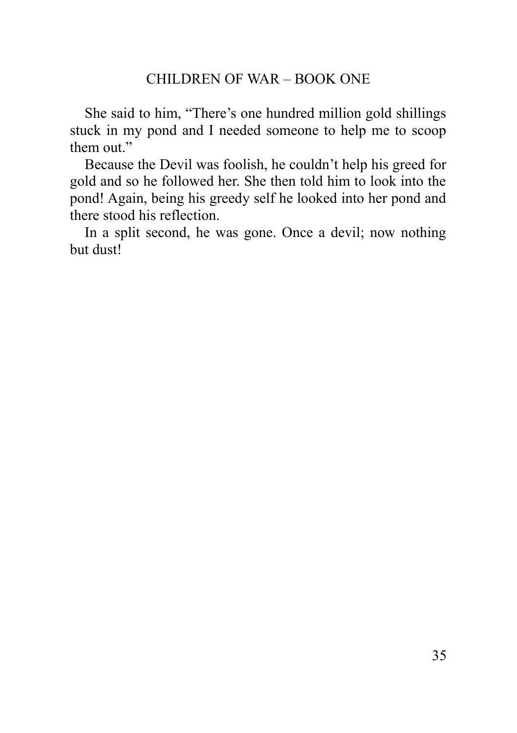She said to him, “There’s one hundred million gold shillings stuck in my pond and I needed someone to help me to scoop them out.”

Because the Devil was foolish, he couldn’t help his greed for gold and so he followed her. She then told him to look into the pond! Again, being his greedy self he looked into her pond and there stood his reflection.

In a split second, he was gone. Once a devil; now nothing but dust!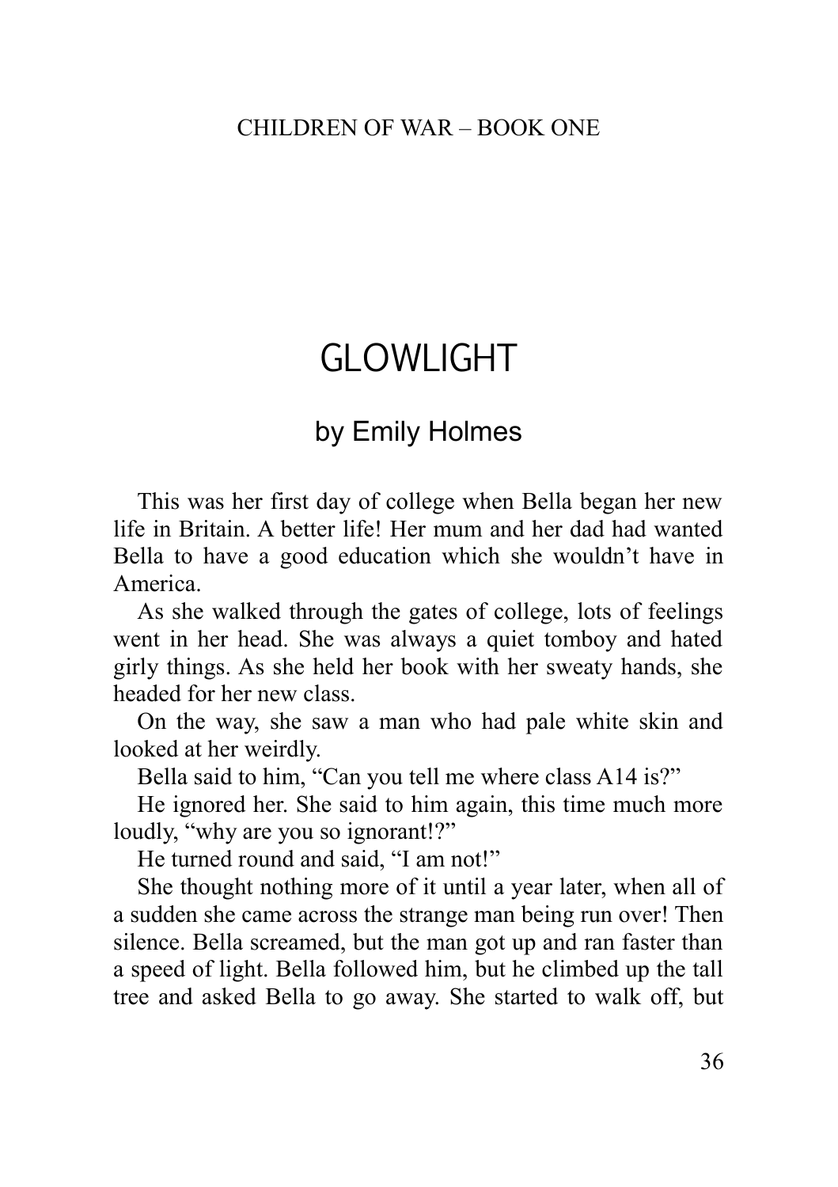# GLOWLIGHT

## by Emily Holmes

This was her first day of college when Bella began her new life in Britain. A better life! Her mum and her dad had wanted Bella to have a good education which she wouldn't have in America.

As she walked through the gates of college, lots of feelings went in her head. She was always a quiet tomboy and hated girly things. As she held her book with her sweaty hands, she headed for her new class.

On the way, she saw a man who had pale white skin and looked at her weirdly.

Bella said to him, "Can you tell me where class A14 is?"

He ignored her. She said to him again, this time much more loudly, "why are you so ignorant!?"

He turned round and said, "I am not!"

She thought nothing more of it until a year later, when all of a sudden she came across the strange man being run over! Then silence. Bella screamed, but the man got up and ran faster than a speed of light. Bella followed him, but he climbed up the tall tree and asked Bella to go away. She started to walk off, but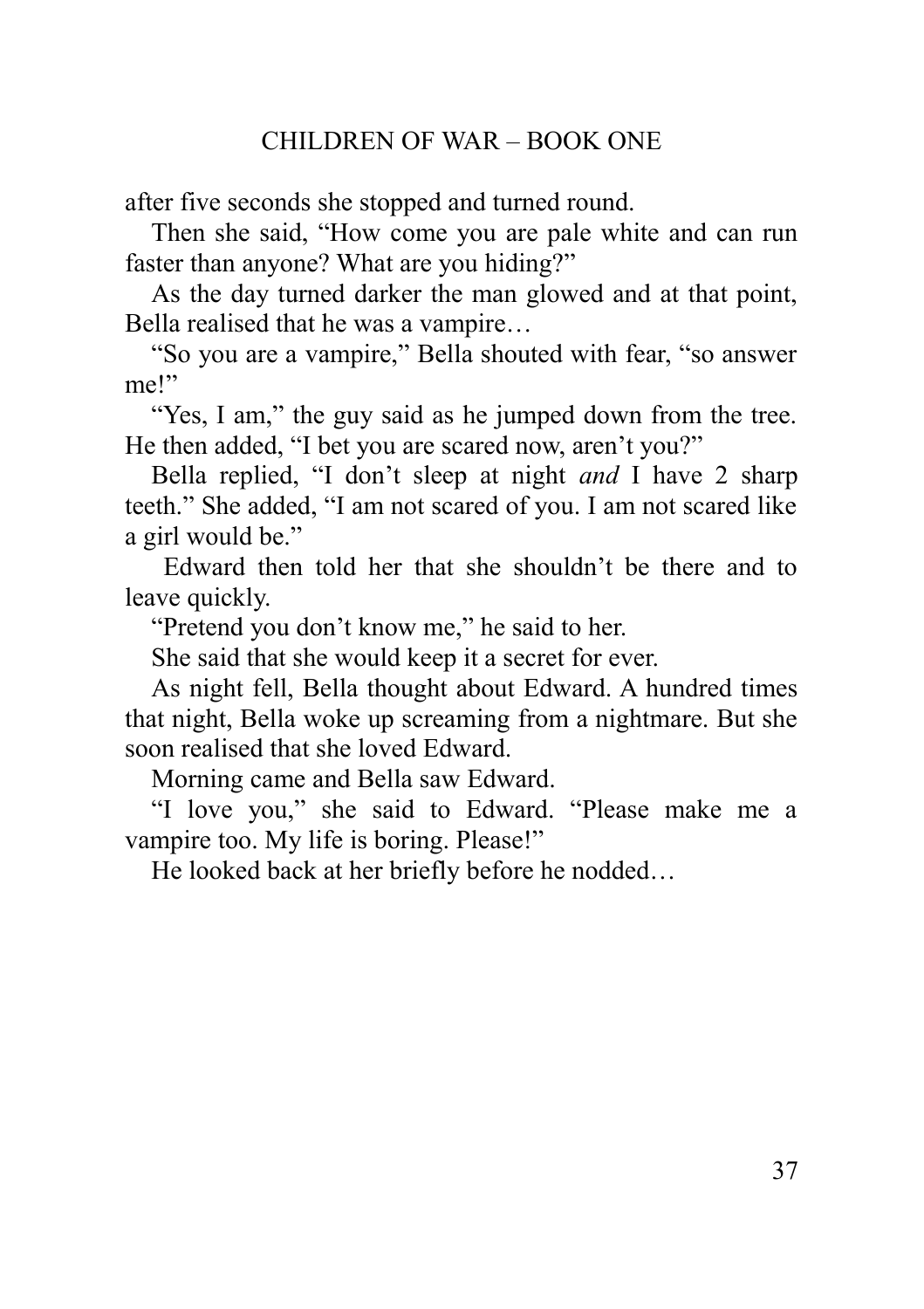after five seconds she stopped and turned round.

Then she said, "How come you are pale white and can run faster than anyone? What are you hiding?"

As the day turned darker the man glowed and at that point, Bella realised that he was a vampire…

"So you are a vampire," Bella shouted with fear, "so answer me!"

"Yes, I am," the guy said as he jumped down from the tree. He then added, "I bet you are scared now, aren't you?"

Bella replied, "I don't sleep at night *and* I have 2 sharp teeth." She added, "I am not scared of you. I am not scared like a girl would be."

Edward then told her that she shouldn't be there and to leave quickly.

"Pretend you don't know me," he said to her.

She said that she would keep it a secret for ever.

As night fell, Bella thought about Edward. A hundred times that night, Bella woke up screaming from a nightmare. But she soon realised that she loved Edward.

Morning came and Bella saw Edward.

"I love you," she said to Edward. "Please make me a vampire too. My life is boring. Please!"

He looked back at her briefly before he nodded…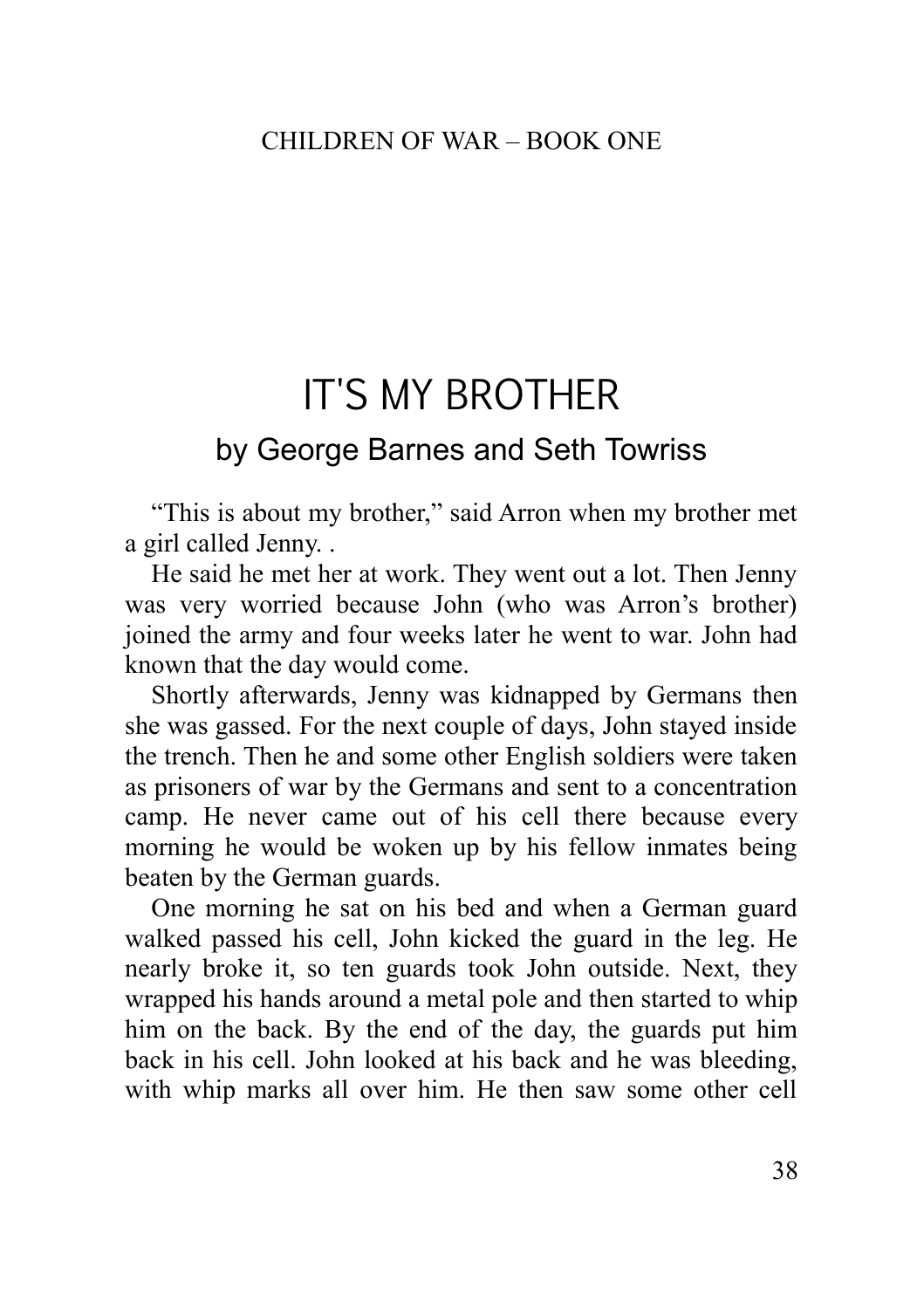# IT'S MY BROTHER

## by George Barnes and Seth Towriss

"This is about my brother," said Arron when my brother met a girl called Jenny. .

He said he met her at work. They went out a lot. Then Jenny was very worried because John (who was Arron's brother) joined the army and four weeks later he went to war. John had known that the day would come.

Shortly afterwards, Jenny was kidnapped by Germans then she was gassed. For the next couple of days, John stayed inside the trench. Then he and some other English soldiers were taken as prisoners of war by the Germans and sent to a concentration camp. He never came out of his cell there because every morning he would be woken up by his fellow inmates being beaten by the German guards.

One morning he sat on his bed and when a German guard walked passed his cell, John kicked the guard in the leg. He nearly broke it, so ten guards took John outside. Next, they wrapped his hands around a metal pole and then started to whip him on the back. By the end of the day, the guards put him back in his cell. John looked at his back and he was bleeding, with whip marks all over him. He then saw some other cell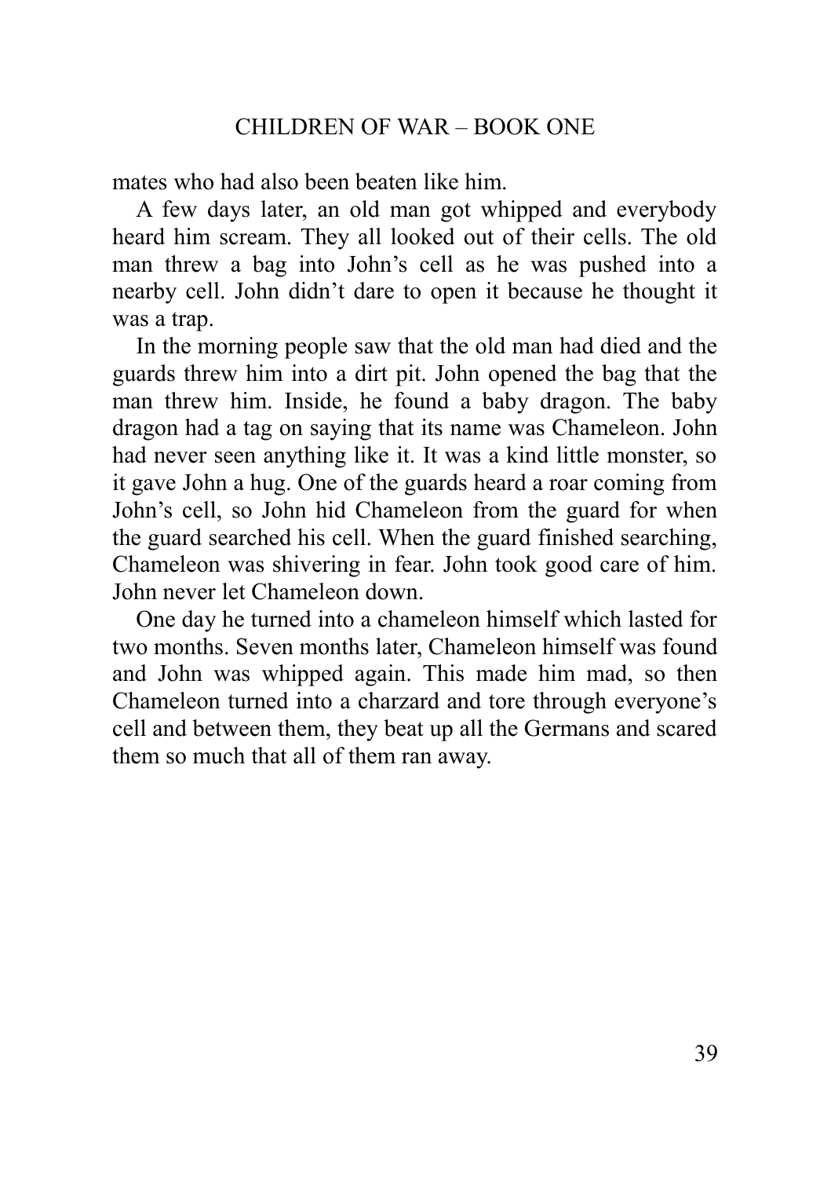mates who had also been beaten like him.

A few days later, an old man got whipped and everybody heard him scream. They all looked out of their cells. The old man threw a bag into John's cell as he was pushed into a nearby cell. John didn't dare to open it because he thought it was a trap.

In the morning people saw that the old man had died and the guards threw him into a dirt pit. John opened the bag that the man threw him. Inside, he found a baby dragon. The baby dragon had a tag on saying that its name was Chameleon. John had never seen anything like it. It was a kind little monster, so it gave John a hug. One of the guards heard a roar coming from John's cell, so John hid Chameleon from the guard for when the guard searched his cell. When the guard finished searching, Chameleon was shivering in fear. John took good care of him. John never let Chameleon down.

One day he turned into a chameleon himself which lasted for two months. Seven months later, Chameleon himself was found and John was whipped again. This made him mad, so then Chameleon turned into a charzard and tore through everyone's cell and between them, they beat up all the Germans and scared them so much that all of them ran away.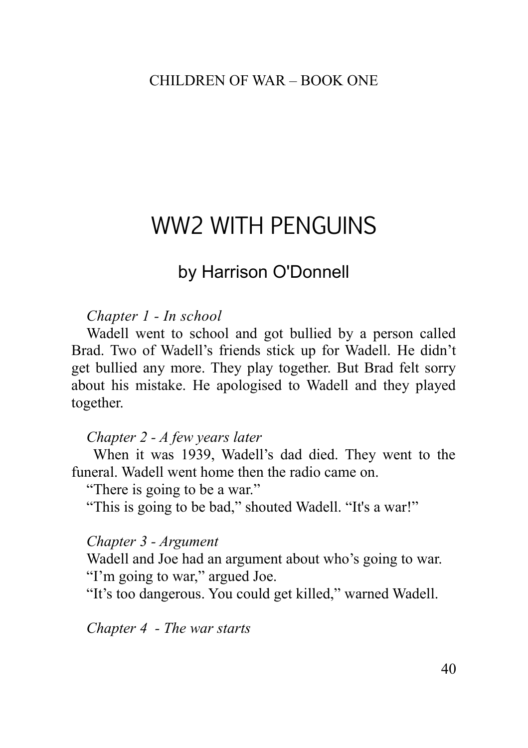# WW2 WITH PENGUINS

## by Harrison O'Donnell

*Chapter 1 - In school*

Wadell went to school and got bullied by a person called Brad. Two of Wadell's friends stick up for Wadell. He didn't get bullied any more. They play together. But Brad felt sorry about his mistake. He apologised to Wadell and they played together.

*Chapter 2 - A few years later*

When it was 1939, Wadell's dad died. They went to the funeral. Wadell went home then the radio came on.

"There is going to be a war."

"This is going to be bad," shouted Wadell. "It's a war!"

*Chapter 3 - Argument*

Wadell and Joe had an argument about who's going to war.

"I'm going to war," argued Joe.

"It's too dangerous. You could get killed," warned Wadell.

*Chapter 4 - The war starts*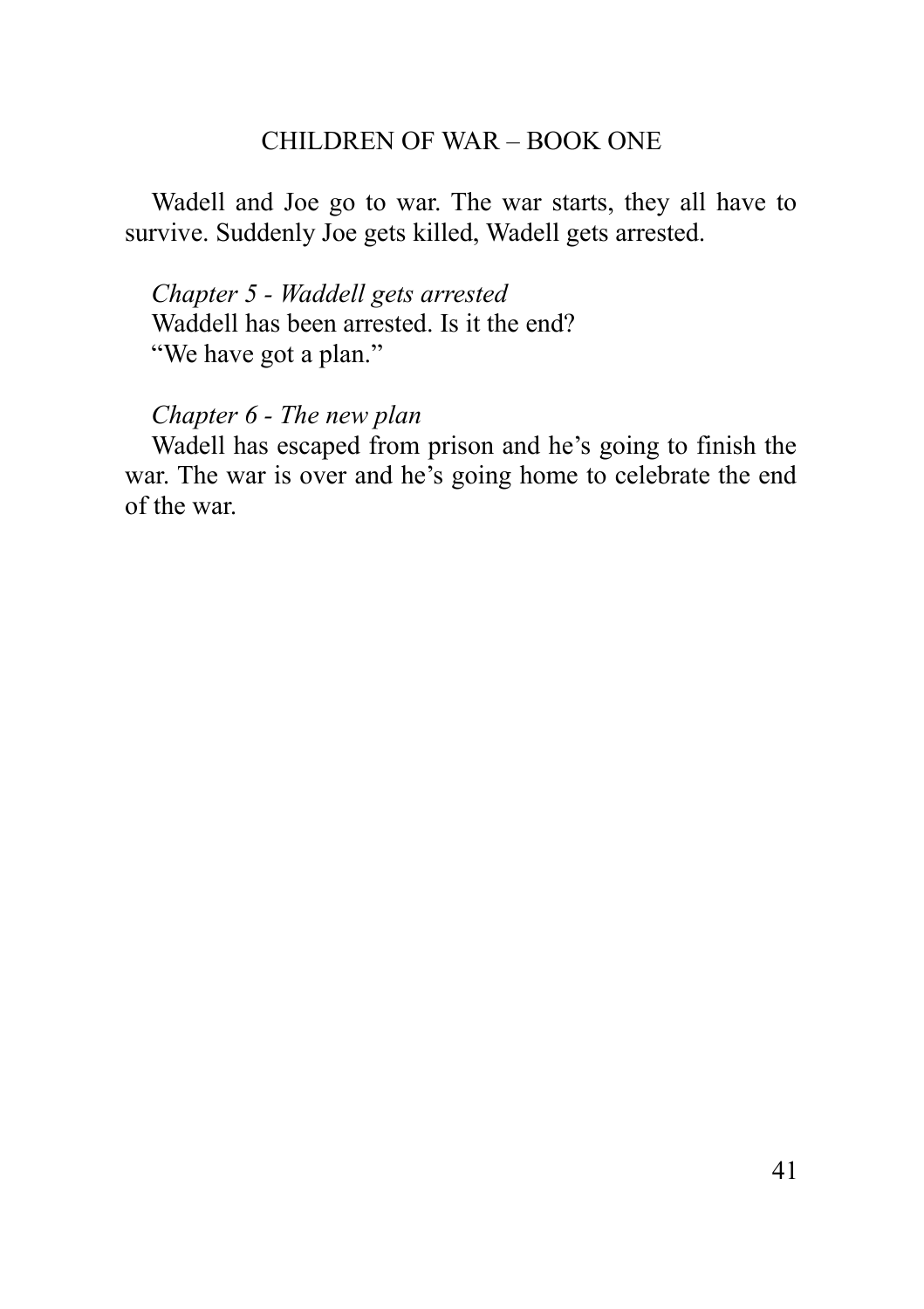Wadell and Joe go to war. The war starts, they all have to survive. Suddenly Joe gets killed, Wadell gets arrested.

*Chapter 5 - Waddell gets arrested*

Waddell has been arrested. Is it the end?

"We have got a plan."

*Chapter 6 - The new plan*

Wadell has escaped from prison and he's going to finish the war. The war is over and he's going home to celebrate the end of the war.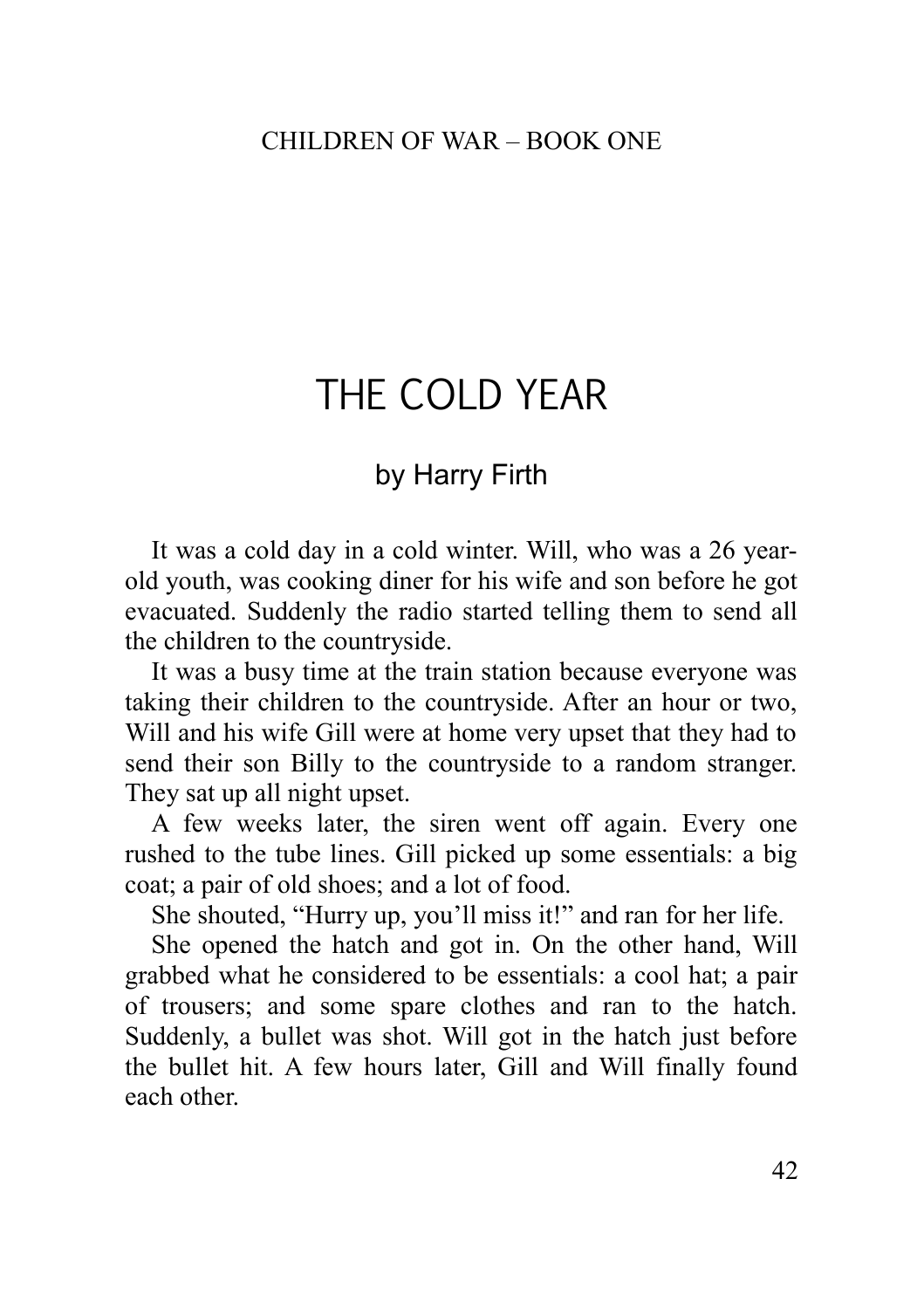# THE COLD YEAR

## by Harry Firth

It was a cold day in a cold winter. Will, who was a 26 year-old youth, was cooking diner for his wife and son before he got evacuated. Suddenly the radio started telling them to send all the children to the countryside.

It was a busy time at the train station because everyone was taking their children to the countryside. After an hour or two, Will and his wife Gill were at home very upset that they had to send their son Billy to the countryside to a random stranger. They sat up all night upset.

A few weeks later, the siren went off again. Every one rushed to the tube lines. Gill picked up some essentials: a big coat; a pair of old shoes; and a lot of food.

She shouted, "Hurry up, you'll miss it!" and ran for her life.

She opened the hatch and got in. On the other hand, Will grabbed what he considered to be essentials: a cool hat; a pair of trousers; and some spare clothes and ran to the hatch. Suddenly, a bullet was shot. Will got in the hatch just before the bullet hit. A few hours later, Gill and Will finally found each other.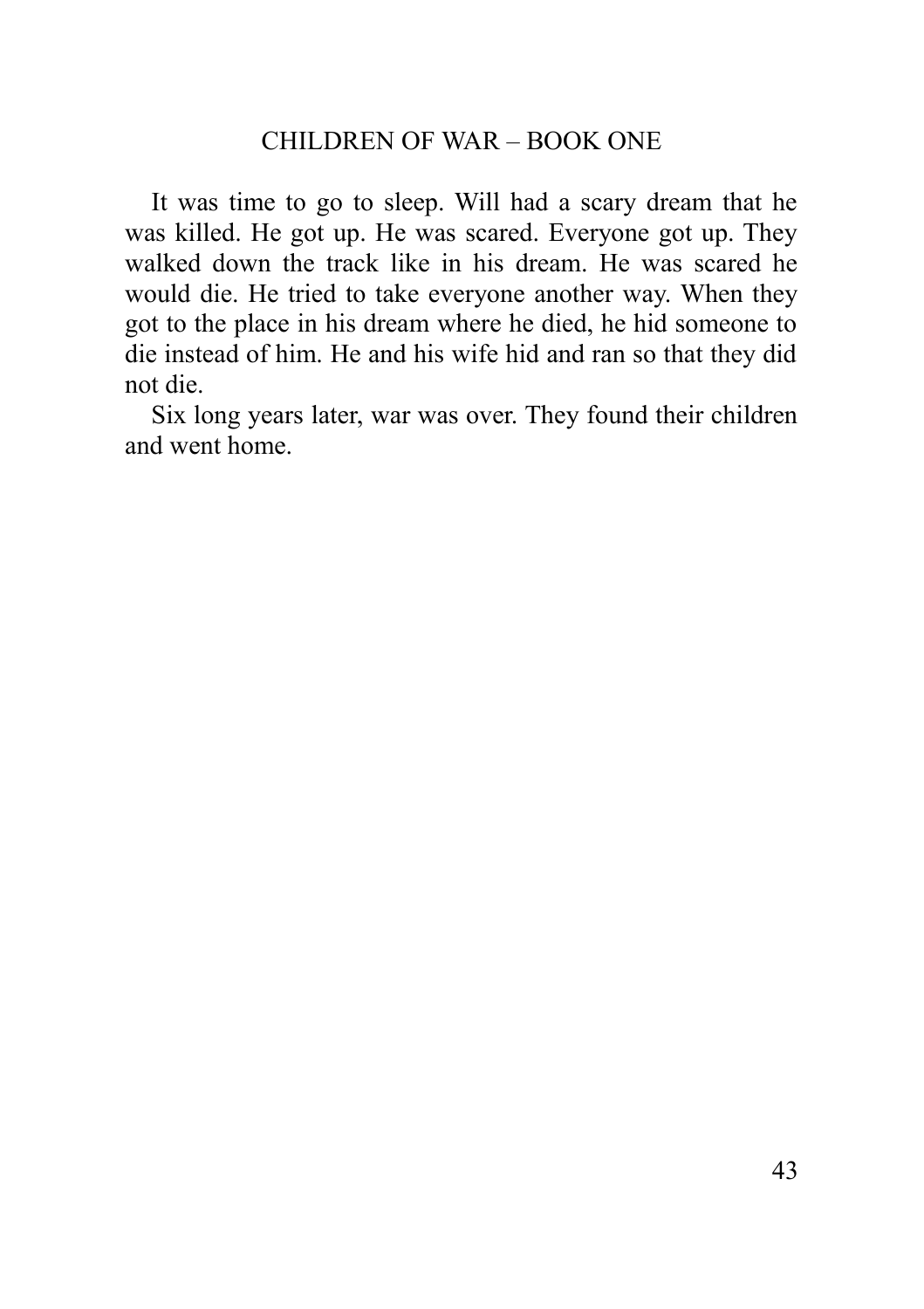It was time to go to sleep. Will had a scary dream that he was killed. He got up. He was scared. Everyone got up. They walked down the track like in his dream. He was scared he would die. He tried to take everyone another way. When they got to the place in his dream where he died, he hid someone to die instead of him. He and his wife hid and ran so that they did not die.

Six long years later, war was over. They found their children and went home.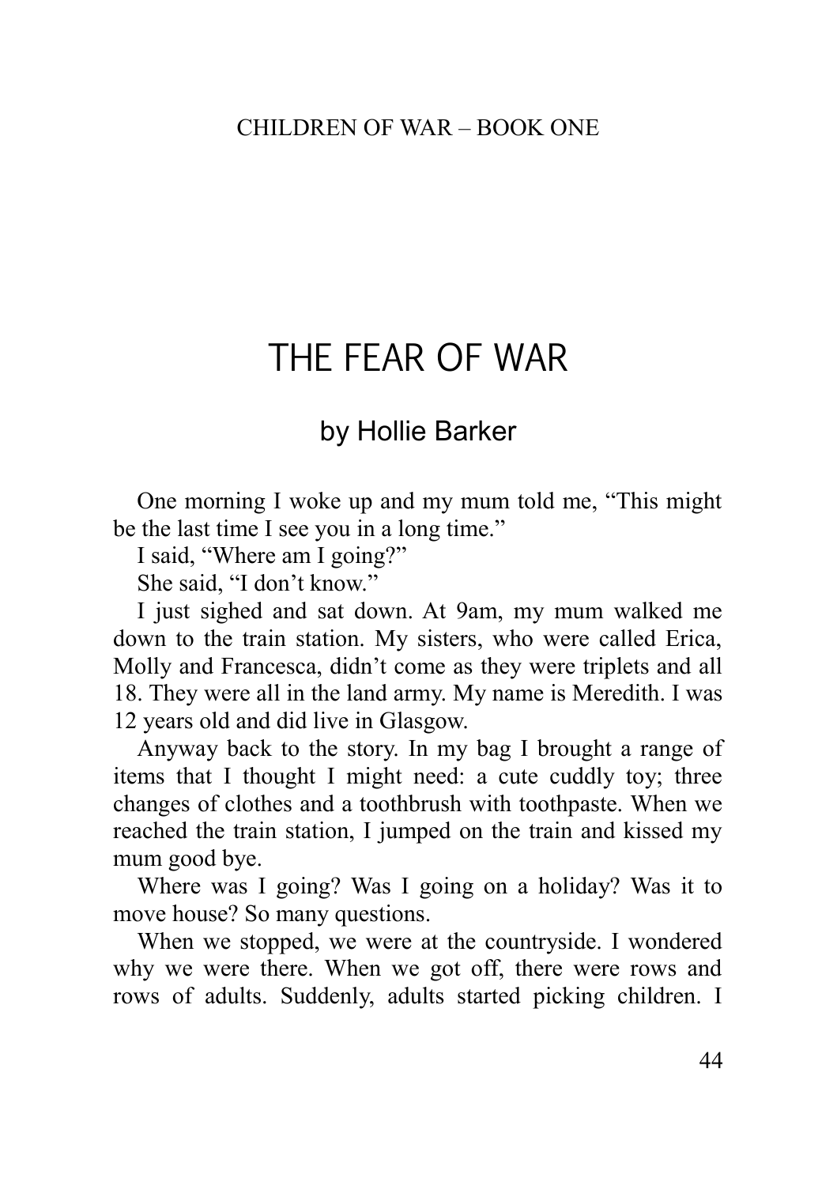# THE FEAR OF WAR

## by Hollie Barker

One morning I woke up and my mum told me, “This might be the last time I see you in a long time.”

I said, “Where am I going?”

She said, “I don’t know.”

I just sighed and sat down. At 9am, my mum walked me down to the train station. My sisters, who were called Erica, Molly and Francesca, didn’t come as they were triplets and all 18. They were all in the land army. My name is Meredith. I was 12 years old and did live in Glasgow.

Anyway back to the story. In my bag I brought a range of items that I thought I might need: a cute cuddly toy; three changes of clothes and a toothbrush with toothpaste. When we reached the train station, I jumped on the train and kissed my mum good bye.

Where was I going? Was I going on a holiday? Was it to move house? So many questions.

When we stopped, we were at the countryside. I wondered why we were there. When we got off, there were rows and rows of adults. Suddenly, adults started picking children. I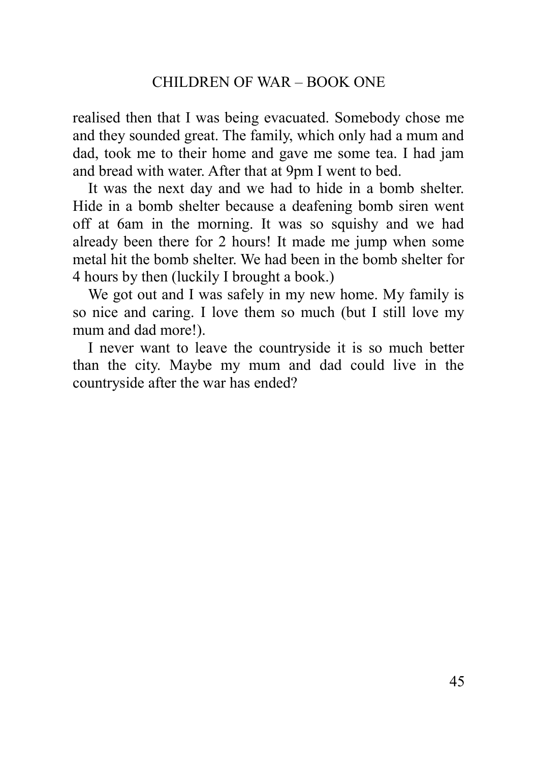realised then that I was being evacuated. Somebody chose me and they sounded great. The family, which only had a mum and dad, took me to their home and gave me some tea. I had jam and bread with water. After that at 9pm I went to bed.

It was the next day and we had to hide in a bomb shelter. Hide in a bomb shelter because a deafening bomb siren went off at 6am in the morning. It was so squishy and we had already been there for 2 hours! It made me jump when some metal hit the bomb shelter. We had been in the bomb shelter for 4 hours by then (luckily I brought a book.)

We got out and I was safely in my new home. My family is so nice and caring. I love them so much (but I still love my mum and dad more!).

I never want to leave the countryside it is so much better than the city. Maybe my mum and dad could live in the countryside after the war has ended?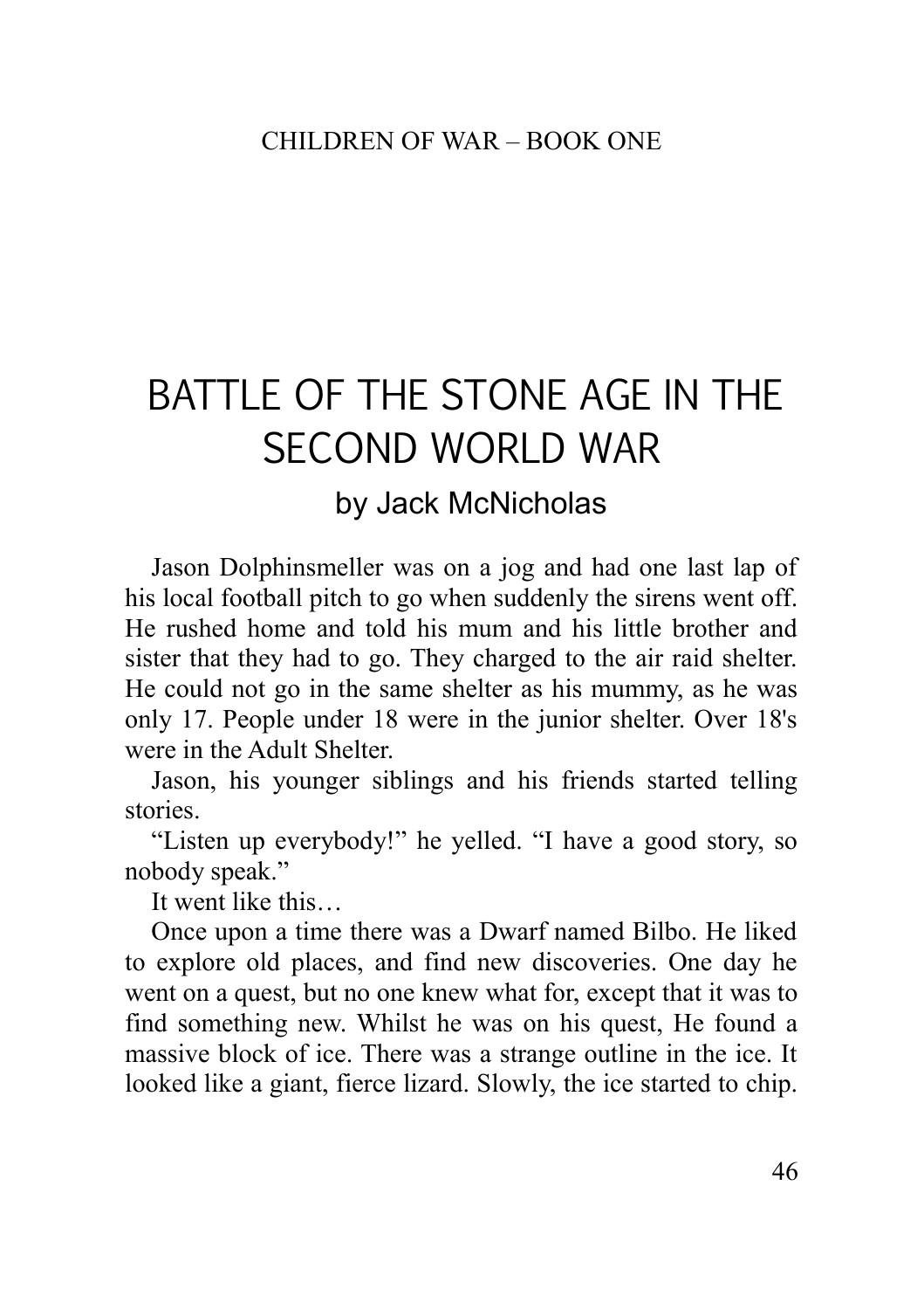# BATTLE OF THE STONE AGE IN THE SECOND WORLD WAR

by Jack McNicholas

Jason Dolphinsmeller was on a jog and had one last lap of his local football pitch to go when suddenly the sirens went off. He rushed home and told his mum and his little brother and sister that they had to go. They charged to the air raid shelter. He could not go in the same shelter as his mummy, as he was only 17. People under 18 were in the junior shelter. Over 18's were in the Adult Shelter.

Jason, his younger siblings and his friends started telling stories.

"Listen up everybody!" he yelled. "I have a good story, so nobody speak."

It went like this…

Once upon a time there was a Dwarf named Bilbo. He liked to explore old places, and find new discoveries. One day he went on a quest, but no one knew what for, except that it was to find something new. Whilst he was on his quest, He found a massive block of ice. There was a strange outline in the ice. It looked like a giant, fierce lizard. Slowly, the ice started to chip.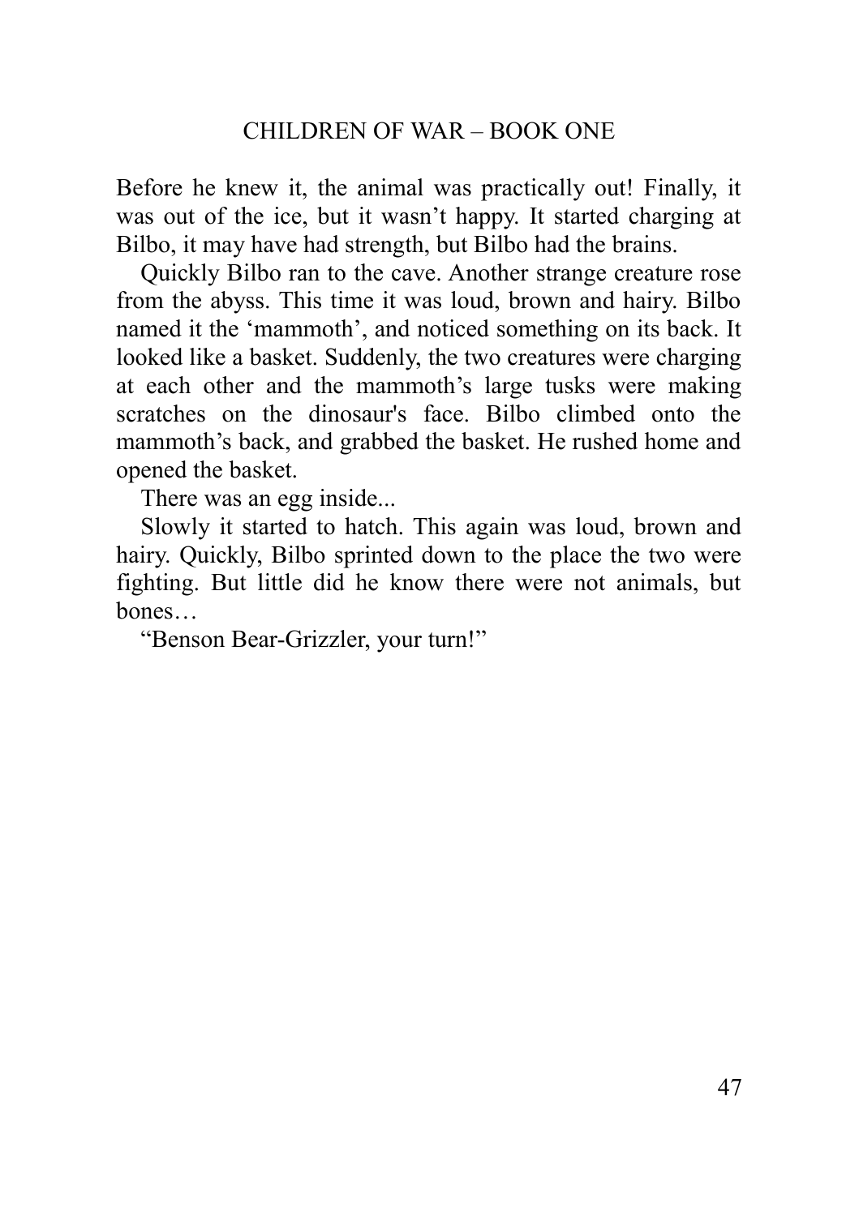Before he knew it, the animal was practically out! Finally, it was out of the ice, but it wasn't happy. It started charging at Bilbo, it may have had strength, but Bilbo had the brains.

Quickly Bilbo ran to the cave. Another strange creature rose from the abyss. This time it was loud, brown and hairy. Bilbo named it the 'mammoth', and noticed something on its back. It looked like a basket. Suddenly, the two creatures were charging at each other and the mammoth's large tusks were making scratches on the dinosaur's face. Bilbo climbed onto the mammoth's back, and grabbed the basket. He rushed home and opened the basket.

There was an egg inside...

Slowly it started to hatch. This again was loud, brown and hairy. Quickly, Bilbo sprinted down to the place the two were fighting. But little did he know there were not animals, but bones…

"Benson Bear-Grizzler, your turn!"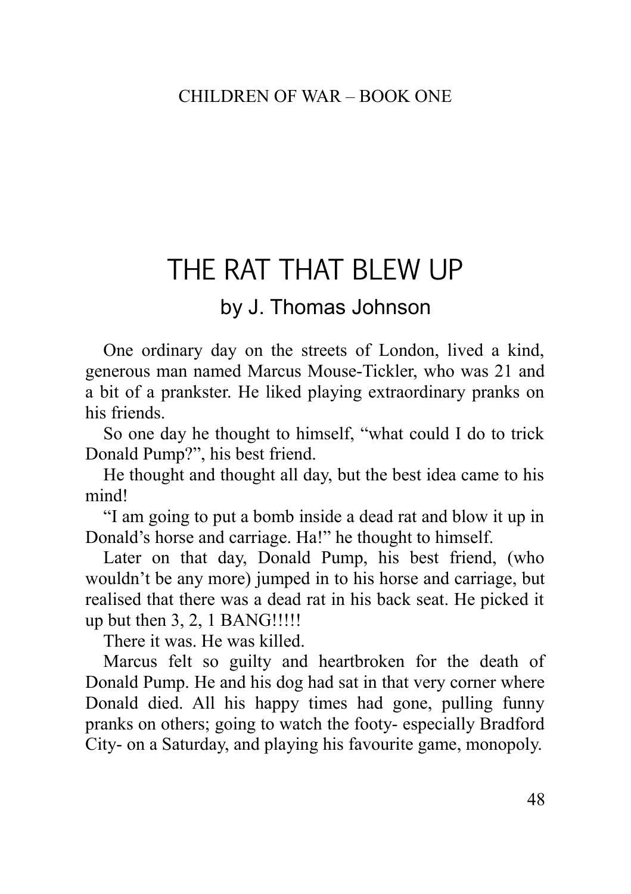# THE RAT THAT BLEW UP

## by J. Thomas Johnson

One ordinary day on the streets of London, lived a kind, generous man named Marcus Mouse-Tickler, who was 21 and a bit of a prankster. He liked playing extraordinary pranks on his friends.

So one day he thought to himself, "what could I do to trick Donald Pump?", his best friend.

He thought and thought all day, but the best idea came to his mind!

"I am going to put a bomb inside a dead rat and blow it up in Donald's horse and carriage. Ha!" he thought to himself.

Later on that day, Donald Pump, his best friend, (who wouldn't be any more) jumped in to his horse and carriage, but realised that there was a dead rat in his back seat. He picked it up but then 3, 2, 1 BANG!!!!!

There it was. He was killed.

Marcus felt so guilty and heartbroken for the death of Donald Pump. He and his dog had sat in that very corner where Donald died. All his happy times had gone, pulling funny pranks on others; going to watch the footy- especially Bradford City- on a Saturday, and playing his favourite game, monopoly.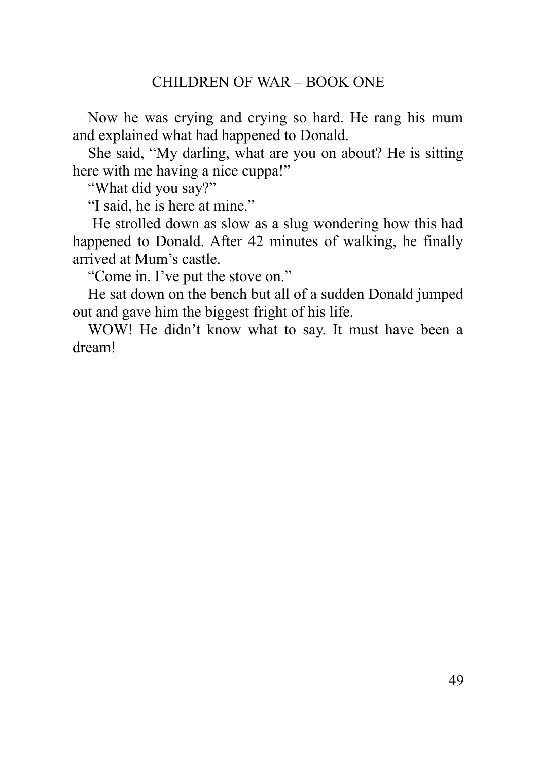Now he was crying and crying so hard. He rang his mum and explained what had happened to Donald.

She said, "My darling, what are you on about? He is sitting here with me having a nice cuppa!"

"What did you say?"

"I said, he is here at mine."

He strolled down as slow as a slug wondering how this had happened to Donald. After 42 minutes of walking, he finally arrived at Mum's castle.

"Come in. I've put the stove on."

He sat down on the bench but all of a sudden Donald jumped out and gave him the biggest fright of his life.

WOW! He didn't know what to say. It must have been a dream!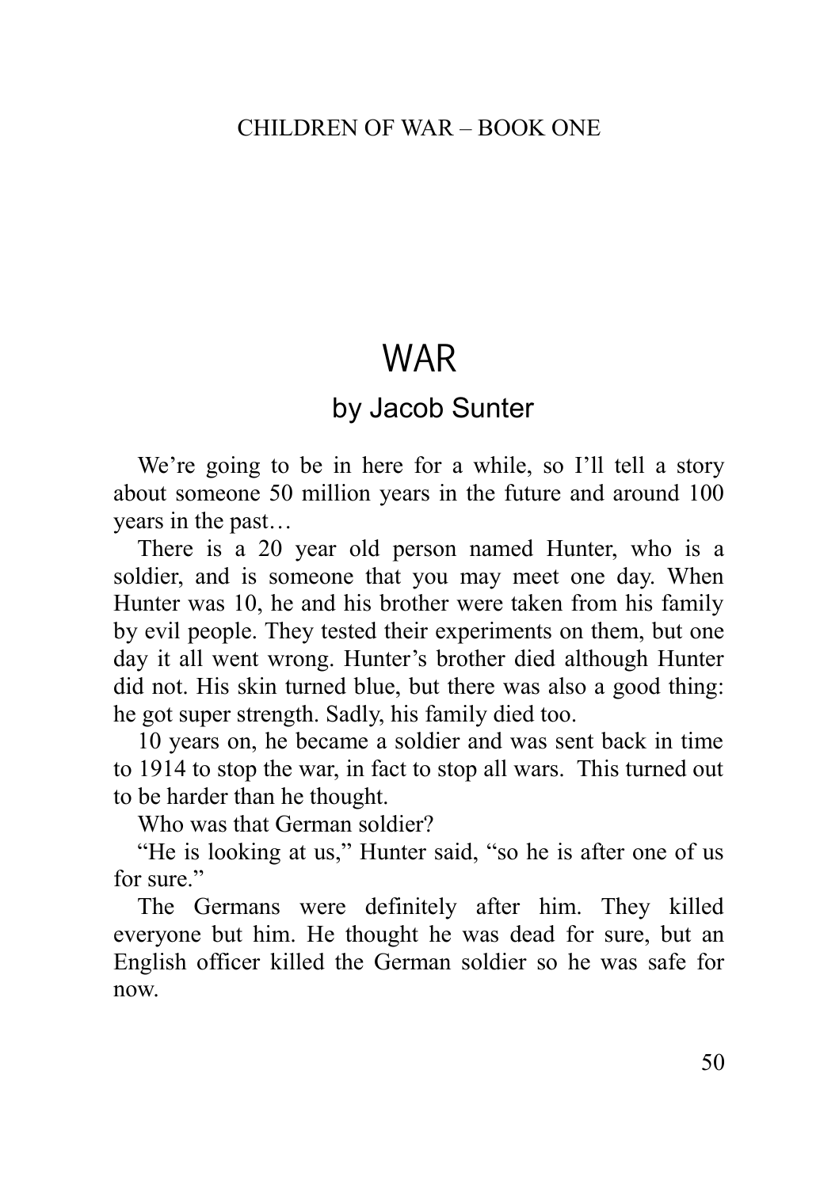# WAR

## by Jacob Sunter

We're going to be in here for a while, so I'll tell a story about someone 50 million years in the future and around 100 years in the past…

There is a 20 year old person named Hunter, who is a soldier, and is someone that you may meet one day. When Hunter was 10, he and his brother were taken from his family by evil people. They tested their experiments on them, but one day it all went wrong. Hunter's brother died although Hunter did not. His skin turned blue, but there was also a good thing: he got super strength. Sadly, his family died too.

10 years on, he became a soldier and was sent back in time to 1914 to stop the war, in fact to stop all wars. This turned out to be harder than he thought.

Who was that German soldier?

"He is looking at us," Hunter said, "so he is after one of us for sure."

The Germans were definitely after him. They killed everyone but him. He thought he was dead for sure, but an English officer killed the German soldier so he was safe for now.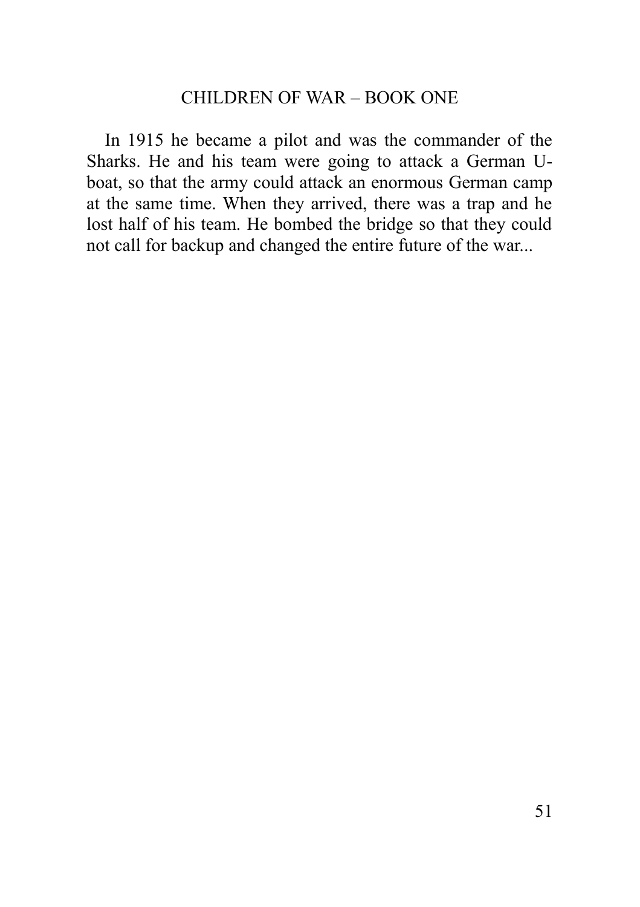In 1915 he became a pilot and was the commander of the Sharks. He and his team were going to attack a German U-boat, so that the army could attack an enormous German camp at the same time. When they arrived, there was a trap and he lost half of his team. He bombed the bridge so that they could not call for backup and changed the entire future of the war...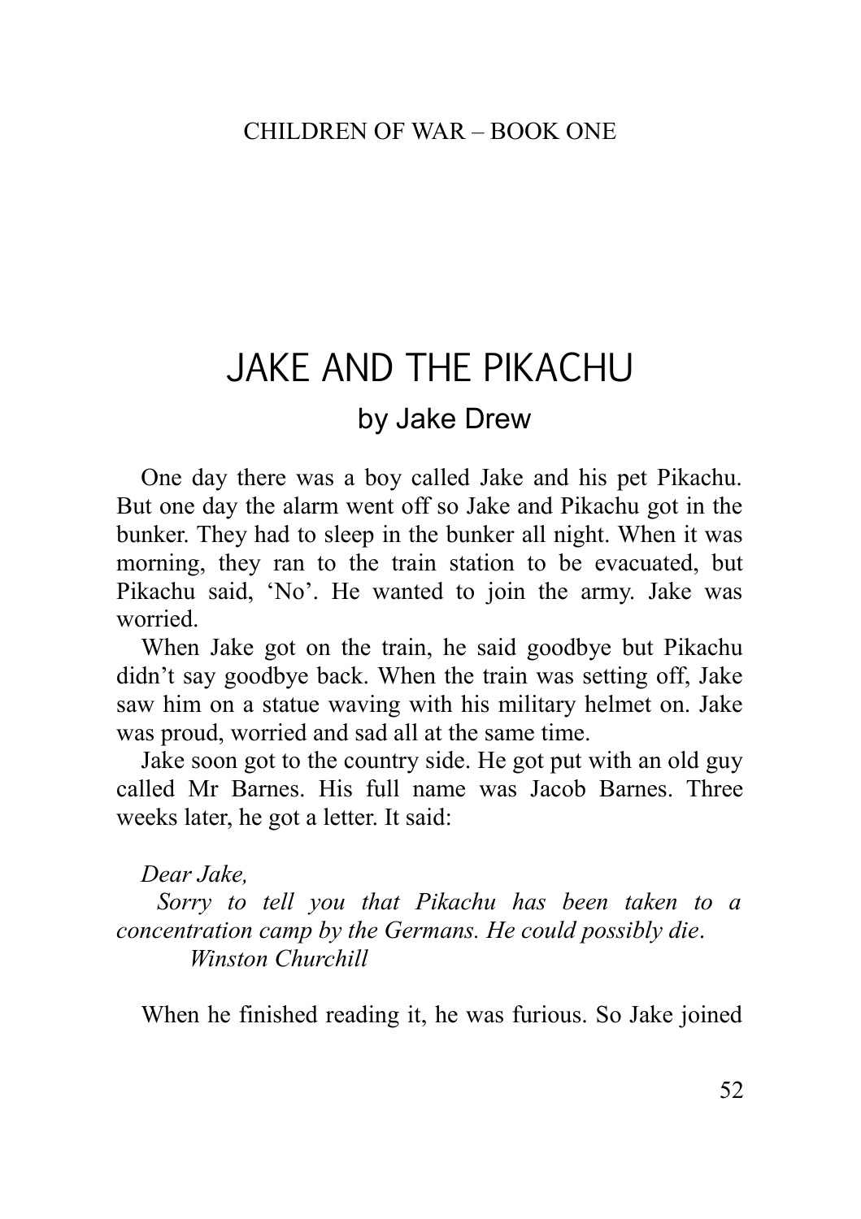# JAKE AND THE PIKACHU

## by Jake Drew

One day there was a boy called Jake and his pet Pikachu. But one day the alarm went off so Jake and Pikachu got in the bunker. They had to sleep in the bunker all night. When it was morning, they ran to the train station to be evacuated, but Pikachu said, 'No'. He wanted to join the army. Jake was worried.

When Jake got on the train, he said goodbye but Pikachu didn't say goodbye back. When the train was setting off, Jake saw him on a statue waving with his military helmet on. Jake was proud, worried and sad all at the same time.

Jake soon got to the country side. He got put with an old guy called Mr Barnes. His full name was Jacob Barnes. Three weeks later, he got a letter. It said:

*Dear Jake,*

*Sorry to tell you that Pikachu has been taken to a concentration camp by the Germans. He could possibly die.*

*Winston Churchill*

When he finished reading it, he was furious. So Jake joined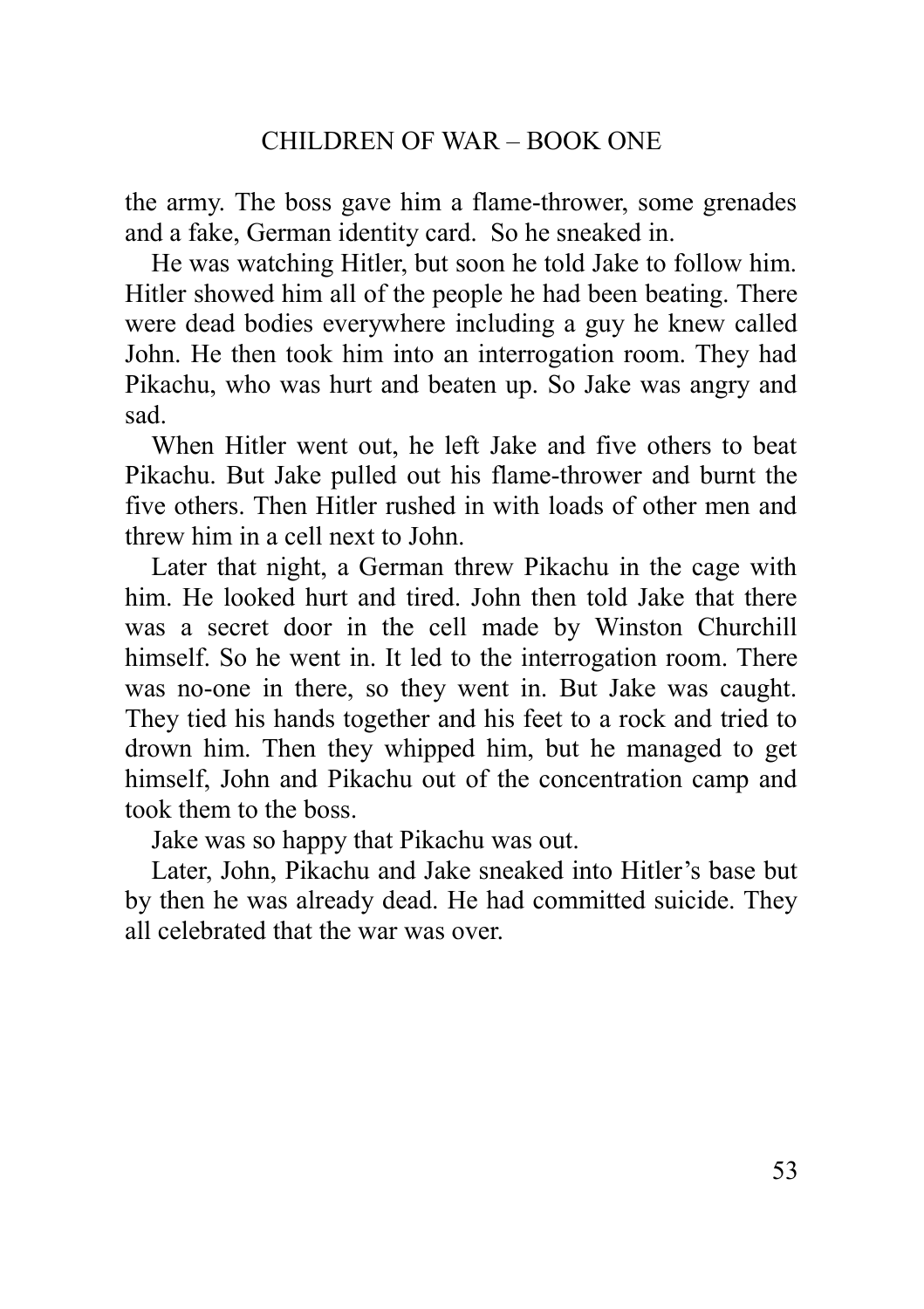the army. The boss gave him a flame-thrower, some grenades and a fake, German identity card. So he sneaked in.

He was watching Hitler, but soon he told Jake to follow him. Hitler showed him all of the people he had been beating. There were dead bodies everywhere including a guy he knew called John. He then took him into an interrogation room. They had Pikachu, who was hurt and beaten up. So Jake was angry and sad.

When Hitler went out, he left Jake and five others to beat Pikachu. But Jake pulled out his flame-thrower and burnt the five others. Then Hitler rushed in with loads of other men and threw him in a cell next to John.

Later that night, a German threw Pikachu in the cage with him. He looked hurt and tired. John then told Jake that there was a secret door in the cell made by Winston Churchill himself. So he went in. It led to the interrogation room. There was no-one in there, so they went in. But Jake was caught. They tied his hands together and his feet to a rock and tried to drown him. Then they whipped him, but he managed to get himself, John and Pikachu out of the concentration camp and took them to the boss.

Jake was so happy that Pikachu was out.

Later, John, Pikachu and Jake sneaked into Hitler's base but by then he was already dead. He had committed suicide. They all celebrated that the war was over.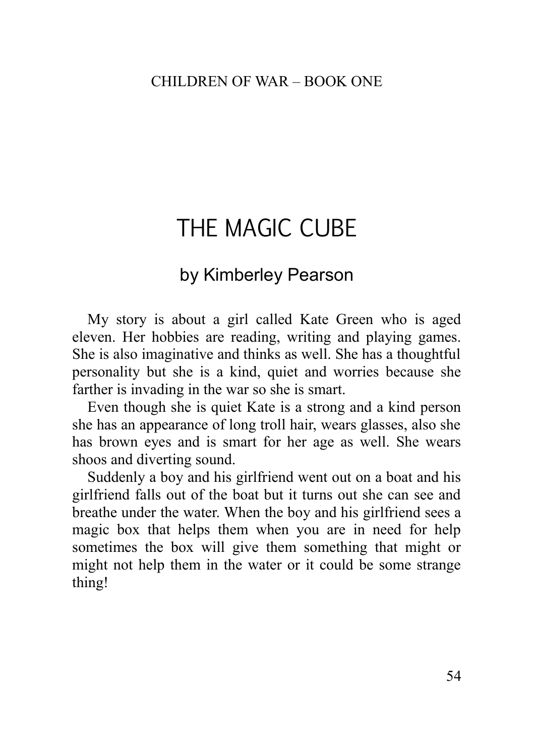# THE MAGIC CUBE

## by Kimberley Pearson

My story is about a girl called Kate Green who is aged eleven. Her hobbies are reading, writing and playing games. She is also imaginative and thinks as well. She has a thoughtful personality but she is a kind, quiet and worries because she farther is invading in the war so she is smart.

Even though she is quiet Kate is a strong and a kind person she has an appearance of long troll hair, wears glasses, also she has brown eyes and is smart for her age as well. She wears shoos and diverting sound.

Suddenly a boy and his girlfriend went out on a boat and his girlfriend falls out of the boat but it turns out she can see and breathe under the water. When the boy and his girlfriend sees a magic box that helps them when you are in need for help sometimes the box will give them something that might or might not help them in the water or it could be some strange thing!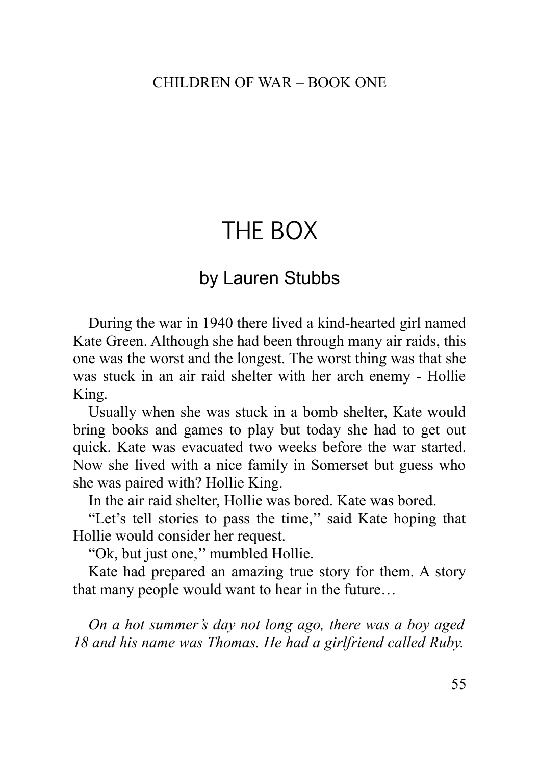# THE BOX

## by Lauren Stubbs

During the war in 1940 there lived a kind-hearted girl named Kate Green. Although she had been through many air raids, this one was the worst and the longest. The worst thing was that she was stuck in an air raid shelter with her arch enemy - Hollie King.

Usually when she was stuck in a bomb shelter, Kate would bring books and games to play but today she had to get out quick. Kate was evacuated two weeks before the war started. Now she lived with a nice family in Somerset but guess who she was paired with? Hollie King.

In the air raid shelter, Hollie was bored. Kate was bored.

“Let’s tell stories to pass the time,’’ said Kate hoping that Hollie would consider her request.

“Ok, but just one,’’ mumbled Hollie.

Kate had prepared an amazing true story for them. A story that many people would want to hear in the future…

*On a hot summer’s day not long ago, there was a boy aged 18 and his name was Thomas. He had a girlfriend called Ruby.*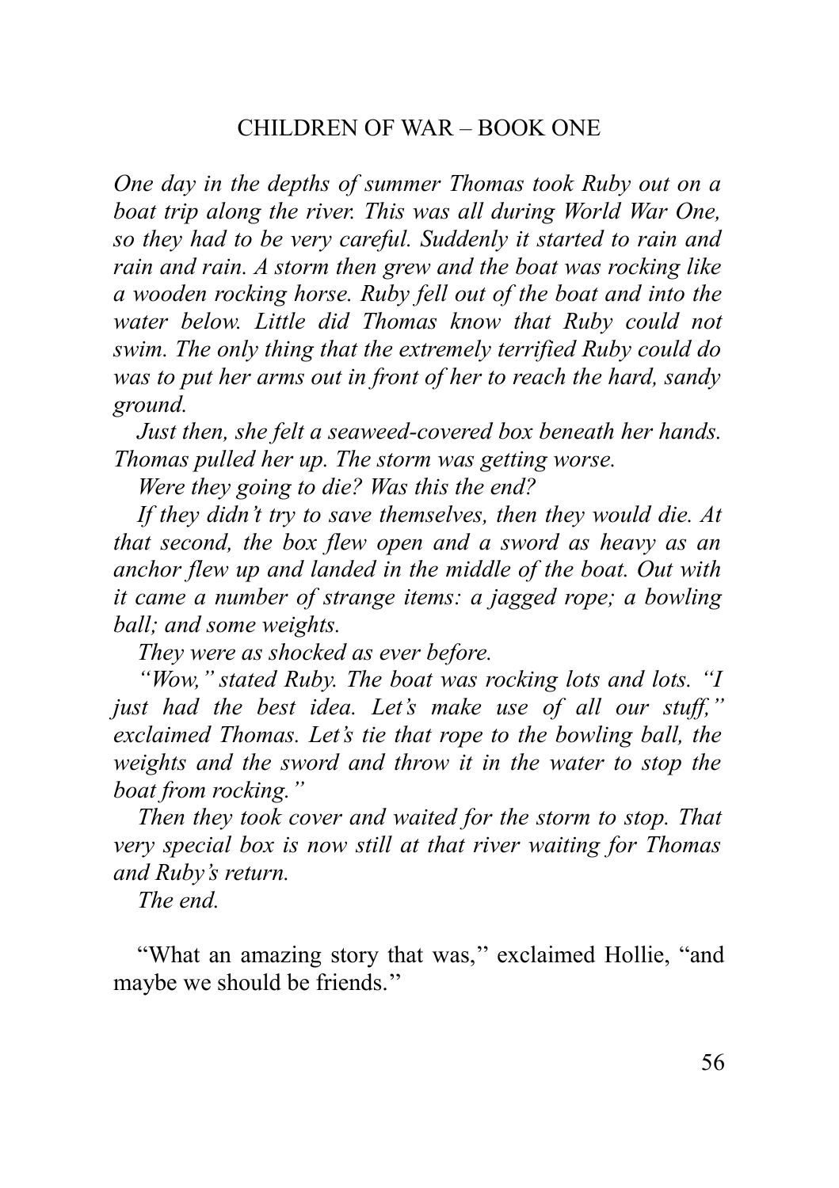*One day in the depths of summer Thomas took Ruby out on a boat trip along the river. This was all during World War One, so they had to be very careful. Suddenly it started to rain and rain and rain. A storm then grew and the boat was rocking like a wooden rocking horse. Ruby fell out of the boat and into the water below. Little did Thomas know that Ruby could not swim. The only thing that the extremely terrified Ruby could do was to put her arms out in front of her to reach the hard, sandy ground.*

*Just then, she felt a seaweed-covered box beneath her hands. Thomas pulled her up. The storm was getting worse.*

*Were they going to die? Was this the end?*

*If they didn't try to save themselves, then they would die. At that second, the box flew open and a sword as heavy as an anchor flew up and landed in the middle of the boat. Out with it came a number of strange items: a jagged rope; a bowling ball; and some weights.*

*They were as shocked as ever before.*

*"Wow," stated Ruby. The boat was rocking lots and lots. "I just had the best idea. Let's make use of all our stuff," exclaimed Thomas. Let's tie that rope to the bowling ball, the weights and the sword and throw it in the water to stop the boat from rocking."*

*Then they took cover and waited for the storm to stop. That very special box is now still at that river waiting for Thomas and Ruby's return.*

*The end.*

"What an amazing story that was,'' exclaimed Hollie, "and maybe we should be friends.''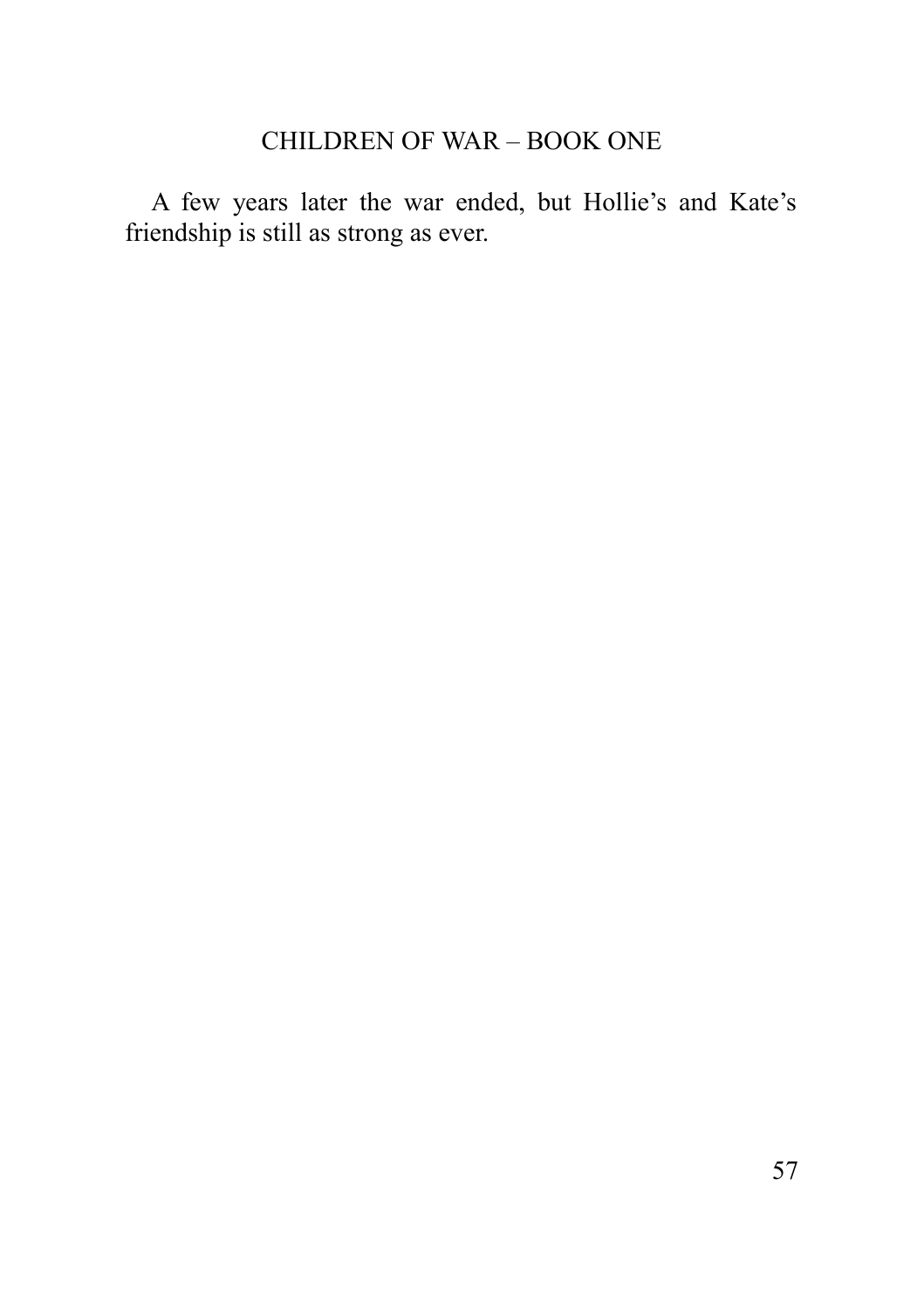A few years later the war ended, but Hollie's and Kate's friendship is still as strong as ever.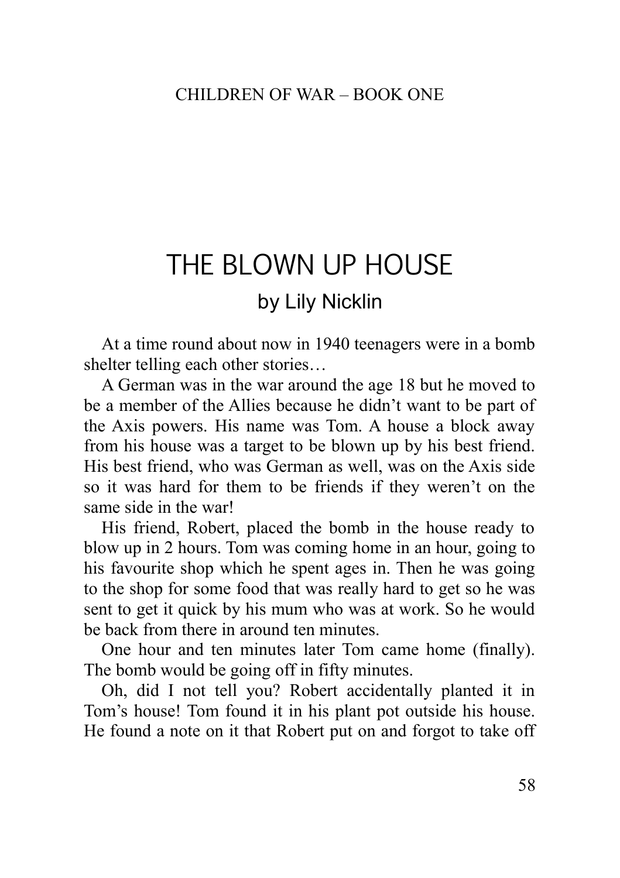# THE BLOWN UP HOUSE

## by Lily Nicklin

At a time round about now in 1940 teenagers were in a bomb shelter telling each other stories…

A German was in the war around the age 18 but he moved to be a member of the Allies because he didn't want to be part of the Axis powers. His name was Tom. A house a block away from his house was a target to be blown up by his best friend. His best friend, who was German as well, was on the Axis side so it was hard for them to be friends if they weren't on the same side in the war!

His friend, Robert, placed the bomb in the house ready to blow up in 2 hours. Tom was coming home in an hour, going to his favourite shop which he spent ages in. Then he was going to the shop for some food that was really hard to get so he was sent to get it quick by his mum who was at work. So he would be back from there in around ten minutes.

One hour and ten minutes later Tom came home (finally). The bomb would be going off in fifty minutes.

Oh, did I not tell you? Robert accidentally planted it in Tom's house! Tom found it in his plant pot outside his house. He found a note on it that Robert put on and forgot to take off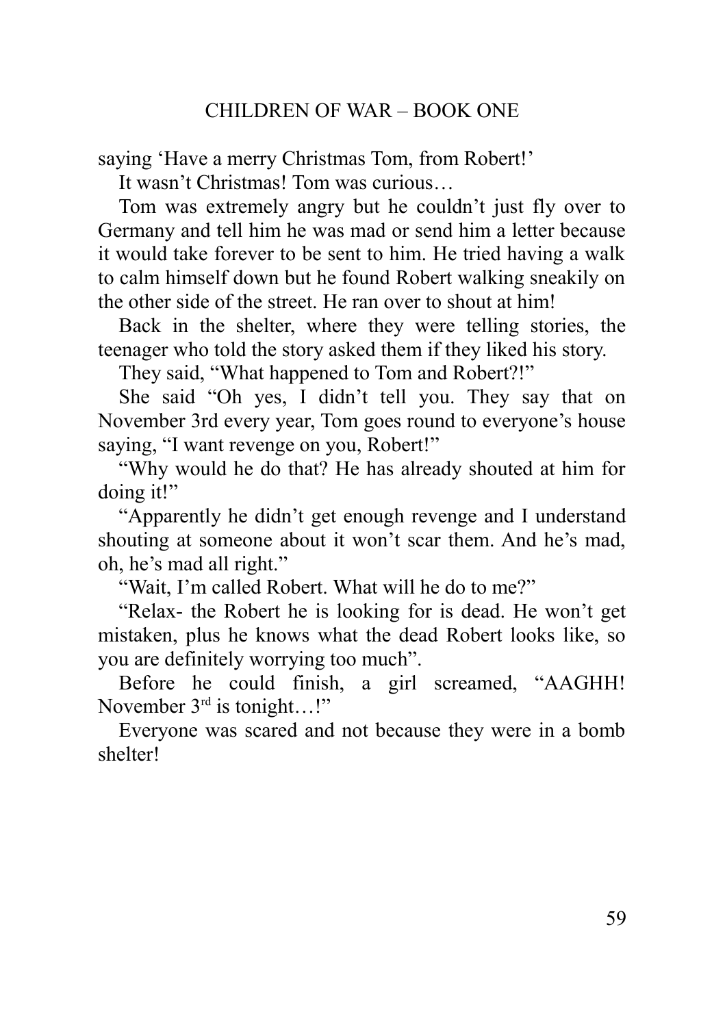saying 'Have a merry Christmas Tom, from Robert!'

It wasn't Christmas! Tom was curious…

Tom was extremely angry but he couldn't just fly over to Germany and tell him he was mad or send him a letter because it would take forever to be sent to him. He tried having a walk to calm himself down but he found Robert walking sneakily on the other side of the street. He ran over to shout at him!

Back in the shelter, where they were telling stories, the teenager who told the story asked them if they liked his story.

They said, "What happened to Tom and Robert?!"

She said "Oh yes, I didn't tell you. They say that on November 3rd every year, Tom goes round to everyone's house saying, "I want revenge on you, Robert!"

"Why would he do that? He has already shouted at him for doing it!"

"Apparently he didn't get enough revenge and I understand shouting at someone about it won't scar them. And he's mad, oh, he's mad all right."

"Wait, I'm called Robert. What will he do to me?"

"Relax- the Robert he is looking for is dead. He won't get mistaken, plus he knows what the dead Robert looks like, so you are definitely worrying too much".

Before he could finish, a girl screamed, "AAGHH! November 3rd is tonight…!"

Everyone was scared and not because they were in a bomb shelter!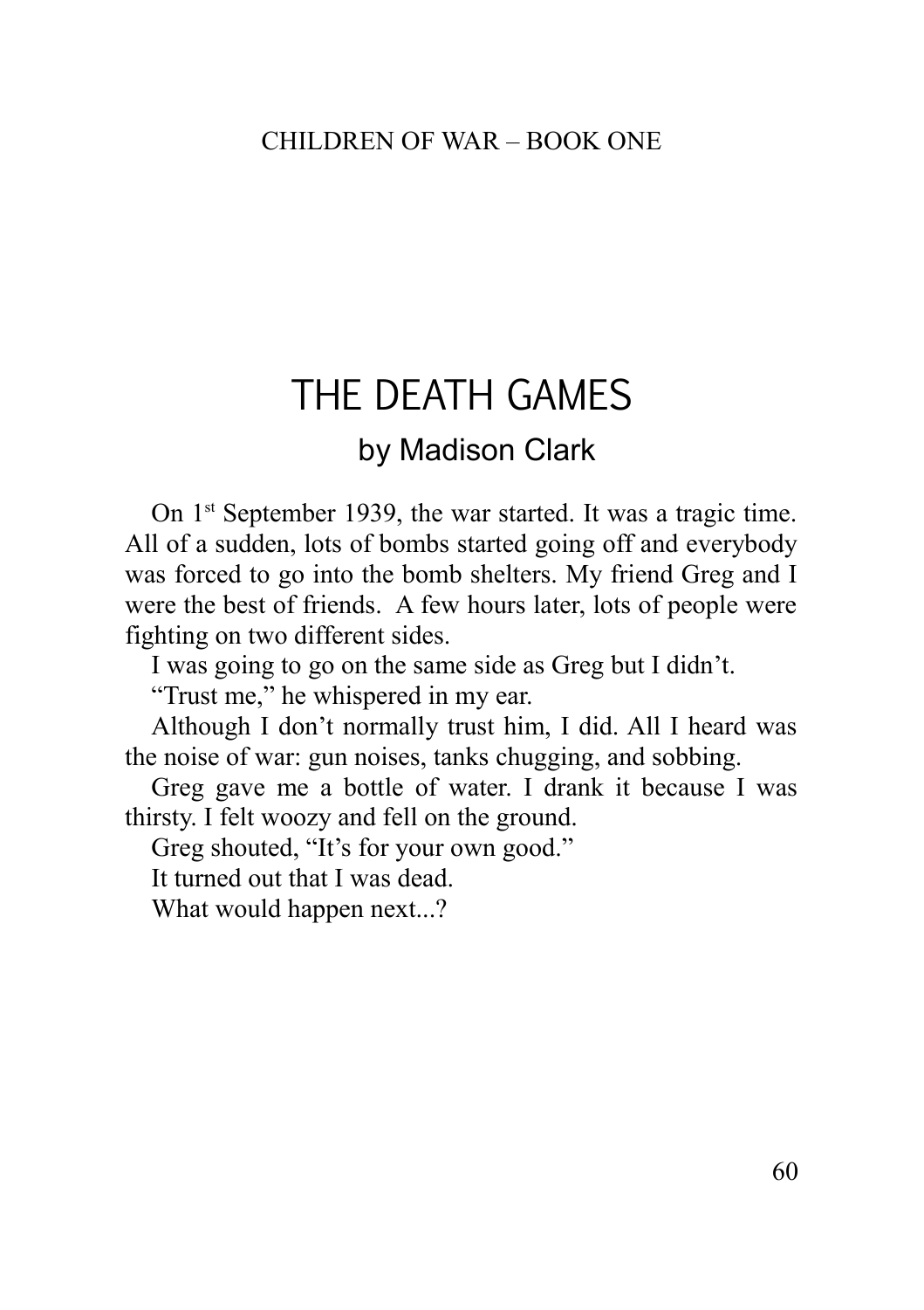# THE DEATH GAMES

## by Madison Clark

On 1st September 1939, the war started. It was a tragic time. All of a sudden, lots of bombs started going off and everybody was forced to go into the bomb shelters. My friend Greg and I were the best of friends.  A few hours later, lots of people were fighting on two different sides.

I was going to go on the same side as Greg but I didn't.

"Trust me," he whispered in my ear.

Although I don't normally trust him, I did. All I heard was the noise of war: gun noises, tanks chugging, and sobbing.

Greg gave me a bottle of water. I drank it because I was thirsty. I felt woozy and fell on the ground.

Greg shouted, "It's for your own good."

It turned out that I was dead.

What would happen next...?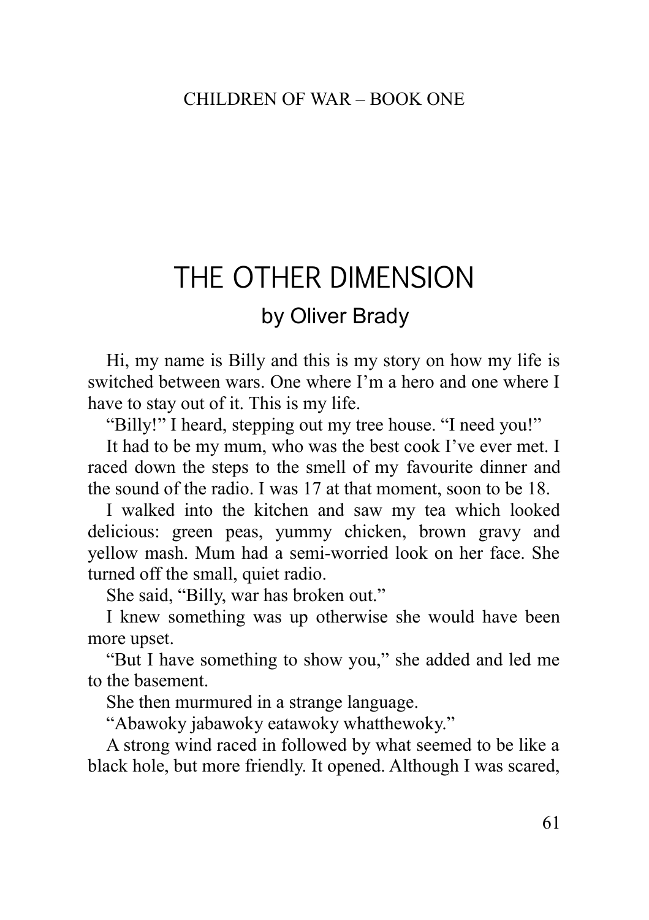# THE OTHER DIMENSION

## by Oliver Brady

Hi, my name is Billy and this is my story on how my life is switched between wars. One where I'm a hero and one where I have to stay out of it. This is my life.

"Billy!" I heard, stepping out my tree house. "I need you!"

It had to be my mum, who was the best cook I've ever met. I raced down the steps to the smell of my favourite dinner and the sound of the radio. I was 17 at that moment, soon to be 18.

I walked into the kitchen and saw my tea which looked delicious: green peas, yummy chicken, brown gravy and yellow mash. Mum had a semi-worried look on her face. She turned off the small, quiet radio.

She said, "Billy, war has broken out."

I knew something was up otherwise she would have been more upset.

"But I have something to show you," she added and led me to the basement.

She then murmured in a strange language.

"Abawoky jabawoky eatawoky whatthewoky."

A strong wind raced in followed by what seemed to be like a black hole, but more friendly. It opened. Although I was scared,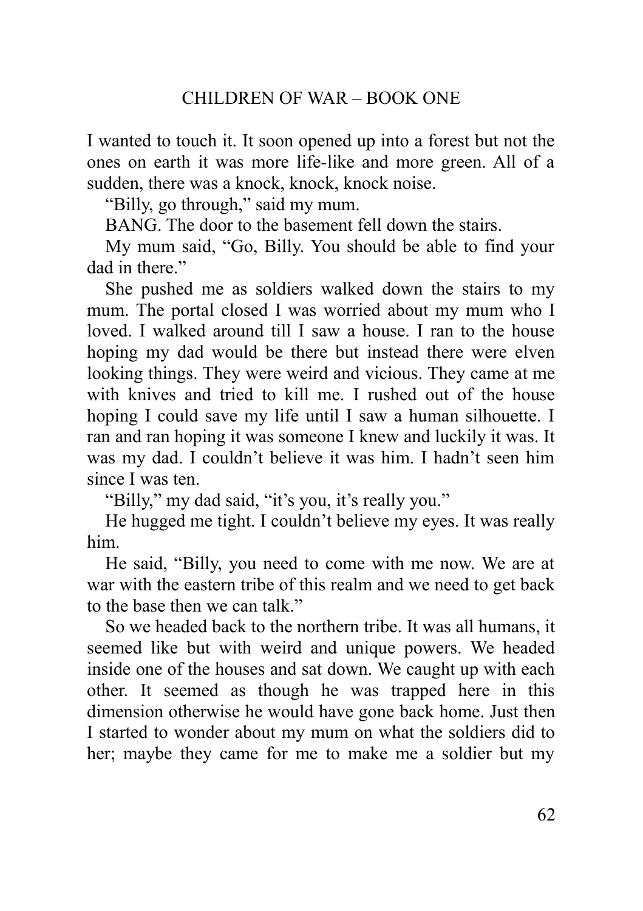I wanted to touch it. It soon opened up into a forest but not the ones on earth it was more life-like and more green. All of a sudden, there was a knock, knock, knock noise.

"Billy, go through," said my mum.

BANG. The door to the basement fell down the stairs.

My mum said, "Go, Billy. You should be able to find your dad in there."

She pushed me as soldiers walked down the stairs to my mum. The portal closed I was worried about my mum who I loved. I walked around till I saw a house. I ran to the house hoping my dad would be there but instead there were elven looking things. They were weird and vicious. They came at me with knives and tried to kill me. I rushed out of the house hoping I could save my life until I saw a human silhouette. I ran and ran hoping it was someone I knew and luckily it was. It was my dad. I couldn't believe it was him. I hadn't seen him since I was ten.

"Billy," my dad said, "it's you, it's really you."

He hugged me tight. I couldn't believe my eyes. It was really him.

He said, "Billy, you need to come with me now. We are at war with the eastern tribe of this realm and we need to get back to the base then we can talk."

So we headed back to the northern tribe. It was all humans, it seemed like but with weird and unique powers. We headed inside one of the houses and sat down. We caught up with each other. It seemed as though he was trapped here in this dimension otherwise he would have gone back home. Just then I started to wonder about my mum on what the soldiers did to her; maybe they came for me to make me a soldier but my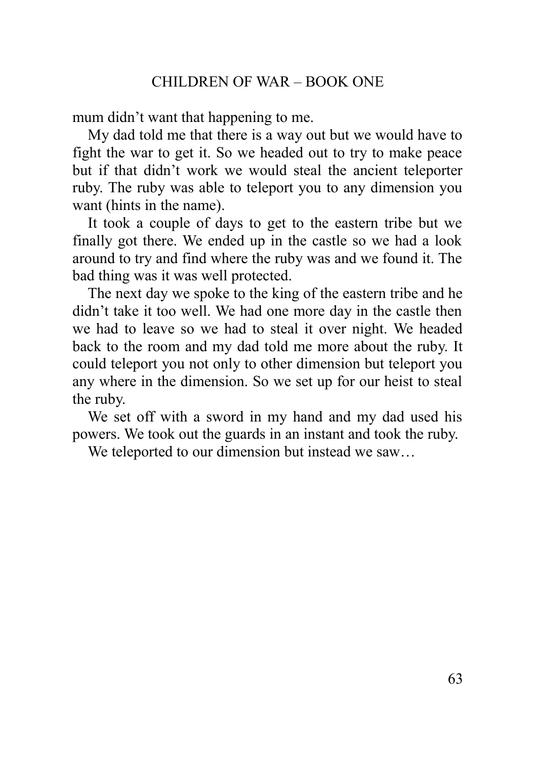mum didn't want that happening to me.

My dad told me that there is a way out but we would have to fight the war to get it. So we headed out to try to make peace but if that didn't work we would steal the ancient teleporter ruby. The ruby was able to teleport you to any dimension you want (hints in the name).

It took a couple of days to get to the eastern tribe but we finally got there. We ended up in the castle so we had a look around to try and find where the ruby was and we found it. The bad thing was it was well protected.

The next day we spoke to the king of the eastern tribe and he didn't take it too well. We had one more day in the castle then we had to leave so we had to steal it over night. We headed back to the room and my dad told me more about the ruby. It could teleport you not only to other dimension but teleport you any where in the dimension. So we set up for our heist to steal the ruby.

We set off with a sword in my hand and my dad used his powers. We took out the guards in an instant and took the ruby.

We teleported to our dimension but instead we saw…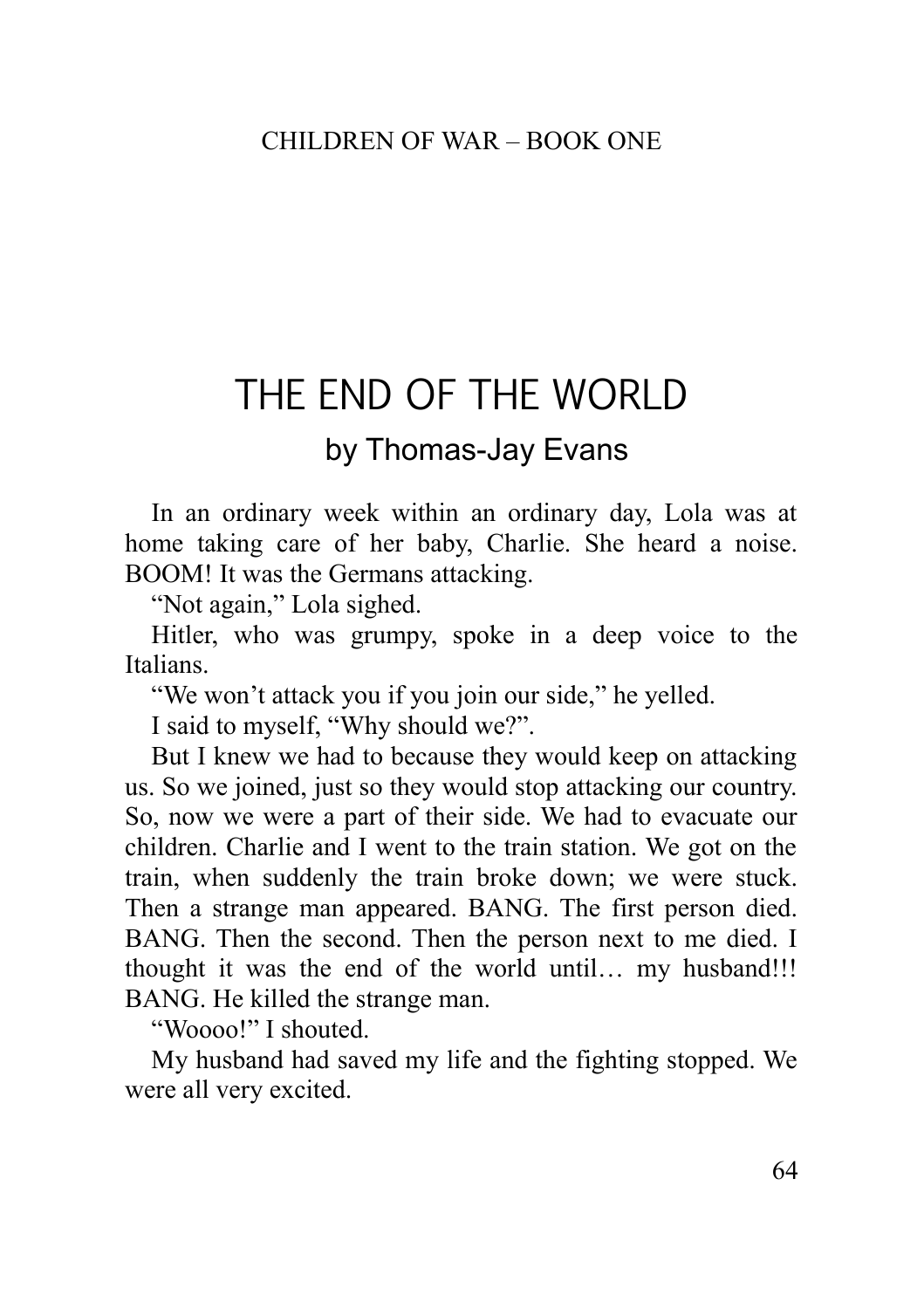// Running header "CHILDREN OF WAR – BOOK ONE" and page number omitted per rules.
# THE END OF THE WORLD

## by Thomas-Jay Evans

In an ordinary week within an ordinary day, Lola was at home taking care of her baby, Charlie. She heard a noise. BOOM! It was the Germans attacking.

"Not again," Lola sighed.

Hitler, who was grumpy, spoke in a deep voice to the Italians.

"We won't attack you if you join our side," he yelled.

I said to myself, "Why should we?".

But I knew we had to because they would keep on attacking us. So we joined, just so they would stop attacking our country. So, now we were a part of their side. We had to evacuate our children. Charlie and I went to the train station. We got on the train, when suddenly the train broke down; we were stuck. Then a strange man appeared. BANG. The first person died. BANG. Then the second. Then the person next to me died. I thought it was the end of the world until… my husband!!! BANG. He killed the strange man.

"Woooo!" I shouted.

My husband had saved my life and the fighting stopped. We were all very excited.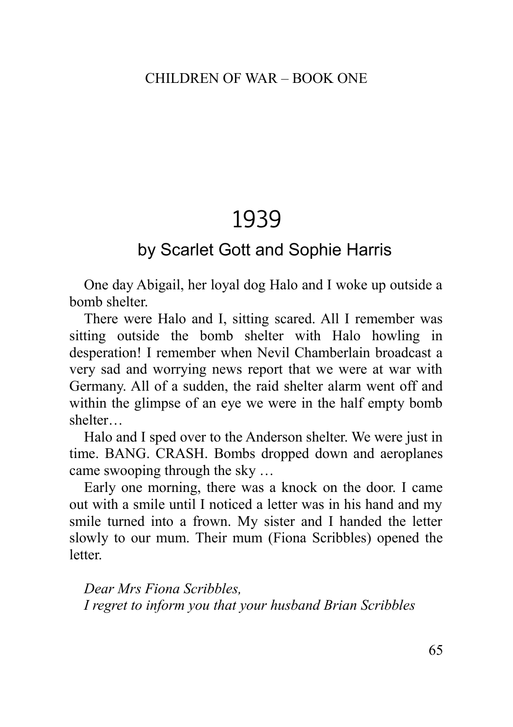# 1939

## by Scarlet Gott and Sophie Harris

One day Abigail, her loyal dog Halo and I woke up outside a bomb shelter.

There were Halo and I, sitting scared. All I remember was sitting outside the bomb shelter with Halo howling in desperation! I remember when Nevil Chamberlain broadcast a very sad and worrying news report that we were at war with Germany. All of a sudden, the raid shelter alarm went off and within the glimpse of an eye we were in the half empty bomb shelter…

Halo and I sped over to the Anderson shelter. We were just in time. BANG. CRASH. Bombs dropped down and aeroplanes came swooping through the sky …

Early one morning, there was a knock on the door. I came out with a smile until I noticed a letter was in his hand and my smile turned into a frown. My sister and I handed the letter slowly to our mum. Their mum (Fiona Scribbles) opened the letter.

*Dear Mrs Fiona Scribbles,*
*I regret to inform you that your husband Brian Scribbles*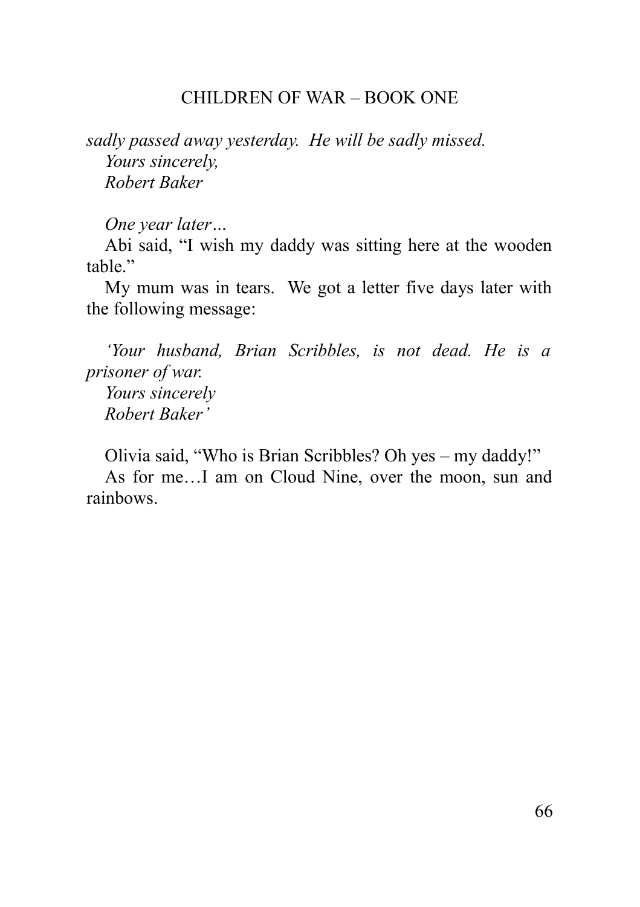*sadly passed away yesterday. He will be sadly missed.*
*Yours sincerely,*
*Robert Baker*

*One year later…*

Abi said, "I wish my daddy was sitting here at the wooden table."

My mum was in tears. We got a letter five days later with the following message:

*'Your husband, Brian Scribbles, is not dead. He is a prisoner of war.*
*Yours sincerely*
*Robert Baker'*

Olivia said, "Who is Brian Scribbles? Oh yes – my daddy!"

As for me…I am on Cloud Nine, over the moon, sun and rainbows.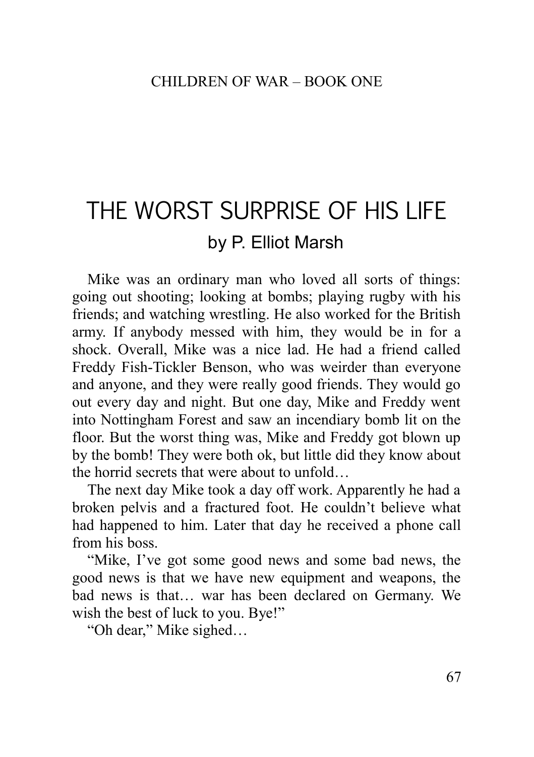# THE WORST SURPRISE OF HIS LIFE

### by P. Elliot Marsh

Mike was an ordinary man who loved all sorts of things: going out shooting; looking at bombs; playing rugby with his friends; and watching wrestling. He also worked for the British army. If anybody messed with him, they would be in for a shock. Overall, Mike was a nice lad. He had a friend called Freddy Fish-Tickler Benson, who was weirder than everyone and anyone, and they were really good friends. They would go out every day and night. But one day, Mike and Freddy went into Nottingham Forest and saw an incendiary bomb lit on the floor. But the worst thing was, Mike and Freddy got blown up by the bomb! They were both ok, but little did they know about the horrid secrets that were about to unfold…

The next day Mike took a day off work. Apparently he had a broken pelvis and a fractured foot. He couldn't believe what had happened to him. Later that day he received a phone call from his boss.

"Mike, I've got some good news and some bad news, the good news is that we have new equipment and weapons, the bad news is that… war has been declared on Germany. We wish the best of luck to you. Bye!"

"Oh dear," Mike sighed…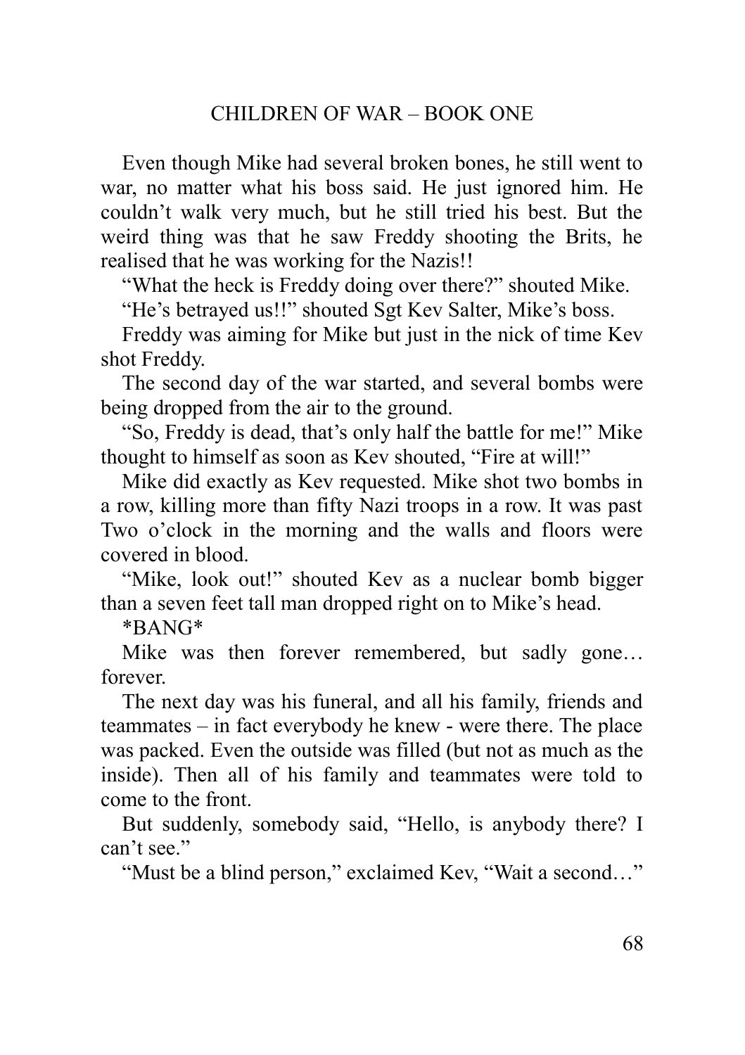Even though Mike had several broken bones, he still went to war, no matter what his boss said. He just ignored him. He couldn't walk very much, but he still tried his best. But the weird thing was that he saw Freddy shooting the Brits, he realised that he was working for the Nazis!!

"What the heck is Freddy doing over there?" shouted Mike.

"He's betrayed us!!" shouted Sgt Kev Salter, Mike's boss.

Freddy was aiming for Mike but just in the nick of time Kev shot Freddy.

The second day of the war started, and several bombs were being dropped from the air to the ground.

"So, Freddy is dead, that's only half the battle for me!" Mike thought to himself as soon as Kev shouted, "Fire at will!"

Mike did exactly as Kev requested. Mike shot two bombs in a row, killing more than fifty Nazi troops in a row. It was past Two o'clock in the morning and the walls and floors were covered in blood.

"Mike, look out!" shouted Kev as a nuclear bomb bigger than a seven feet tall man dropped right on to Mike's head.

*BANG*

Mike was then forever remembered, but sadly gone… forever.

The next day was his funeral, and all his family, friends and teammates – in fact everybody he knew - were there. The place was packed. Even the outside was filled (but not as much as the inside). Then all of his family and teammates were told to come to the front.

But suddenly, somebody said, "Hello, is anybody there? I can't see."

"Must be a blind person," exclaimed Kev, "Wait a second…"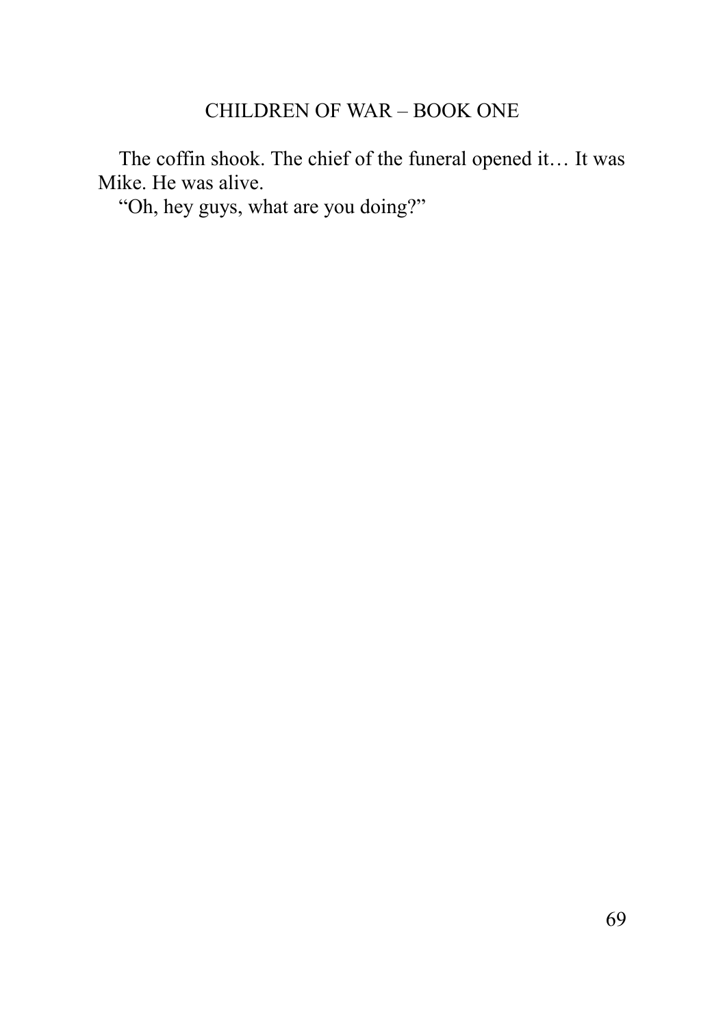The coffin shook. The chief of the funeral opened it… It was Mike. He was alive.

"Oh, hey guys, what are you doing?"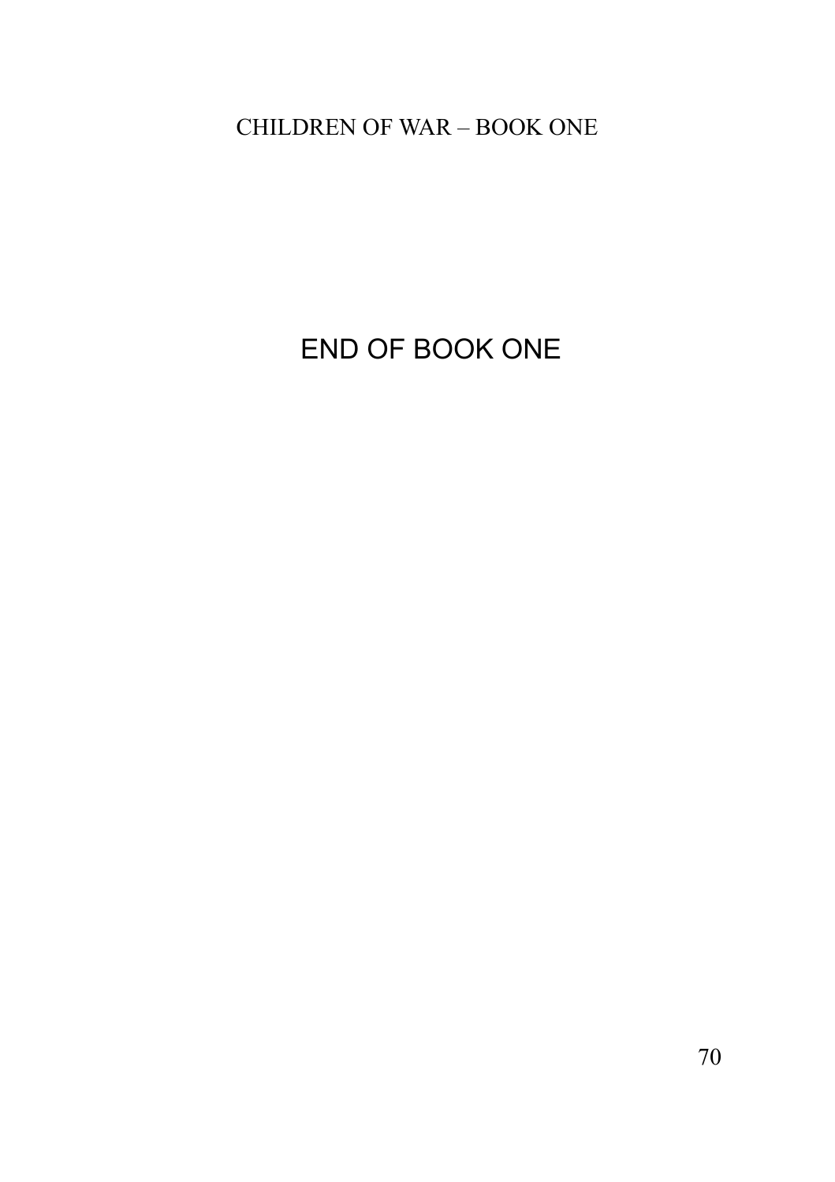# END OF BOOK ONE